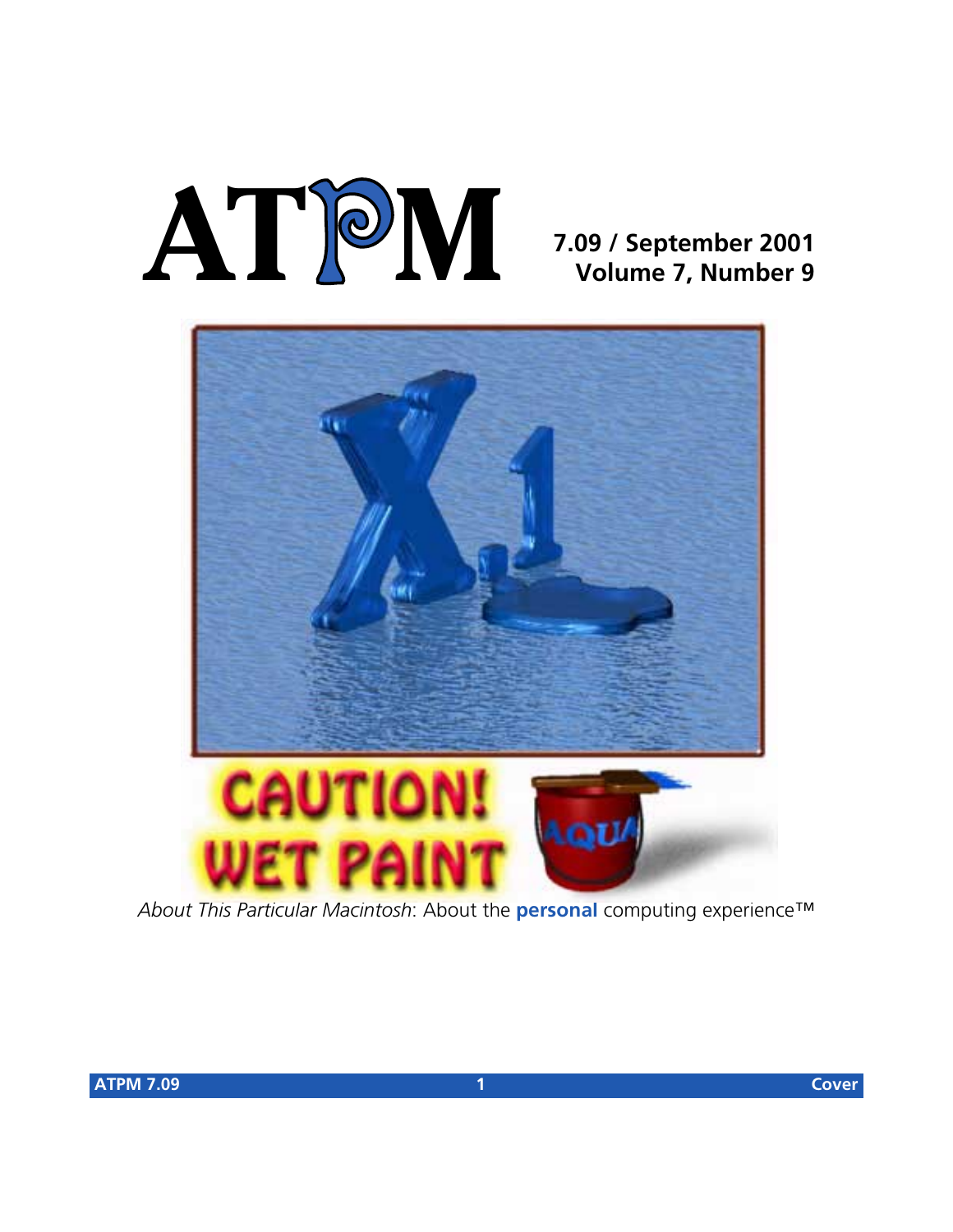# ATPM

**7.09 / September 2001**
**Volume 7, Number 9**

*About This Particular Macintosh*: About the **personal** computing experience™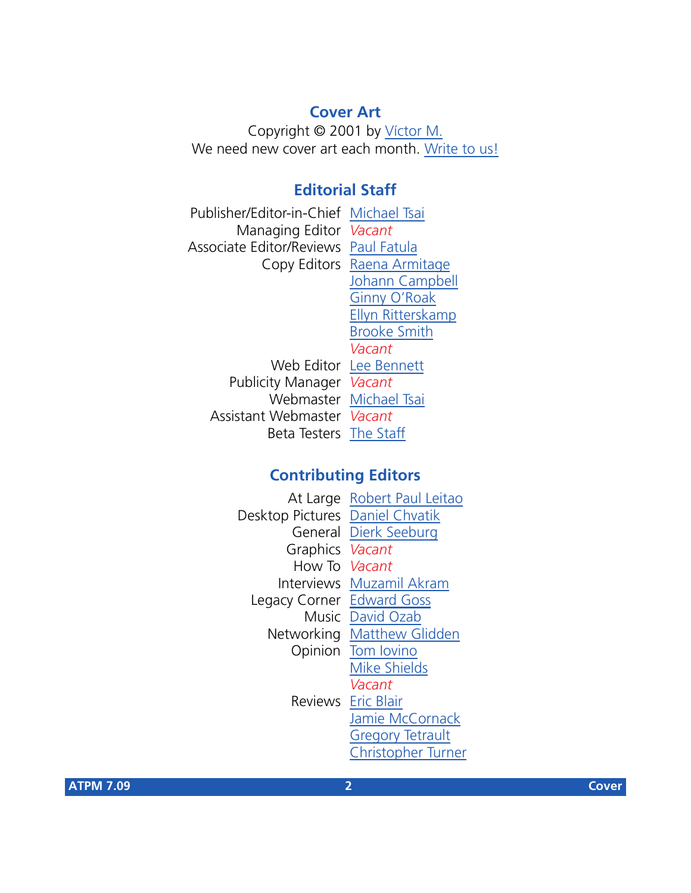## Cover Art

Copyright © 2001 by Víctor M.
We need new cover art each month. Write to us!

## Editorial Staff

| | |
|---|---|
| Publisher/Editor-in-Chief | Michael Tsai |
| Managing Editor | *Vacant* |
| Associate Editor/Reviews | Paul Fatula |
| Copy Editors | Raena Armitage |
| | Johann Campbell |
| | Ginny O'Roak |
| | Ellyn Ritterskamp |
| | Brooke Smith |
| | *Vacant* |
| Web Editor | Lee Bennett |
| Publicity Manager | *Vacant* |
| Webmaster | Michael Tsai |
| Assistant Webmaster | *Vacant* |
| Beta Testers | The Staff |

## Contributing Editors

| | |
|---|---|
| At Large | Robert Paul Leitao |
| Desktop Pictures | Daniel Chvatik |
| General | Dierk Seeburg |
| Graphics | *Vacant* |
| How To | *Vacant* |
| Interviews | Muzamil Akram |
| Legacy Corner | Edward Goss |
| Music | David Ozab |
| Networking | Matthew Glidden |
| Opinion | Tom Iovino |
| | Mike Shields |
| | *Vacant* |
| Reviews | Eric Blair |
| | Jamie McCornack |
| | Gregory Tetrault |
| | Christopher Turner |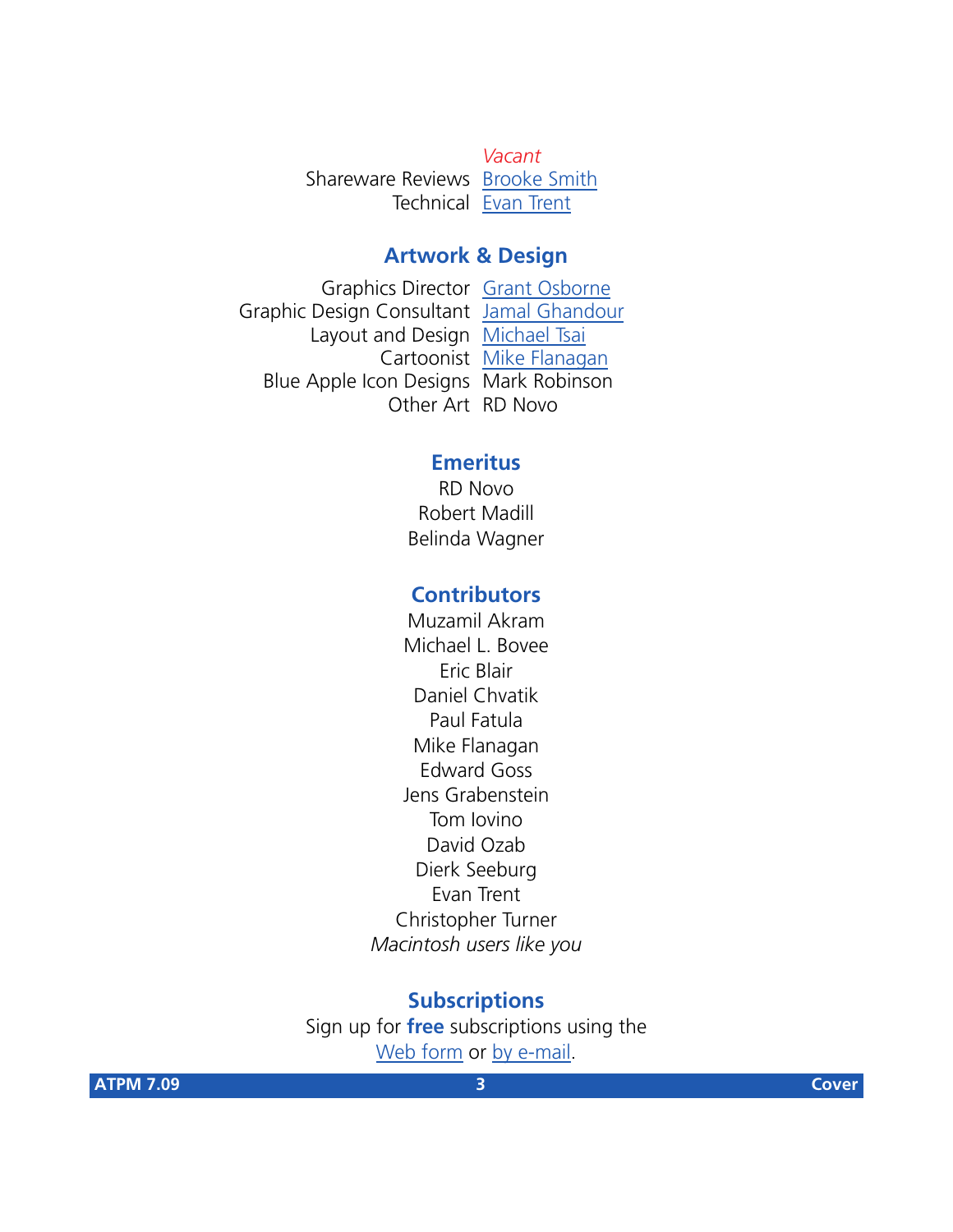| | |
|---|---|
| | *Vacant* |
| Shareware Reviews | [Brooke Smith]() |
| Technical | [Evan Trent]() |

## Artwork & Design

| | |
|---|---|
| Graphics Director | [Grant Osborne]() |
| Graphic Design Consultant | [Jamal Ghandour]() |
| Layout and Design | [Michael Tsai]() |
| Cartoonist | [Mike Flanagan]() |
| Blue Apple Icon Designs | Mark Robinson |
| Other Art | RD Novo |

## Emeritus

RD Novo
Robert Madill
Belinda Wagner

## Contributors

Muzamil Akram
Michael L. Bovee
Eric Blair
Daniel Chvatik
Paul Fatula
Mike Flanagan
Edward Goss
Jens Grabenstein
Tom Iovino
David Ozab
Dierk Seeburg
Evan Trent
Christopher Turner
*Macintosh users like you*

## Subscriptions

Sign up for **free** subscriptions using the [Web form]() or [by e-mail]().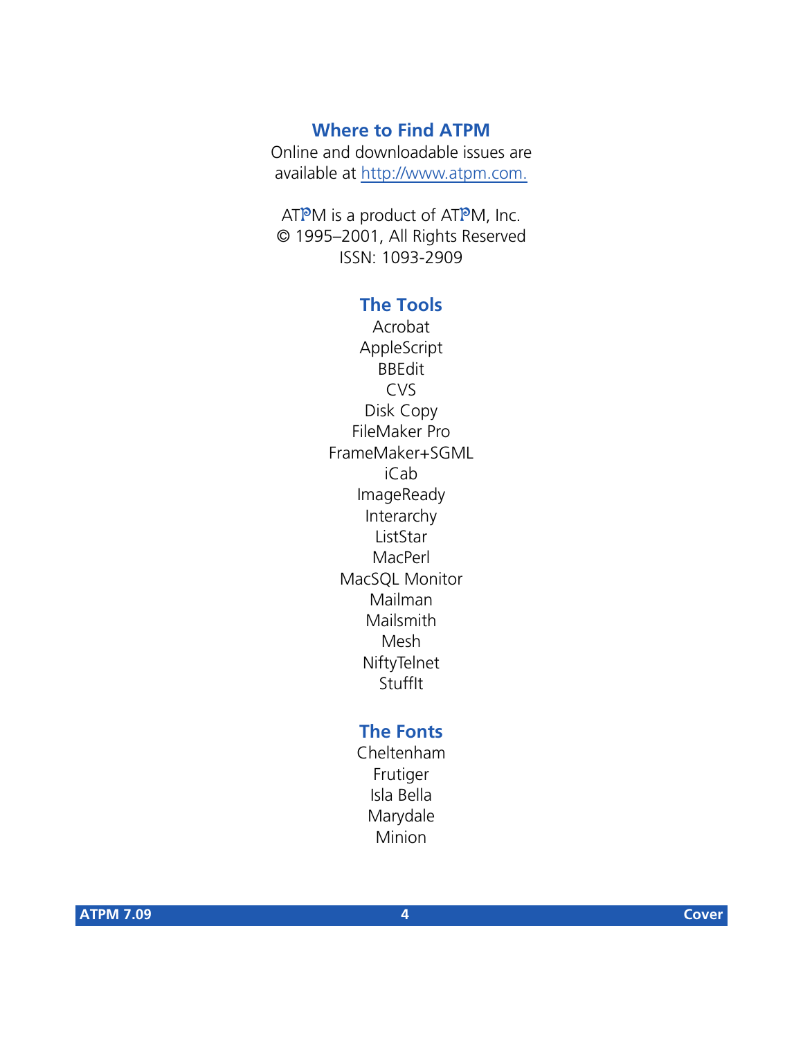## Where to Find ATPM

Online and downloadable issues are available at http://www.atpm.com.

ATPM is a product of ATPM, Inc.
© 1995–2001, All Rights Reserved
ISSN: 1093-2909

## The Tools

Acrobat
AppleScript
BBEdit
CVS
Disk Copy
FileMaker Pro
FrameMaker+SGML
iCab
ImageReady
Interarchy
ListStar
MacPerl
MacSQL Monitor
Mailman
Mailsmith
Mesh
NiftyTelnet
StuffIt

## The Fonts

Cheltenham
Frutiger
Isla Bella
Marydale
Minion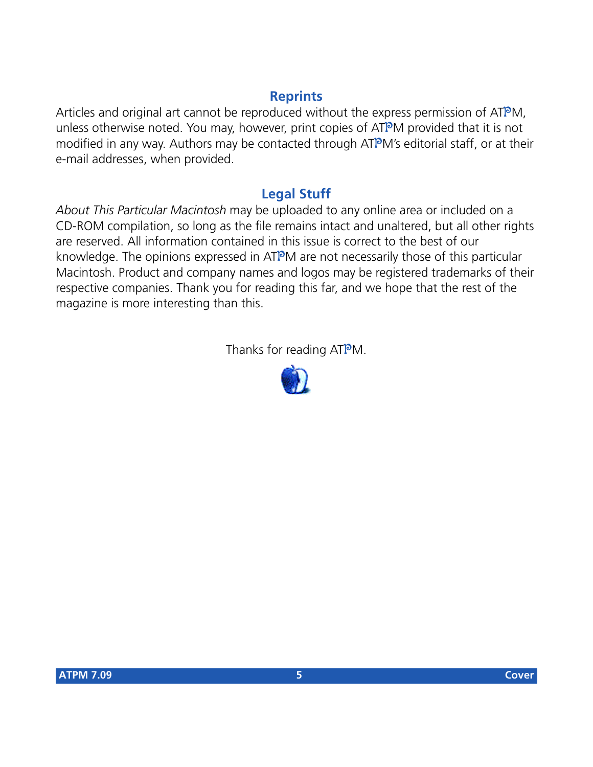## Reprints

Articles and original art cannot be reproduced without the express permission of ATPM, unless otherwise noted. You may, however, print copies of ATPM provided that it is not modified in any way. Authors may be contacted through ATPM's editorial staff, or at their e-mail addresses, when provided.

## Legal Stuff

*About This Particular Macintosh* may be uploaded to any online area or included on a CD-ROM compilation, so long as the file remains intact and unaltered, but all other rights are reserved. All information contained in this issue is correct to the best of our knowledge. The opinions expressed in ATPM are not necessarily those of this particular Macintosh. Product and company names and logos may be registered trademarks of their respective companies. Thank you for reading this far, and we hope that the rest of the magazine is more interesting than this.

Thanks for reading ATPM.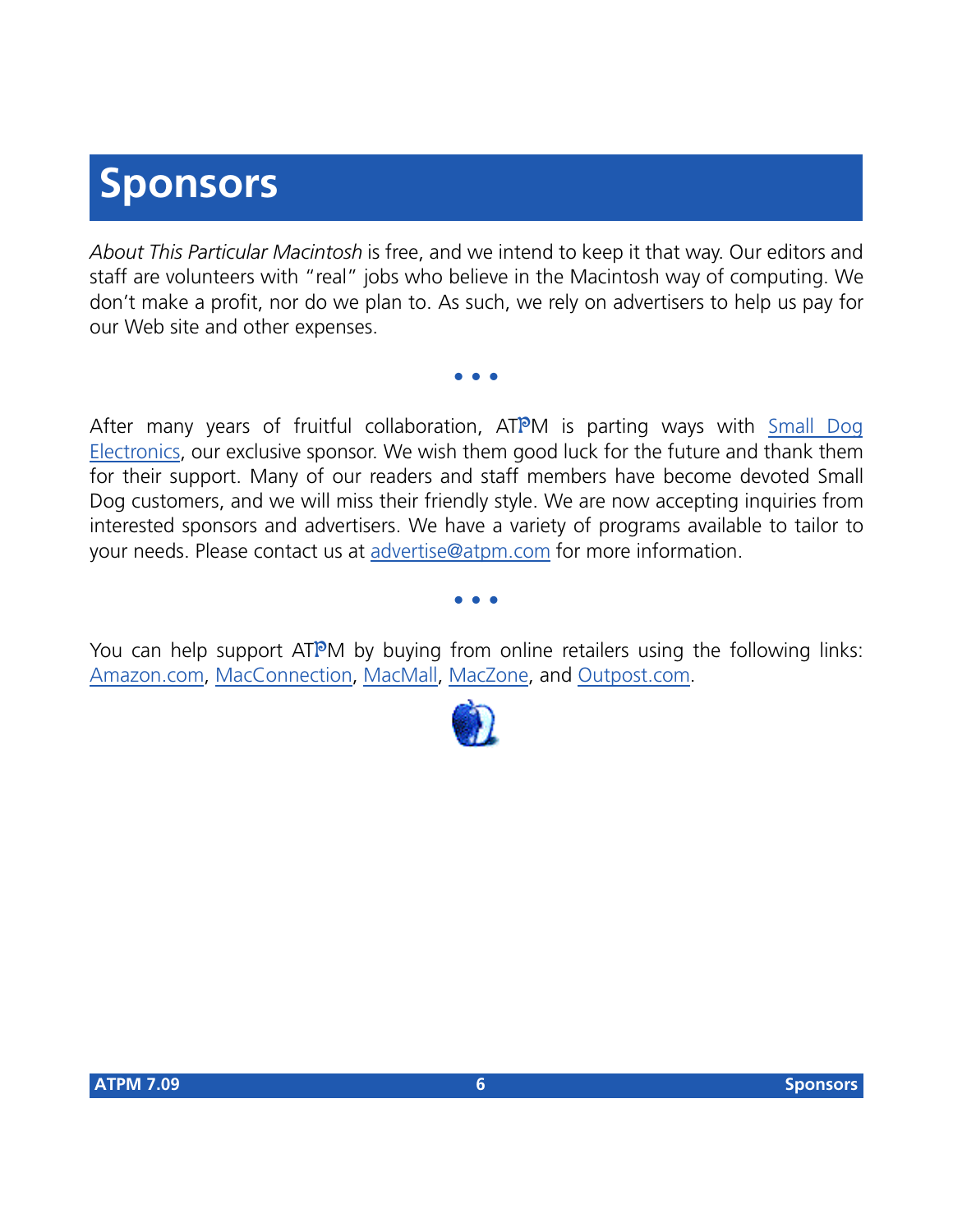# Sponsors

*About This Particular Macintosh* is free, and we intend to keep it that way. Our editors and staff are volunteers with "real" jobs who believe in the Macintosh way of computing. We don't make a profit, nor do we plan to. As such, we rely on advertisers to help us pay for our Web site and other expenses.

• • •

After many years of fruitful collaboration, ATPM is parting ways with Small Dog Electronics, our exclusive sponsor. We wish them good luck for the future and thank them for their support. Many of our readers and staff members have become devoted Small Dog customers, and we will miss their friendly style. We are now accepting inquiries from interested sponsors and advertisers. We have a variety of programs available to tailor to your needs. Please contact us at advertise@atpm.com for more information.

• • •

You can help support ATPM by buying from online retailers using the following links: Amazon.com, MacConnection, MacMall, MacZone, and Outpost.com.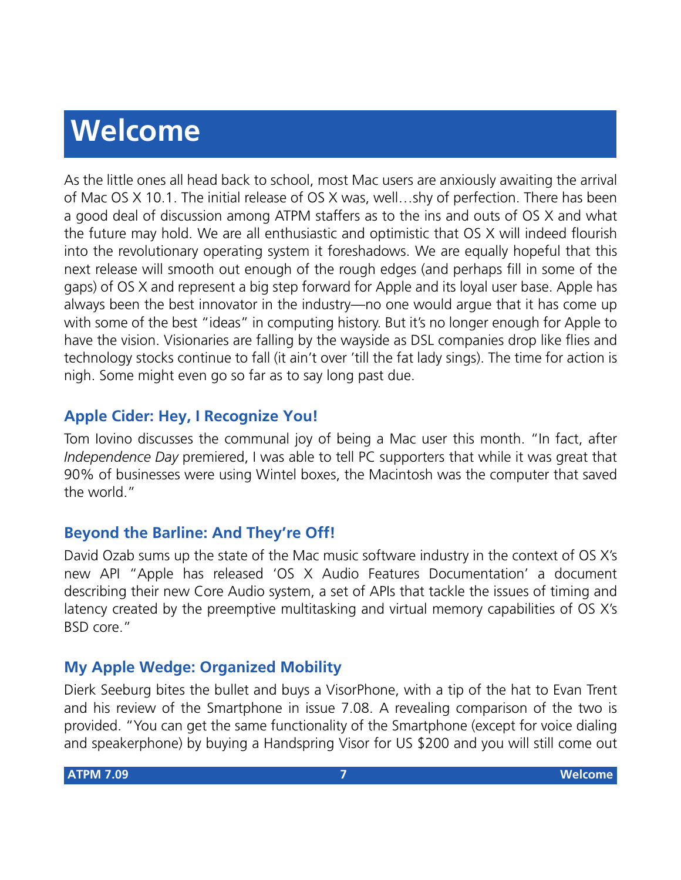# Welcome

As the little ones all head back to school, most Mac users are anxiously awaiting the arrival of Mac OS X 10.1. The initial release of OS X was, well…shy of perfection. There has been a good deal of discussion among ATPM staffers as to the ins and outs of OS X and what the future may hold. We are all enthusiastic and optimistic that OS X will indeed flourish into the revolutionary operating system it foreshadows. We are equally hopeful that this next release will smooth out enough of the rough edges (and perhaps fill in some of the gaps) of OS X and represent a big step forward for Apple and its loyal user base. Apple has always been the best innovator in the industry—no one would argue that it has come up with some of the best "ideas" in computing history. But it's no longer enough for Apple to have the vision. Visionaries are falling by the wayside as DSL companies drop like flies and technology stocks continue to fall (it ain't over 'till the fat lady sings). The time for action is nigh. Some might even go so far as to say long past due.

### Apple Cider: Hey, I Recognize You!

Tom Iovino discusses the communal joy of being a Mac user this month. "In fact, after *Independence Day* premiered, I was able to tell PC supporters that while it was great that 90% of businesses were using Wintel boxes, the Macintosh was the computer that saved the world."

### Beyond the Barline: And They're Off!

David Ozab sums up the state of the Mac music software industry in the context of OS X's new API "Apple has released 'OS X Audio Features Documentation' a document describing their new Core Audio system, a set of APIs that tackle the issues of timing and latency created by the preemptive multitasking and virtual memory capabilities of OS X's BSD core."

### My Apple Wedge: Organized Mobility

Dierk Seeburg bites the bullet and buys a VisorPhone, with a tip of the hat to Evan Trent and his review of the Smartphone in issue 7.08. A revealing comparison of the two is provided. "You can get the same functionality of the Smartphone (except for voice dialing and speakerphone) by buying a Handspring Visor for US $200 and you will still come out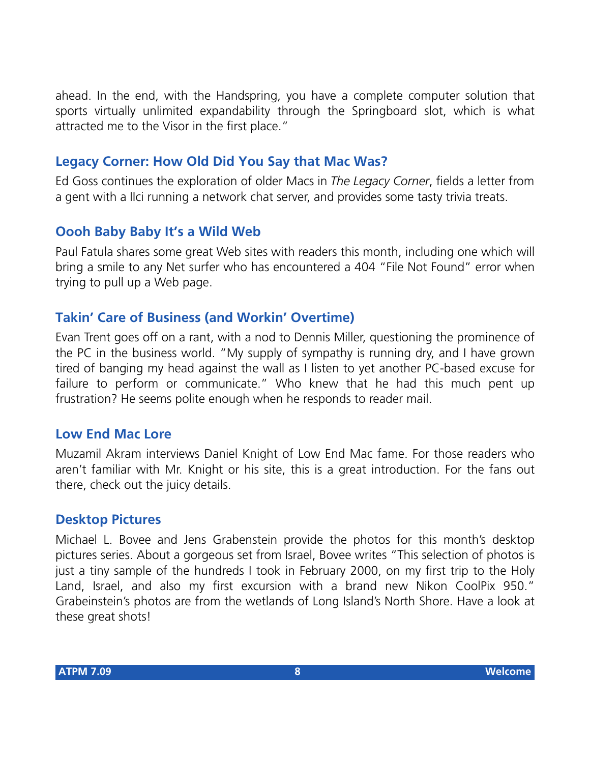ahead. In the end, with the Handspring, you have a complete computer solution that sports virtually unlimited expandability through the Springboard slot, which is what attracted me to the Visor in the first place."

### Legacy Corner: How Old Did You Say that Mac Was?

Ed Goss continues the exploration of older Macs in *The Legacy Corner*, fields a letter from a gent with a IIci running a network chat server, and provides some tasty trivia treats.

### Oooh Baby Baby It's a Wild Web

Paul Fatula shares some great Web sites with readers this month, including one which will bring a smile to any Net surfer who has encountered a 404 "File Not Found" error when trying to pull up a Web page.

### Takin' Care of Business (and Workin' Overtime)

Evan Trent goes off on a rant, with a nod to Dennis Miller, questioning the prominence of the PC in the business world. "My supply of sympathy is running dry, and I have grown tired of banging my head against the wall as I listen to yet another PC-based excuse for failure to perform or communicate." Who knew that he had this much pent up frustration? He seems polite enough when he responds to reader mail.

### Low End Mac Lore

Muzamil Akram interviews Daniel Knight of Low End Mac fame. For those readers who aren't familiar with Mr. Knight or his site, this is a great introduction. For the fans out there, check out the juicy details.

### Desktop Pictures

Michael L. Bovee and Jens Grabenstein provide the photos for this month's desktop pictures series. About a gorgeous set from Israel, Bovee writes "This selection of photos is just a tiny sample of the hundreds I took in February 2000, on my first trip to the Holy Land, Israel, and also my first excursion with a brand new Nikon CoolPix 950." Grabeinstein's photos are from the wetlands of Long Island's North Shore. Have a look at these great shots!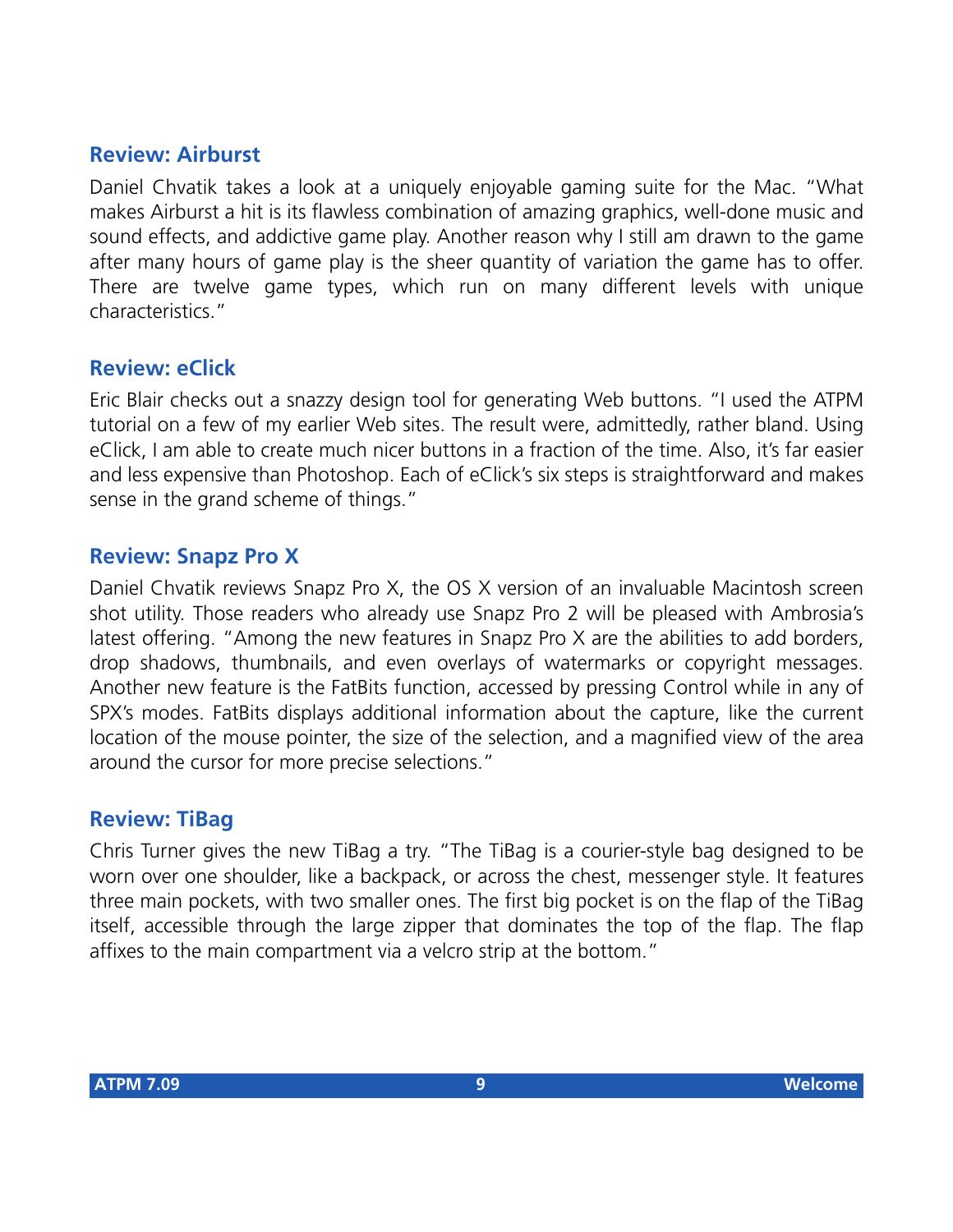### Review: Airburst

Daniel Chvatik takes a look at a uniquely enjoyable gaming suite for the Mac. “What makes Airburst a hit is its flawless combination of amazing graphics, well-done music and sound effects, and addictive game play. Another reason why I still am drawn to the game after many hours of game play is the sheer quantity of variation the game has to offer. There are twelve game types, which run on many different levels with unique characteristics.”

### Review: eClick

Eric Blair checks out a snazzy design tool for generating Web buttons. “I used the ATPM tutorial on a few of my earlier Web sites. The result were, admittedly, rather bland. Using eClick, I am able to create much nicer buttons in a fraction of the time. Also, it’s far easier and less expensive than Photoshop. Each of eClick’s six steps is straightforward and makes sense in the grand scheme of things.”

### Review: Snapz Pro X

Daniel Chvatik reviews Snapz Pro X, the OS X version of an invaluable Macintosh screen shot utility. Those readers who already use Snapz Pro 2 will be pleased with Ambrosia’s latest offering. “Among the new features in Snapz Pro X are the abilities to add borders, drop shadows, thumbnails, and even overlays of watermarks or copyright messages. Another new feature is the FatBits function, accessed by pressing Control while in any of SPX’s modes. FatBits displays additional information about the capture, like the current location of the mouse pointer, the size of the selection, and a magnified view of the area around the cursor for more precise selections.”

### Review: TiBag

Chris Turner gives the new TiBag a try. “The TiBag is a courier-style bag designed to be worn over one shoulder, like a backpack, or across the chest, messenger style. It features three main pockets, with two smaller ones. The first big pocket is on the flap of the TiBag itself, accessible through the large zipper that dominates the top of the flap. The flap affixes to the main compartment via a velcro strip at the bottom.”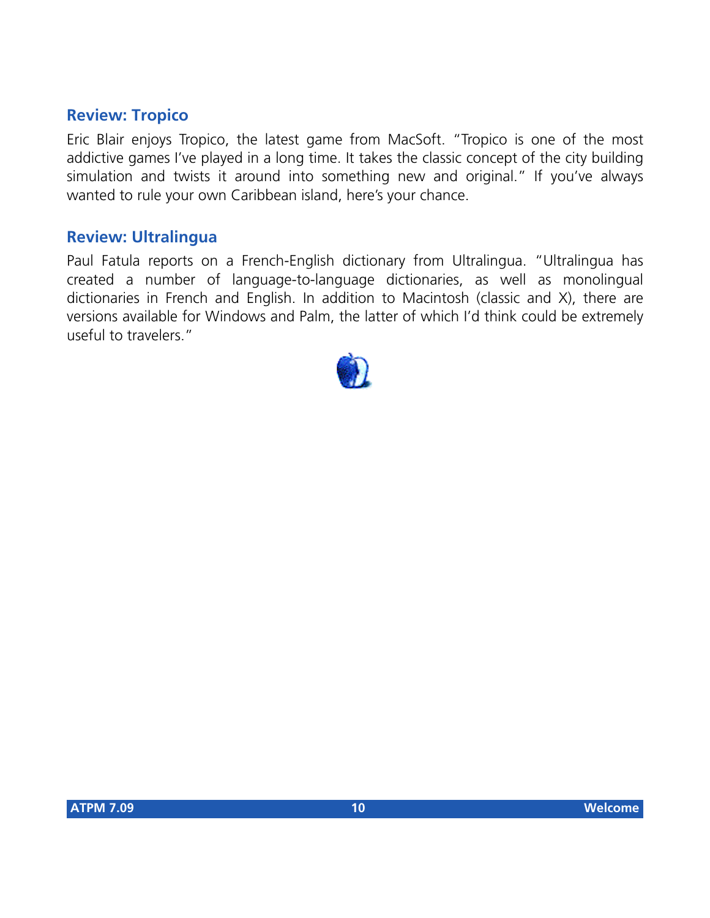### Review: Tropico

Eric Blair enjoys Tropico, the latest game from MacSoft. "Tropico is one of the most addictive games I've played in a long time. It takes the classic concept of the city building simulation and twists it around into something new and original." If you've always wanted to rule your own Caribbean island, here's your chance.

### Review: Ultralingua

Paul Fatula reports on a French-English dictionary from Ultralingua. "Ultralingua has created a number of language-to-language dictionaries, as well as monolingual dictionaries in French and English. In addition to Macintosh (classic and X), there are versions available for Windows and Palm, the latter of which I'd think could be extremely useful to travelers."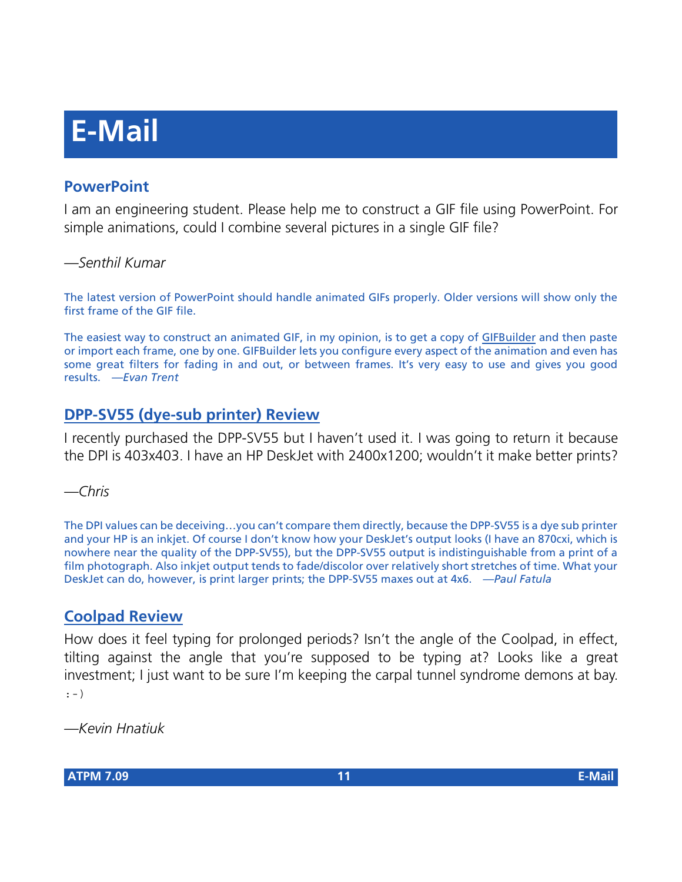# E-Mail

## PowerPoint

I am an engineering student. Please help me to construct a GIF file using PowerPoint. For simple animations, could I combine several pictures in a single GIF file?

*—Senthil Kumar*

The latest version of PowerPoint should handle animated GIFs properly. Older versions will show only the first frame of the GIF file.

The easiest way to construct an animated GIF, in my opinion, is to get a copy of GIFBuilder and then paste or import each frame, one by one. GIFBuilder lets you configure every aspect of the animation and even has some great filters for fading in and out, or between frames. It's very easy to use and gives you good results. *—Evan Trent*

## DPP-SV55 (dye-sub printer) Review

I recently purchased the DPP-SV55 but I haven't used it. I was going to return it because the DPI is 403x403. I have an HP DeskJet with 2400x1200; wouldn't it make better prints?

*—Chris*

The DPI values can be deceiving…you can't compare them directly, because the DPP-SV55 is a dye sub printer and your HP is an inkjet. Of course I don't know how your DeskJet's output looks (I have an 870cxi, which is nowhere near the quality of the DPP-SV55), but the DPP-SV55 output is indistinguishable from a print of a film photograph. Also inkjet output tends to fade/discolor over relatively short stretches of time. What your DeskJet can do, however, is print larger prints; the DPP-SV55 maxes out at 4x6. *—Paul Fatula*

## Coolpad Review

How does it feel typing for prolonged periods? Isn't the angle of the Coolpad, in effect, tilting against the angle that you're supposed to be typing at? Looks like a great investment; I just want to be sure I'm keeping the carpal tunnel syndrome demons at bay. :-)

*—Kevin Hnatiuk*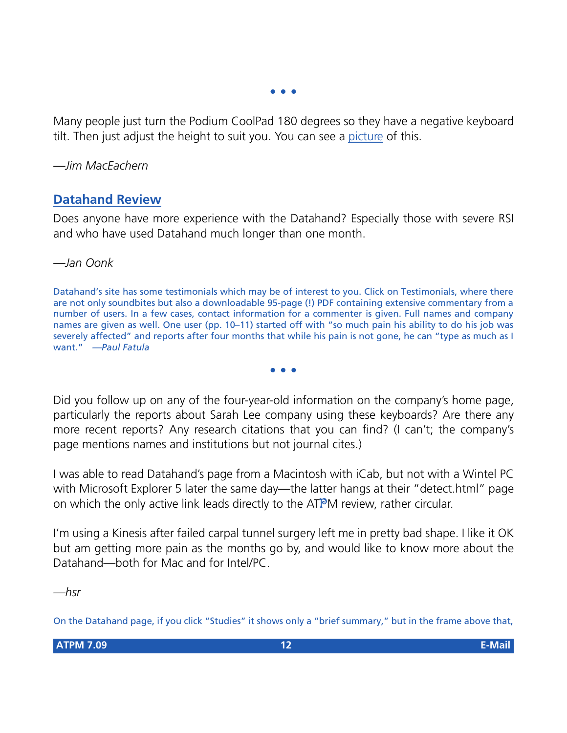• • •

Many people just turn the Podium CoolPad 180 degrees so they have a negative keyboard tilt. Then just adjust the height to suit you. You can see a [picture](#) of this.

*—Jim MacEachern*

## [Datahand Review](#)

Does anyone have more experience with the Datahand? Especially those with severe RSI and who have used Datahand much longer than one month.

*—Jan Oonk*

Datahand's site has some testimonials which may be of interest to you. Click on Testimonials, where there are not only soundbites but also a downloadable 95-page (!) PDF containing extensive commentary from a number of users. In a few cases, contact information for a commenter is given. Full names and company names are given as well. One user (pp. 10–11) started off with "so much pain his ability to do his job was severely affected" and reports after four months that while his pain is not gone, he can "type as much as I want." *—Paul Fatula*

• • •

Did you follow up on any of the four-year-old information on the company's home page, particularly the reports about Sarah Lee company using these keyboards? Are there any more recent reports? Any research citations that you can find? (I can't; the company's page mentions names and institutions but not journal cites.)

I was able to read Datahand's page from a Macintosh with iCab, but not with a Wintel PC with Microsoft Explorer 5 later the same day—the latter hangs at their "detect.html" page on which the only active link leads directly to the ATPM review, rather circular.

I'm using a Kinesis after failed carpal tunnel surgery left me in pretty bad shape. I like it OK but am getting more pain as the months go by, and would like to know more about the Datahand—both for Mac and for Intel/PC.

*—hsr*

On the Datahand page, if you click "Studies" it shows only a "brief summary," but in the frame above that,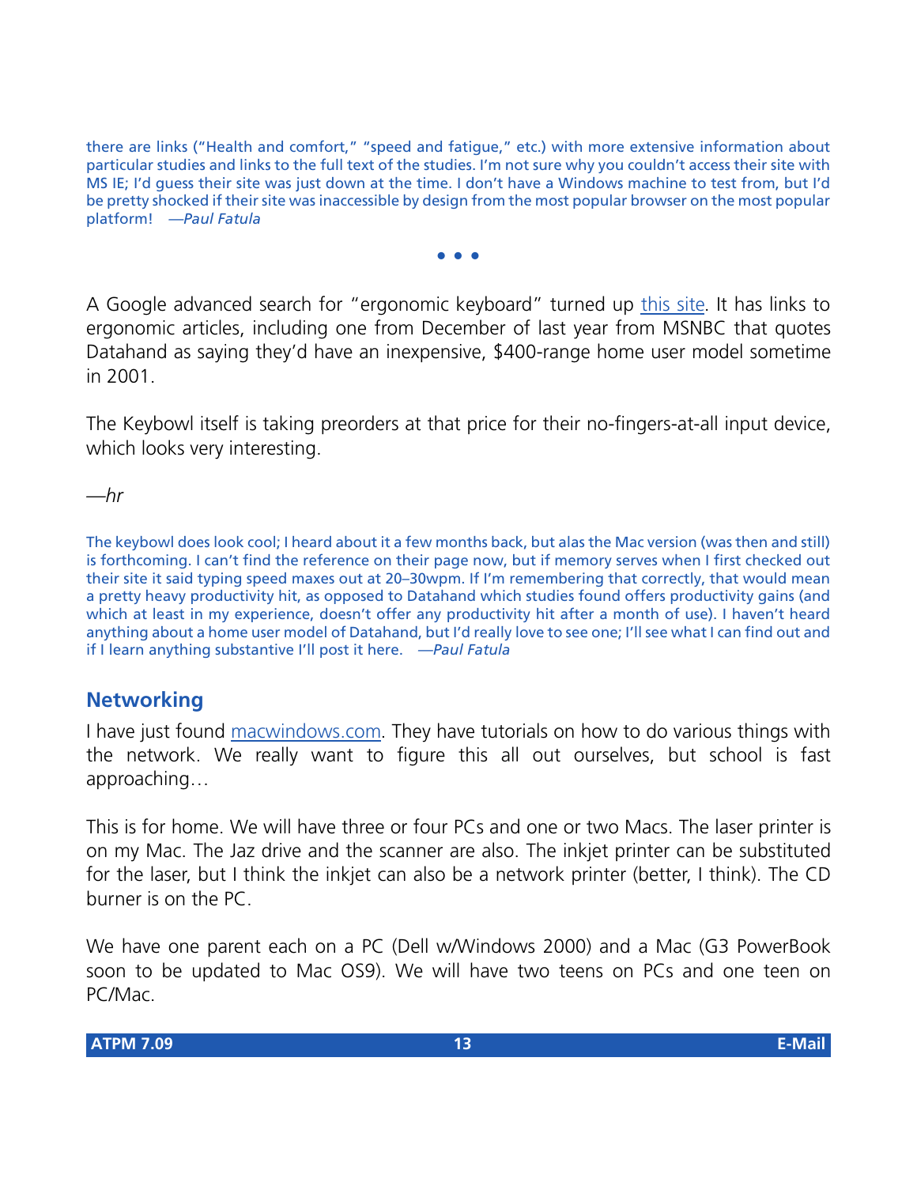there are links ("Health and comfort," "speed and fatigue," etc.) with more extensive information about particular studies and links to the full text of the studies. I'm not sure why you couldn't access their site with MS IE; I'd guess their site was just down at the time. I don't have a Windows machine to test from, but I'd be pretty shocked if their site was inaccessible by design from the most popular browser on the most popular platform! *—Paul Fatula*

• • •

A Google advanced search for "ergonomic keyboard" turned up this site. It has links to ergonomic articles, including one from December of last year from MSNBC that quotes Datahand as saying they'd have an inexpensive, $400-range home user model sometime in 2001.

The Keybowl itself is taking preorders at that price for their no-fingers-at-all input device, which looks very interesting.

*—hr*

The keybowl does look cool; I heard about it a few months back, but alas the Mac version (was then and still) is forthcoming. I can't find the reference on their page now, but if memory serves when I first checked out their site it said typing speed maxes out at 20–30wpm. If I'm remembering that correctly, that would mean a pretty heavy productivity hit, as opposed to Datahand which studies found offers productivity gains (and which at least in my experience, doesn't offer any productivity hit after a month of use). I haven't heard anything about a home user model of Datahand, but I'd really love to see one; I'll see what I can find out and if I learn anything substantive I'll post it here. *—Paul Fatula*

## Networking

I have just found macwindows.com. They have tutorials on how to do various things with the network. We really want to figure this all out ourselves, but school is fast approaching…

This is for home. We will have three or four PCs and one or two Macs. The laser printer is on my Mac. The Jaz drive and the scanner are also. The inkjet printer can be substituted for the laser, but I think the inkjet can also be a network printer (better, I think). The CD burner is on the PC.

We have one parent each on a PC (Dell w/Windows 2000) and a Mac (G3 PowerBook soon to be updated to Mac OS9). We will have two teens on PCs and one teen on PC/Mac.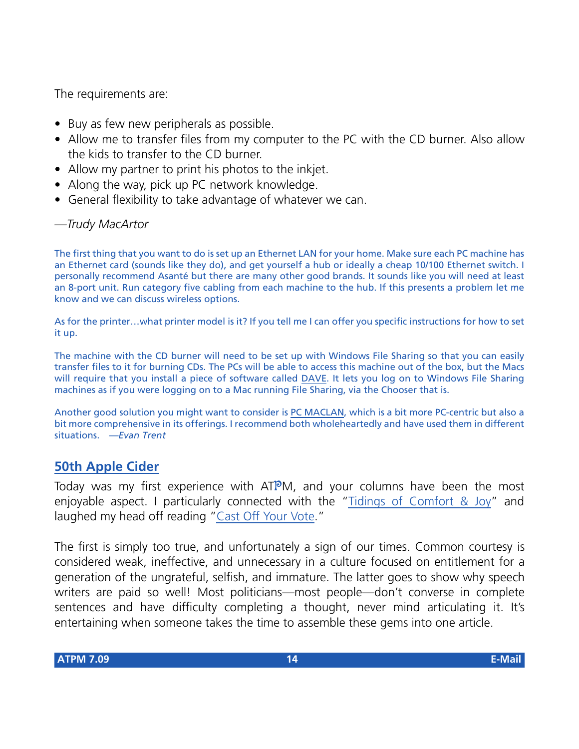The requirements are:

- Buy as few new peripherals as possible.
- Allow me to transfer files from my computer to the PC with the CD burner. Also allow the kids to transfer to the CD burner.
- Allow my partner to print his photos to the inkjet.
- Along the way, pick up PC network knowledge.
- General flexibility to take advantage of whatever we can.

—*Trudy MacArtor*

The first thing that you want to do is set up an Ethernet LAN for your home. Make sure each PC machine has an Ethernet card (sounds like they do), and get yourself a hub or ideally a cheap 10/100 Ethernet switch. I personally recommend Asanté but there are many other good brands. It sounds like you will need at least an 8-port unit. Run category five cabling from each machine to the hub. If this presents a problem let me know and we can discuss wireless options.

As for the printer…what printer model is it? If you tell me I can offer you specific instructions for how to set it up.

The machine with the CD burner will need to be set up with Windows File Sharing so that you can easily transfer files to it for burning CDs. The PCs will be able to access this machine out of the box, but the Macs will require that you install a piece of software called DAVE. It lets you log on to Windows File Sharing machines as if you were logging on to a Mac running File Sharing, via the Chooser that is.

Another good solution you might want to consider is PC MACLAN, which is a bit more PC-centric but also a bit more comprehensive in its offerings. I recommend both wholeheartedly and have used them in different situations. —*Evan Trent*

## 50th Apple Cider

Today was my first experience with ATPM, and your columns have been the most enjoyable aspect. I particularly connected with the "Tidings of Comfort & Joy" and laughed my head off reading "Cast Off Your Vote."

The first is simply too true, and unfortunately a sign of our times. Common courtesy is considered weak, ineffective, and unnecessary in a culture focused on entitlement for a generation of the ungrateful, selfish, and immature. The latter goes to show why speech writers are paid so well! Most politicians—most people—don't converse in complete sentences and have difficulty completing a thought, never mind articulating it. It's entertaining when someone takes the time to assemble these gems into one article.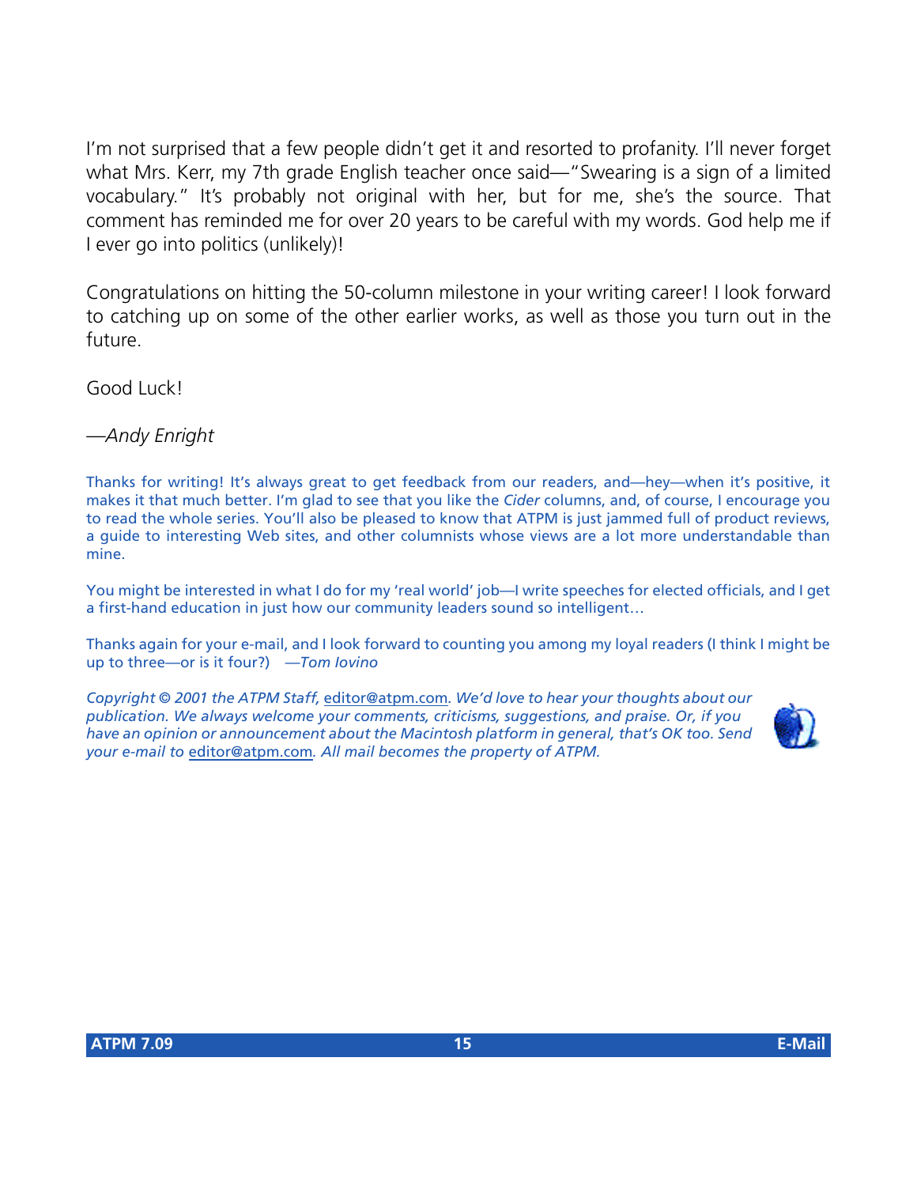I'm not surprised that a few people didn't get it and resorted to profanity. I'll never forget what Mrs. Kerr, my 7th grade English teacher once said—"Swearing is a sign of a limited vocabulary." It's probably not original with her, but for me, she's the source. That comment has reminded me for over 20 years to be careful with my words. God help me if I ever go into politics (unlikely)!

Congratulations on hitting the 50-column milestone in your writing career! I look forward to catching up on some of the other earlier works, as well as those you turn out in the future.

Good Luck!

*—Andy Enright*

Thanks for writing! It's always great to get feedback from our readers, and—hey—when it's positive, it makes it that much better. I'm glad to see that you like the *Cider* columns, and, of course, I encourage you to read the whole series. You'll also be pleased to know that ATPM is just jammed full of product reviews, a guide to interesting Web sites, and other columnists whose views are a lot more understandable than mine.

You might be interested in what I do for my 'real world' job—I write speeches for elected officials, and I get a first-hand education in just how our community leaders sound so intelligent…

Thanks again for your e-mail, and I look forward to counting you among my loyal readers (I think I might be up to three—or is it four?) *—Tom Iovino*

*Copyright © 2001 the ATPM Staff,* editor@atpm.com*. We'd love to hear your thoughts about our publication. We always welcome your comments, criticisms, suggestions, and praise. Or, if you have an opinion or announcement about the Macintosh platform in general, that's OK too. Send your e-mail to* editor@atpm.com*. All mail becomes the property of ATPM.*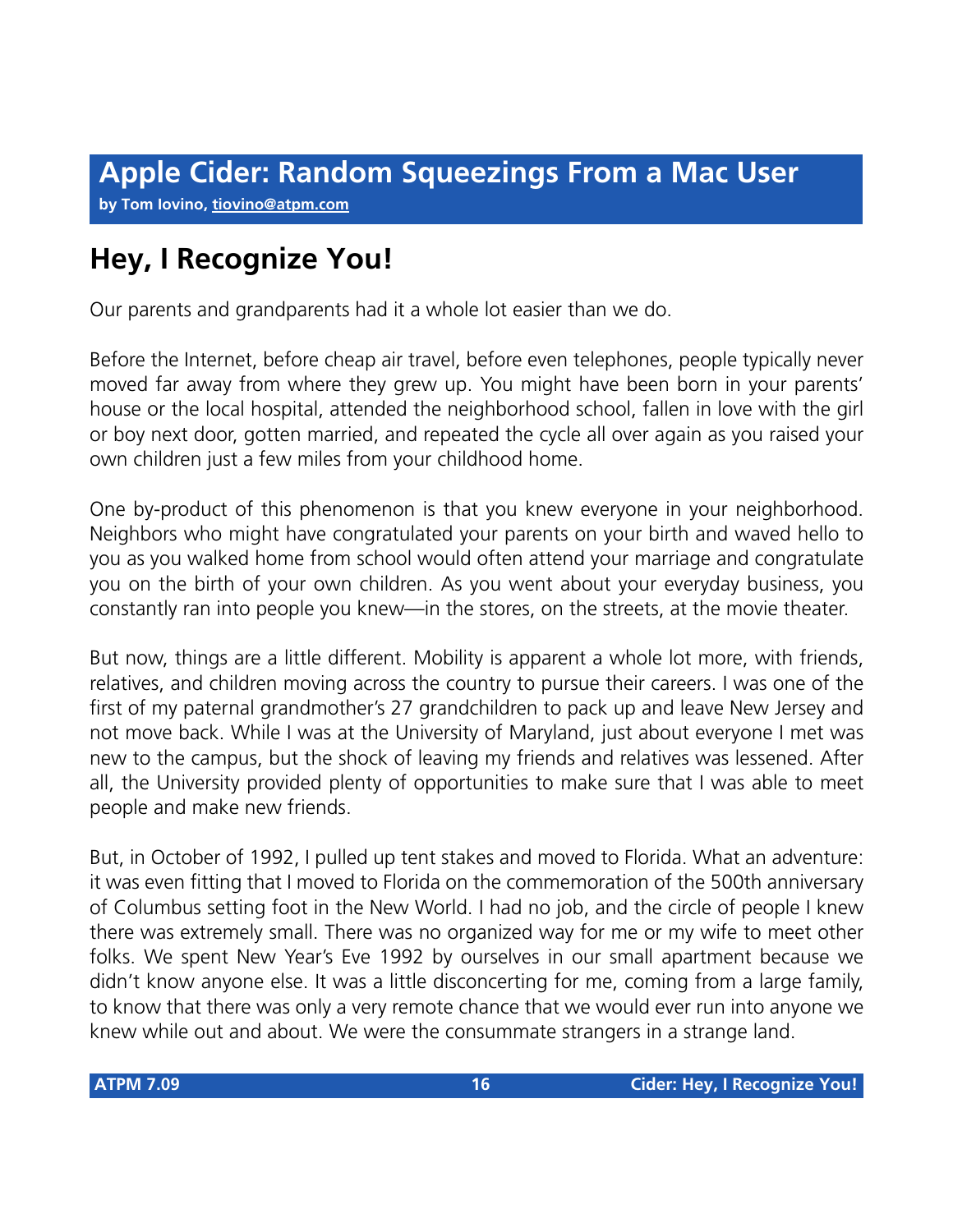# Apple Cider: Random Squeezings From a Mac User

**by Tom Iovino, tiovino@atpm.com**

## Hey, I Recognize You!

Our parents and grandparents had it a whole lot easier than we do.

Before the Internet, before cheap air travel, before even telephones, people typically never moved far away from where they grew up. You might have been born in your parents' house or the local hospital, attended the neighborhood school, fallen in love with the girl or boy next door, gotten married, and repeated the cycle all over again as you raised your own children just a few miles from your childhood home.

One by-product of this phenomenon is that you knew everyone in your neighborhood. Neighbors who might have congratulated your parents on your birth and waved hello to you as you walked home from school would often attend your marriage and congratulate you on the birth of your own children. As you went about your everyday business, you constantly ran into people you knew—in the stores, on the streets, at the movie theater.

But now, things are a little different. Mobility is apparent a whole lot more, with friends, relatives, and children moving across the country to pursue their careers. I was one of the first of my paternal grandmother's 27 grandchildren to pack up and leave New Jersey and not move back. While I was at the University of Maryland, just about everyone I met was new to the campus, but the shock of leaving my friends and relatives was lessened. After all, the University provided plenty of opportunities to make sure that I was able to meet people and make new friends.

But, in October of 1992, I pulled up tent stakes and moved to Florida. What an adventure: it was even fitting that I moved to Florida on the commemoration of the 500th anniversary of Columbus setting foot in the New World. I had no job, and the circle of people I knew there was extremely small. There was no organized way for me or my wife to meet other folks. We spent New Year's Eve 1992 by ourselves in our small apartment because we didn't know anyone else. It was a little disconcerting for me, coming from a large family, to know that there was only a very remote chance that we would ever run into anyone we knew while out and about. We were the consummate strangers in a strange land.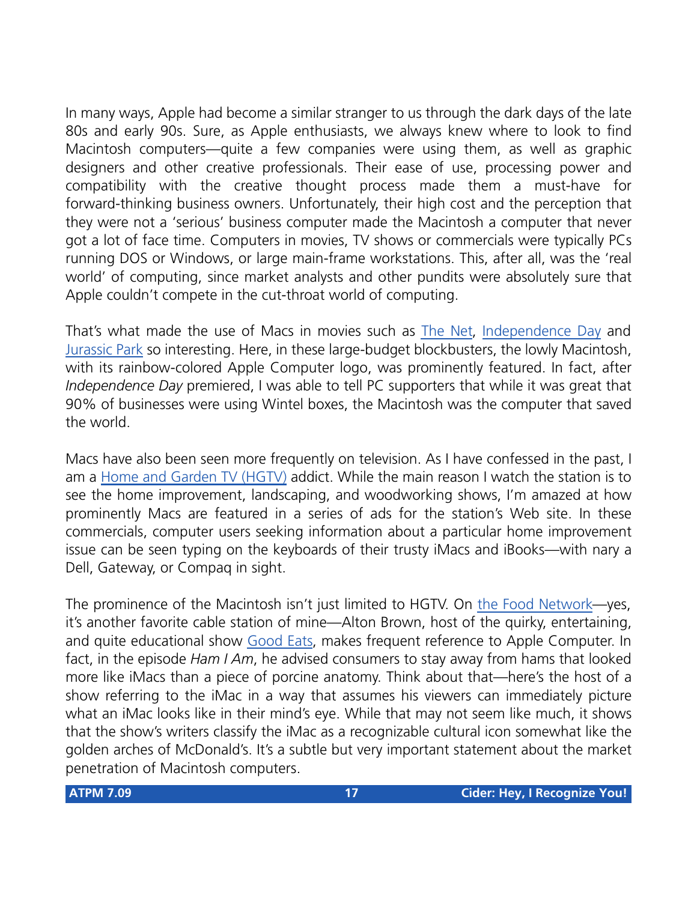In many ways, Apple had become a similar stranger to us through the dark days of the late 80s and early 90s. Sure, as Apple enthusiasts, we always knew where to look to find Macintosh computers—quite a few companies were using them, as well as graphic designers and other creative professionals. Their ease of use, processing power and compatibility with the creative thought process made them a must-have for forward-thinking business owners. Unfortunately, their high cost and the perception that they were not a 'serious' business computer made the Macintosh a computer that never got a lot of face time. Computers in movies, TV shows or commercials were typically PCs running DOS or Windows, or large main-frame workstations. This, after all, was the 'real world' of computing, since market analysts and other pundits were absolutely sure that Apple couldn't compete in the cut-throat world of computing.

That's what made the use of Macs in movies such as The Net, Independence Day and Jurassic Park so interesting. Here, in these large-budget blockbusters, the lowly Macintosh, with its rainbow-colored Apple Computer logo, was prominently featured. In fact, after *Independence Day* premiered, I was able to tell PC supporters that while it was great that 90% of businesses were using Wintel boxes, the Macintosh was the computer that saved the world.

Macs have also been seen more frequently on television. As I have confessed in the past, I am a Home and Garden TV (HGTV) addict. While the main reason I watch the station is to see the home improvement, landscaping, and woodworking shows, I'm amazed at how prominently Macs are featured in a series of ads for the station's Web site. In these commercials, computer users seeking information about a particular home improvement issue can be seen typing on the keyboards of their trusty iMacs and iBooks—with nary a Dell, Gateway, or Compaq in sight.

The prominence of the Macintosh isn't just limited to HGTV. On the Food Network—yes, it's another favorite cable station of mine—Alton Brown, host of the quirky, entertaining, and quite educational show Good Eats, makes frequent reference to Apple Computer. In fact, in the episode *Ham I Am*, he advised consumers to stay away from hams that looked more like iMacs than a piece of porcine anatomy. Think about that—here's the host of a show referring to the iMac in a way that assumes his viewers can immediately picture what an iMac looks like in their mind's eye. While that may not seem like much, it shows that the show's writers classify the iMac as a recognizable cultural icon somewhat like the golden arches of McDonald's. It's a subtle but very important statement about the market penetration of Macintosh computers.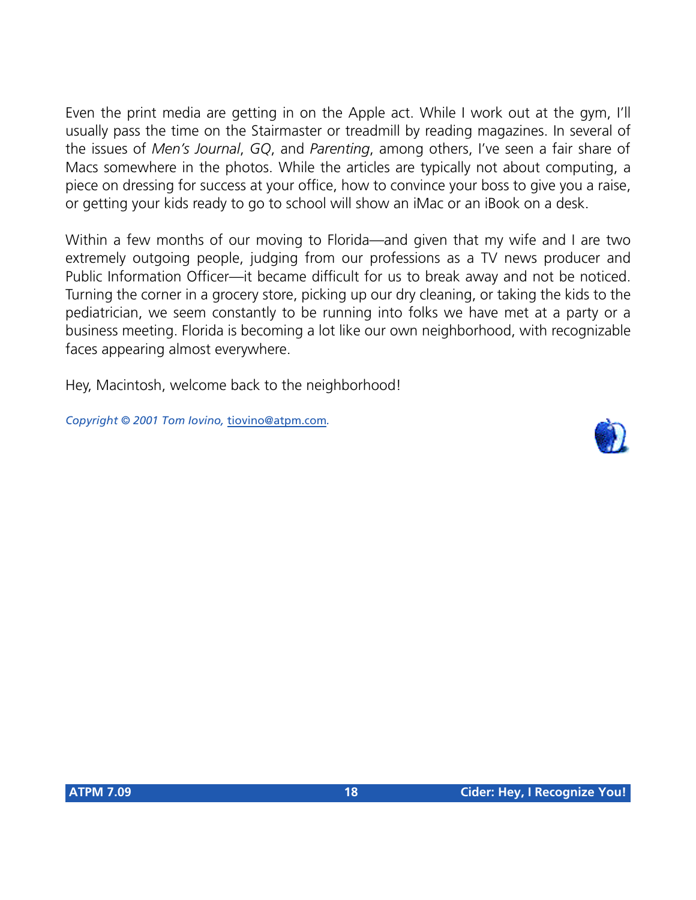Even the print media are getting in on the Apple act. While I work out at the gym, I'll usually pass the time on the Stairmaster or treadmill by reading magazines. In several of the issues of *Men's Journal*, *GQ*, and *Parenting*, among others, I've seen a fair share of Macs somewhere in the photos. While the articles are typically not about computing, a piece on dressing for success at your office, how to convince your boss to give you a raise, or getting your kids ready to go to school will show an iMac or an iBook on a desk.

Within a few months of our moving to Florida—and given that my wife and I are two extremely outgoing people, judging from our professions as a TV news producer and Public Information Officer—it became difficult for us to break away and not be noticed. Turning the corner in a grocery store, picking up our dry cleaning, or taking the kids to the pediatrician, we seem constantly to be running into folks we have met at a party or a business meeting. Florida is becoming a lot like our own neighborhood, with recognizable faces appearing almost everywhere.

Hey, Macintosh, welcome back to the neighborhood!

*Copyright © 2001 Tom Iovino,* tiovino@atpm.com*.*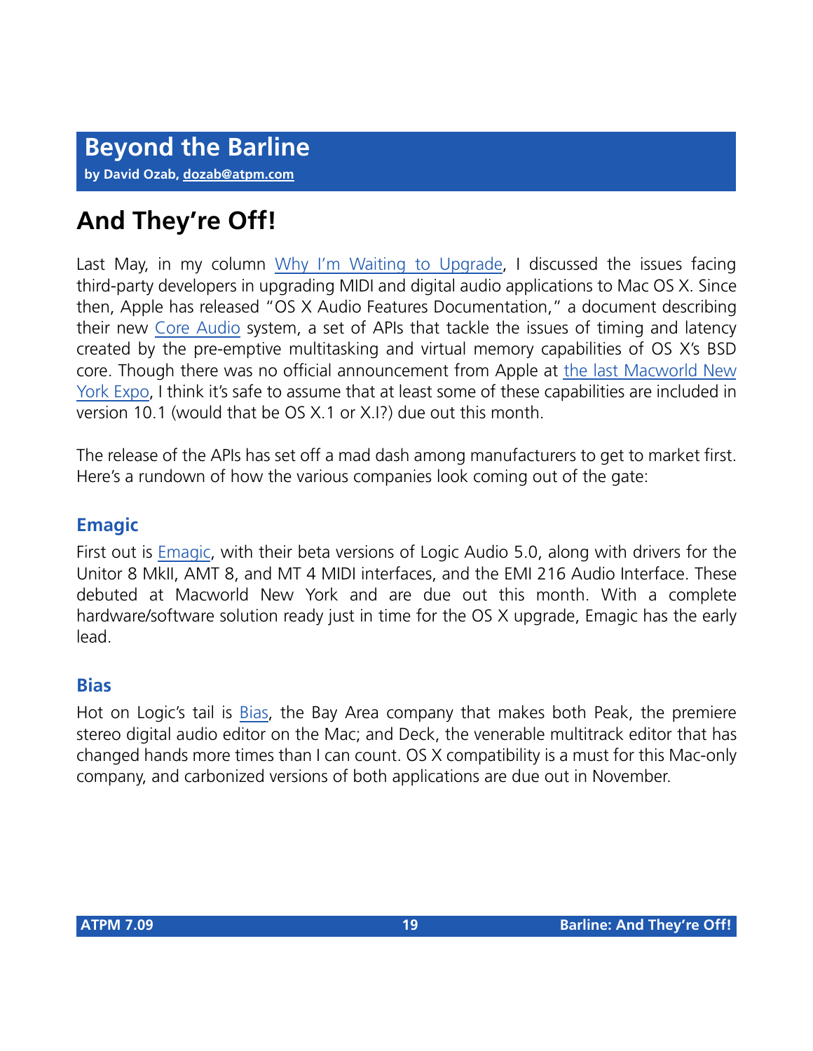# Beyond the Barline

**by David Ozab, dozab@atpm.com**

## And They're Off!

Last May, in my column Why I'm Waiting to Upgrade, I discussed the issues facing third-party developers in upgrading MIDI and digital audio applications to Mac OS X. Since then, Apple has released "OS X Audio Features Documentation," a document describing their new Core Audio system, a set of APIs that tackle the issues of timing and latency created by the pre-emptive multitasking and virtual memory capabilities of OS X's BSD core. Though there was no official announcement from Apple at the last Macworld New York Expo, I think it's safe to assume that at least some of these capabilities are included in version 10.1 (would that be OS X.1 or X.I?) due out this month.

The release of the APIs has set off a mad dash among manufacturers to get to market first. Here's a rundown of how the various companies look coming out of the gate:

### Emagic

First out is Emagic, with their beta versions of Logic Audio 5.0, along with drivers for the Unitor 8 MkII, AMT 8, and MT 4 MIDI interfaces, and the EMI 216 Audio Interface. These debuted at Macworld New York and are due out this month. With a complete hardware/software solution ready just in time for the OS X upgrade, Emagic has the early lead.

### Bias

Hot on Logic's tail is Bias, the Bay Area company that makes both Peak, the premiere stereo digital audio editor on the Mac; and Deck, the venerable multitrack editor that has changed hands more times than I can count. OS X compatibility is a must for this Mac-only company, and carbonized versions of both applications are due out in November.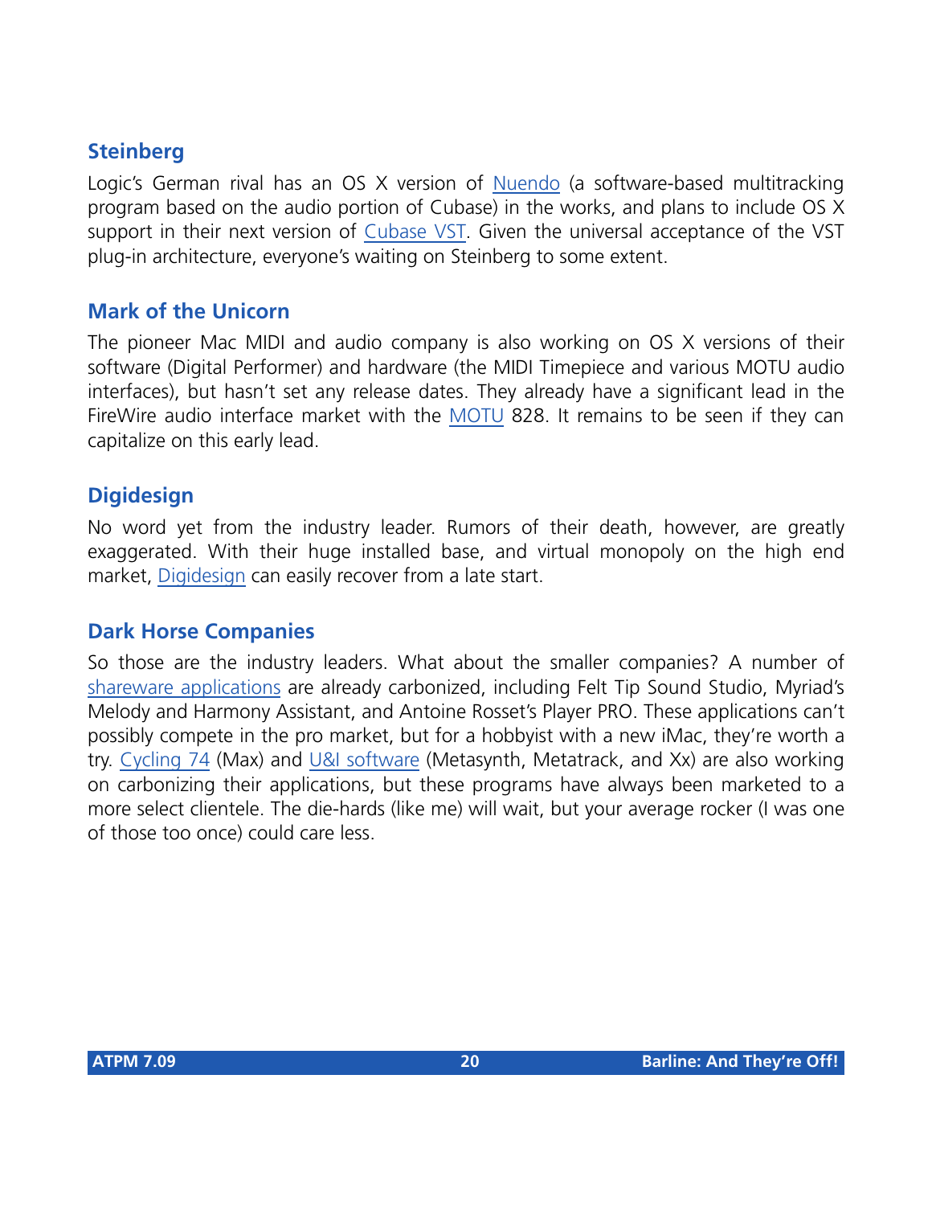### Steinberg

Logic's German rival has an OS X version of Nuendo (a software-based multitracking program based on the audio portion of Cubase) in the works, and plans to include OS X support in their next version of Cubase VST. Given the universal acceptance of the VST plug-in architecture, everyone's waiting on Steinberg to some extent.

### Mark of the Unicorn

The pioneer Mac MIDI and audio company is also working on OS X versions of their software (Digital Performer) and hardware (the MIDI Timepiece and various MOTU audio interfaces), but hasn't set any release dates. They already have a significant lead in the FireWire audio interface market with the MOTU 828. It remains to be seen if they can capitalize on this early lead.

### Digidesign

No word yet from the industry leader. Rumors of their death, however, are greatly exaggerated. With their huge installed base, and virtual monopoly on the high end market, Digidesign can easily recover from a late start.

### Dark Horse Companies

So those are the industry leaders. What about the smaller companies? A number of shareware applications are already carbonized, including Felt Tip Sound Studio, Myriad's Melody and Harmony Assistant, and Antoine Rosset's Player PRO. These applications can't possibly compete in the pro market, but for a hobbyist with a new iMac, they're worth a try. Cycling 74 (Max) and U&I software (Metasynth, Metatrack, and Xx) are also working on carbonizing their applications, but these programs have always been marketed to a more select clientele. The die-hards (like me) will wait, but your average rocker (I was one of those too once) could care less.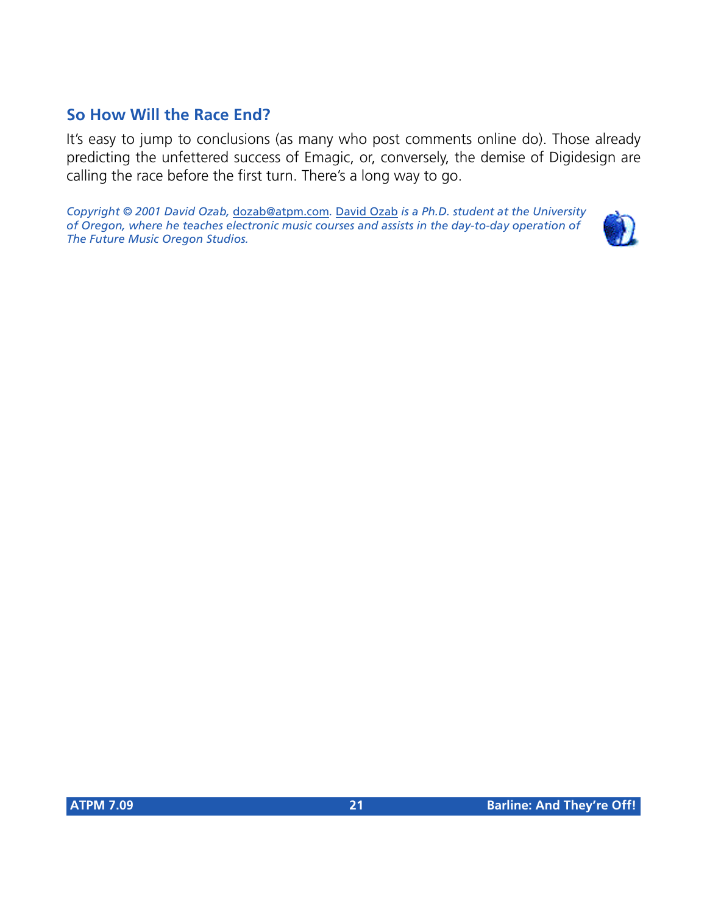## So How Will the Race End?

It's easy to jump to conclusions (as many who post comments online do). Those already predicting the unfettered success of Emagic, or, conversely, the demise of Digidesign are calling the race before the first turn. There's a long way to go.

*Copyright © 2001 David Ozab, dozab@atpm.com. David Ozab is a Ph.D. student at the University of Oregon, where he teaches electronic music courses and assists in the day-to-day operation of The Future Music Oregon Studios.*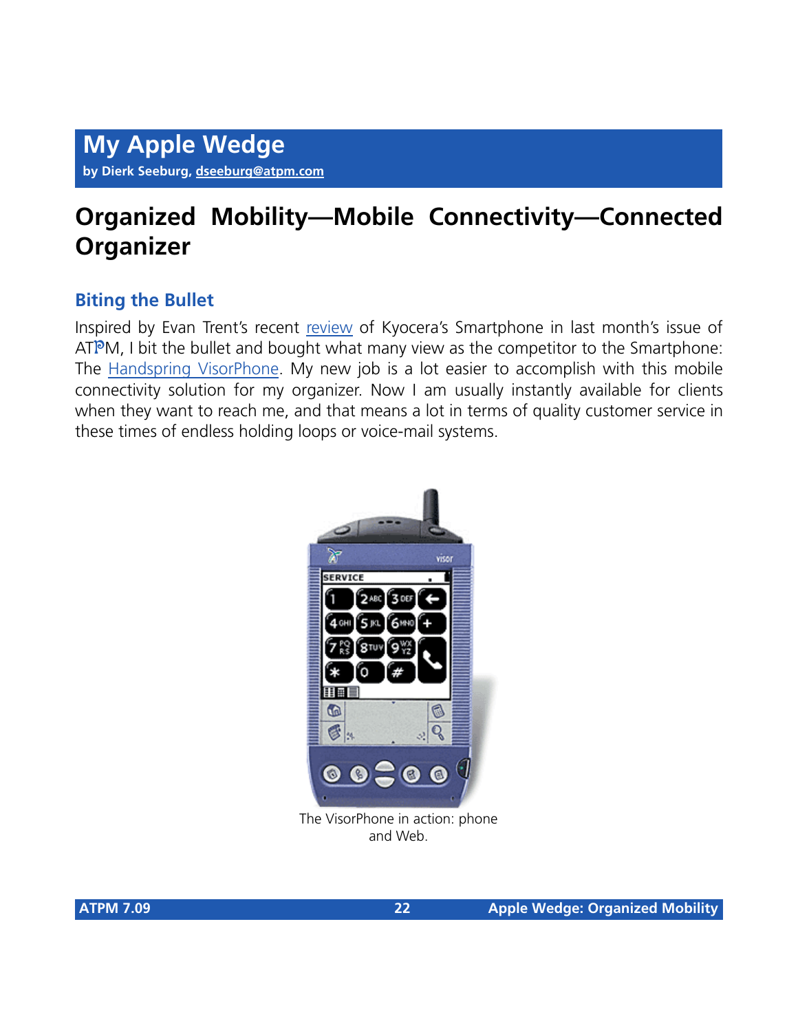# My Apple Wedge

**by Dierk Seeburg, dseeburg@atpm.com**

## Organized Mobility—Mobile Connectivity—Connected Organizer

### Biting the Bullet

Inspired by Evan Trent's recent review of Kyocera's Smartphone in last month's issue of ATPM, I bit the bullet and bought what many view as the competitor to the Smartphone: The Handspring VisorPhone. My new job is a lot easier to accomplish with this mobile connectivity solution for my organizer. Now I am usually instantly available for clients when they want to reach me, and that means a lot in terms of quality customer service in these times of endless holding loops or voice-mail systems.

The VisorPhone in action: phone and Web.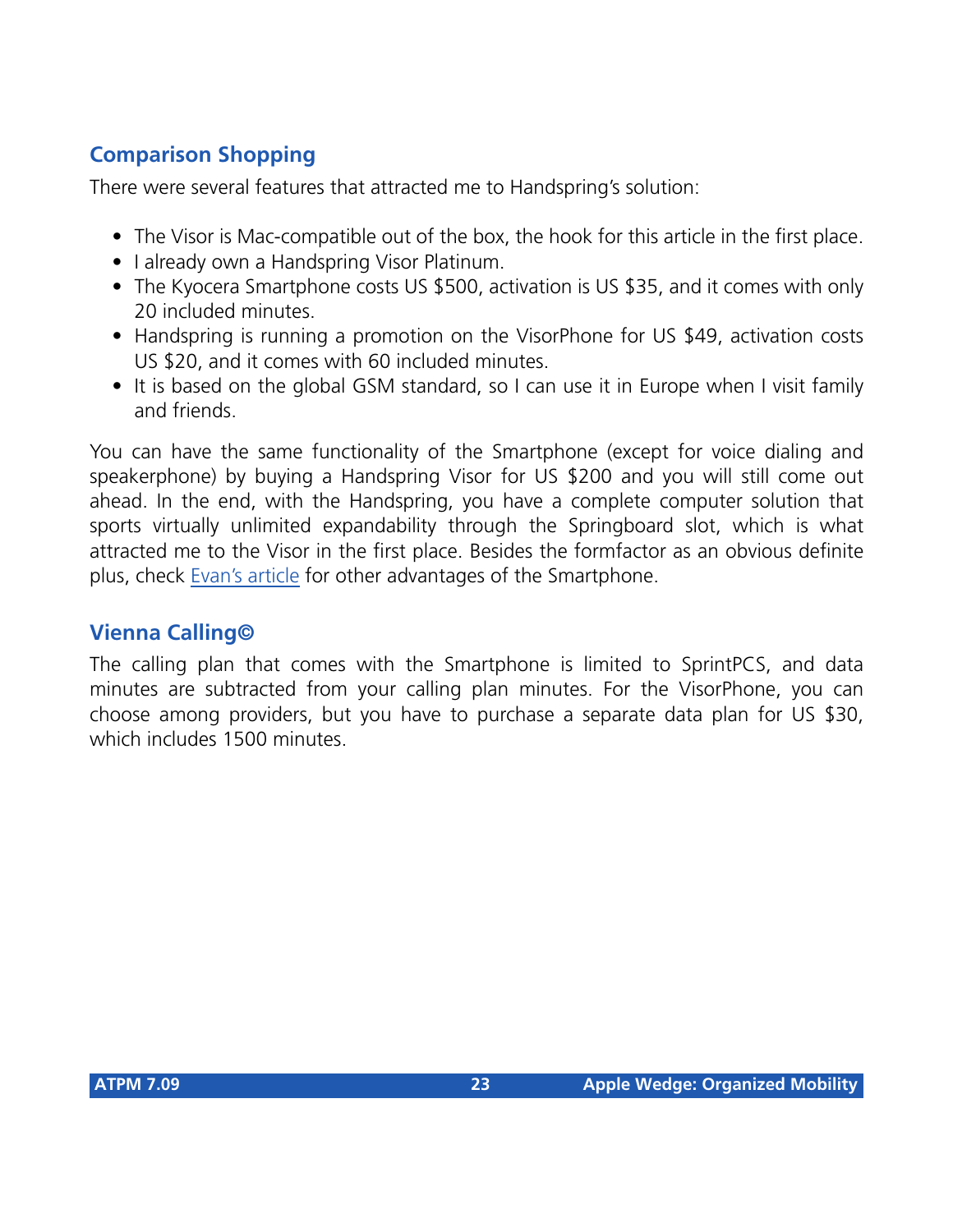### Comparison Shopping

There were several features that attracted me to Handspring's solution:

- The Visor is Mac-compatible out of the box, the hook for this article in the first place.
- I already own a Handspring Visor Platinum.
- The Kyocera Smartphone costs US $500, activation is US $35, and it comes with only 20 included minutes.
- Handspring is running a promotion on the VisorPhone for US $49, activation costs US $20, and it comes with 60 included minutes.
- It is based on the global GSM standard, so I can use it in Europe when I visit family and friends.

You can have the same functionality of the Smartphone (except for voice dialing and speakerphone) by buying a Handspring Visor for US $200 and you will still come out ahead. In the end, with the Handspring, you have a complete computer solution that sports virtually unlimited expandability through the Springboard slot, which is what attracted me to the Visor in the first place. Besides the formfactor as an obvious definite plus, check [Evan's article] for other advantages of the Smartphone.

### Vienna Calling©

The calling plan that comes with the Smartphone is limited to SprintPCS, and data minutes are subtracted from your calling plan minutes. For the VisorPhone, you can choose among providers, but you have to purchase a separate data plan for US $30, which includes 1500 minutes.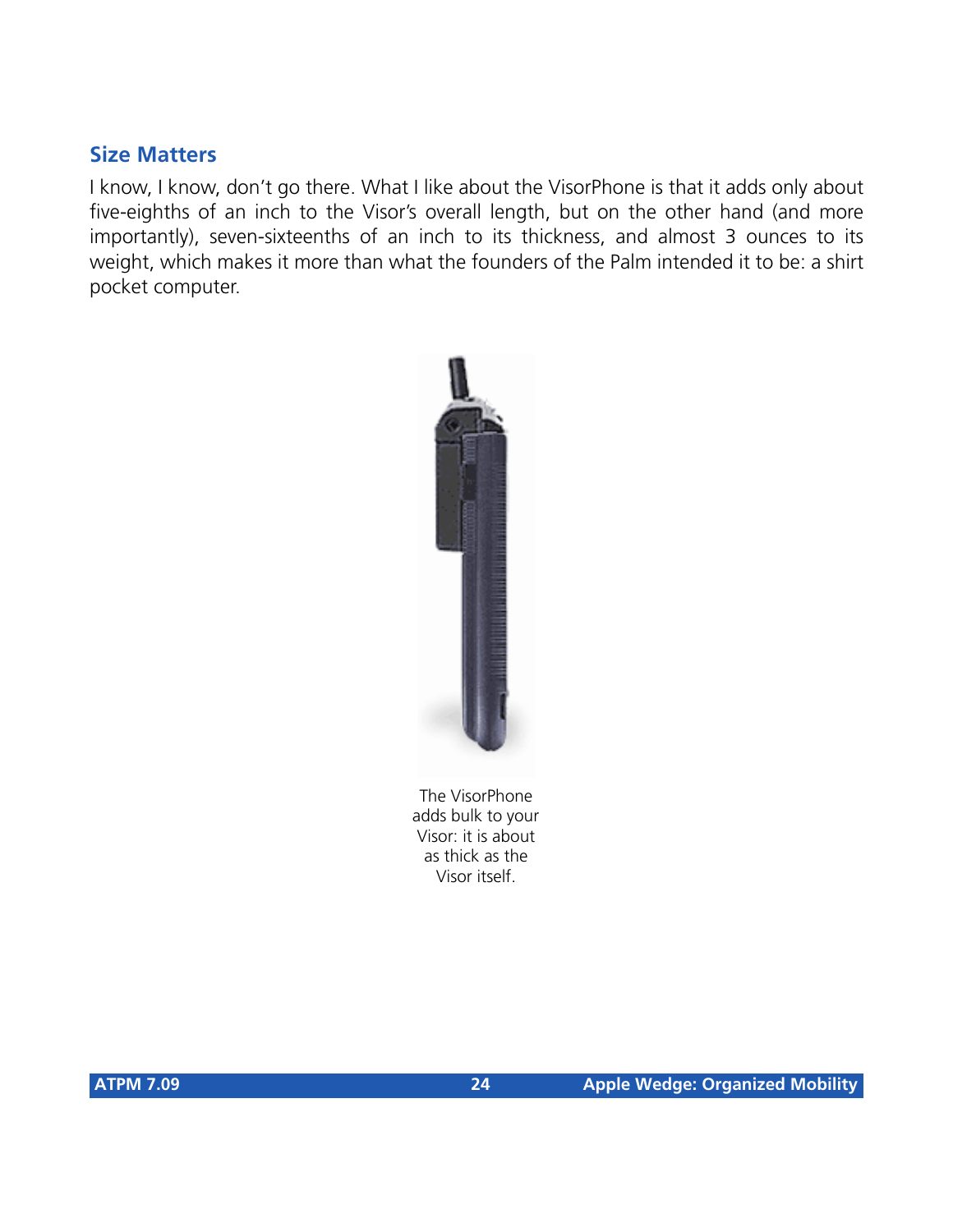## Size Matters

I know, I know, don't go there. What I like about the VisorPhone is that it adds only about five-eighths of an inch to the Visor's overall length, but on the other hand (and more importantly), seven-sixteenths of an inch to its thickness, and almost 3 ounces to its weight, which makes it more than what the founders of the Palm intended it to be: a shirt pocket computer.

The VisorPhone adds bulk to your Visor: it is about as thick as the Visor itself.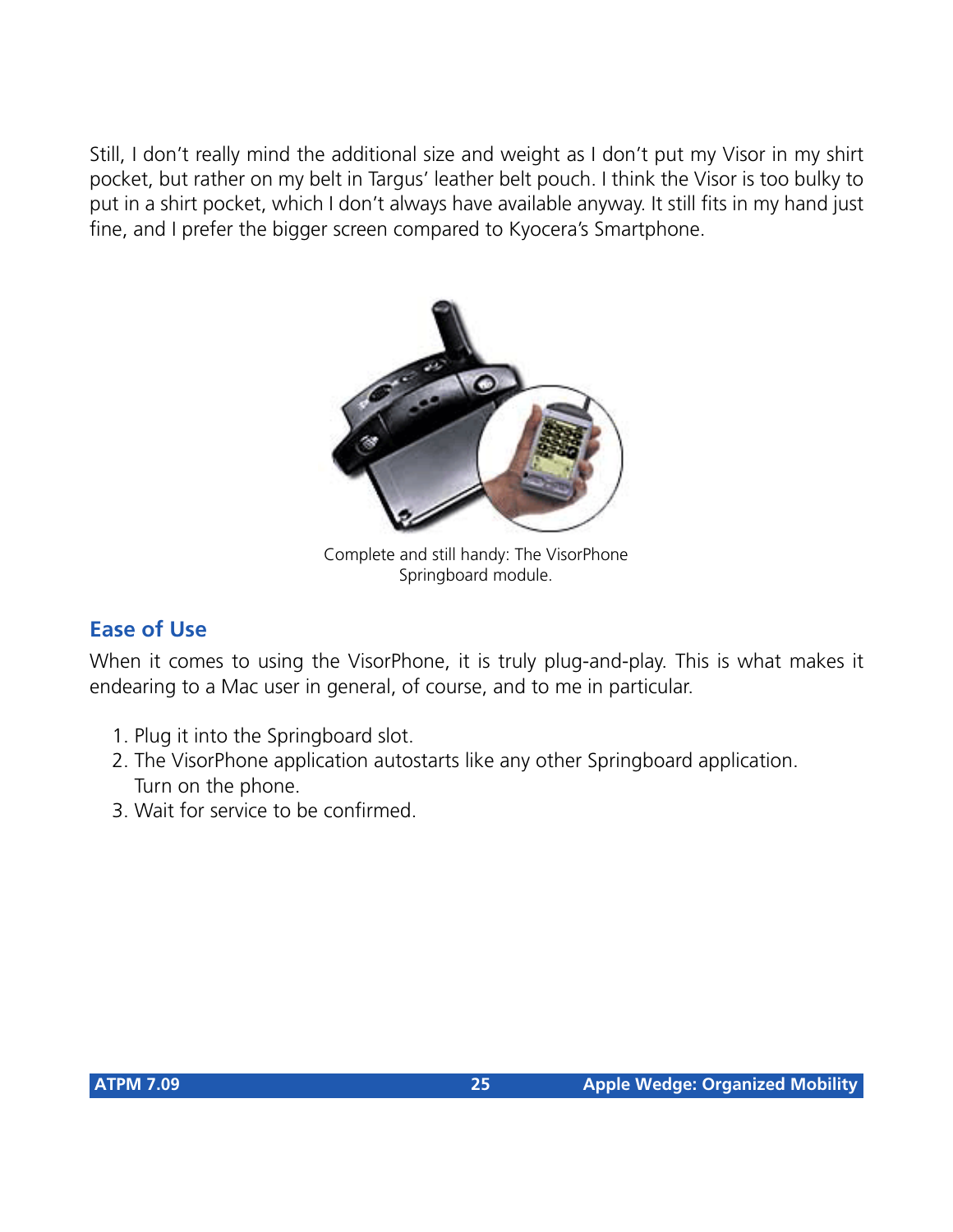Still, I don't really mind the additional size and weight as I don't put my Visor in my shirt pocket, but rather on my belt in Targus' leather belt pouch. I think the Visor is too bulky to put in a shirt pocket, which I don't always have available anyway. It still fits in my hand just fine, and I prefer the bigger screen compared to Kyocera's Smartphone.

Complete and still handy: The VisorPhone Springboard module.

## Ease of Use

When it comes to using the VisorPhone, it is truly plug-and-play. This is what makes it endearing to a Mac user in general, of course, and to me in particular.

1. Plug it into the Springboard slot.
2. The VisorPhone application autostarts like any other Springboard application. Turn on the phone.
3. Wait for service to be confirmed.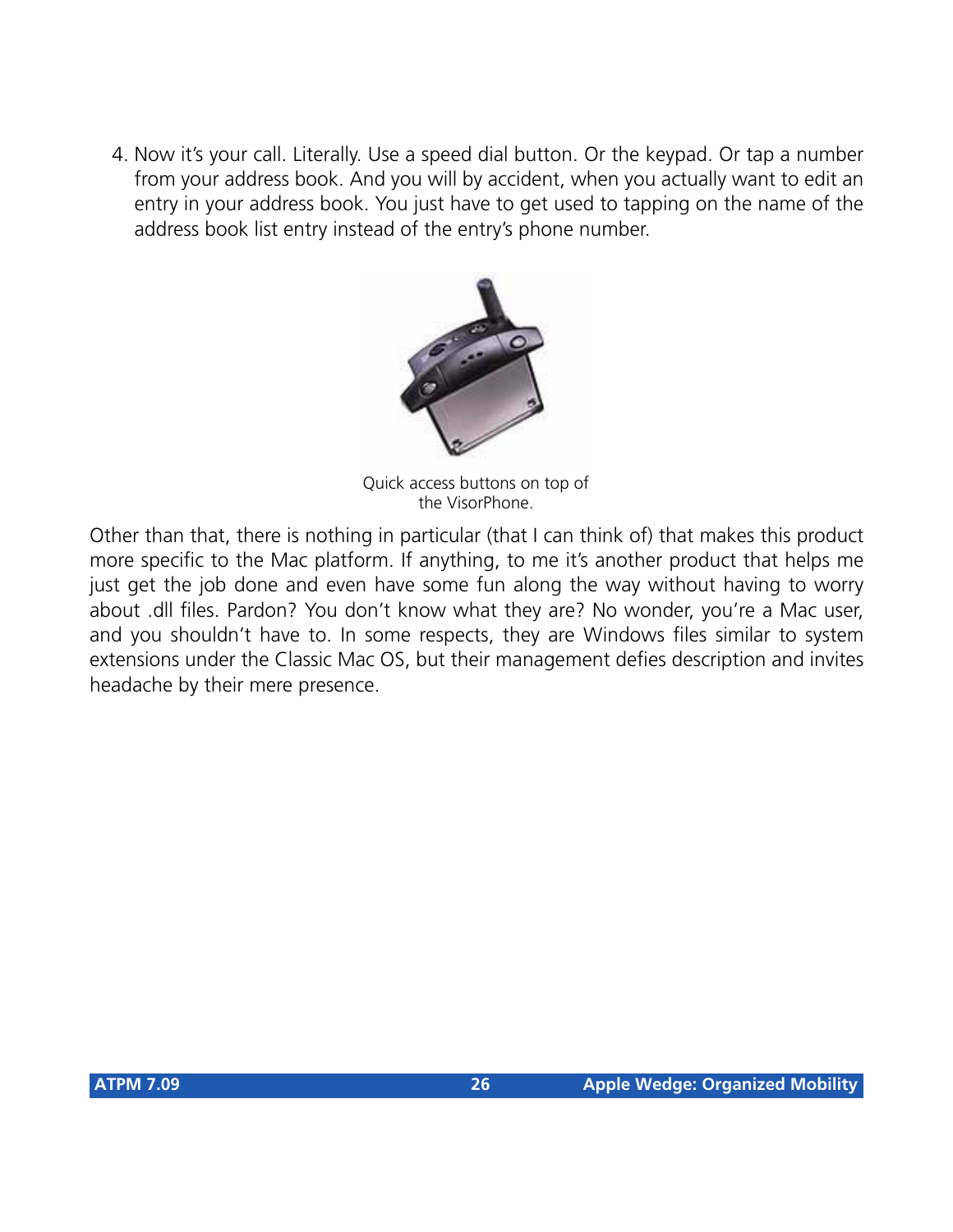4. Now it's your call. Literally. Use a speed dial button. Or the keypad. Or tap a number from your address book. And you will by accident, when you actually want to edit an entry in your address book. You just have to get used to tapping on the name of the address book list entry instead of the entry's phone number.

Quick access buttons on top of the VisorPhone.

Other than that, there is nothing in particular (that I can think of) that makes this product more specific to the Mac platform. If anything, to me it's another product that helps me just get the job done and even have some fun along the way without having to worry about .dll files. Pardon? You don't know what they are? No wonder, you're a Mac user, and you shouldn't have to. In some respects, they are Windows files similar to system extensions under the Classic Mac OS, but their management defies description and invites headache by their mere presence.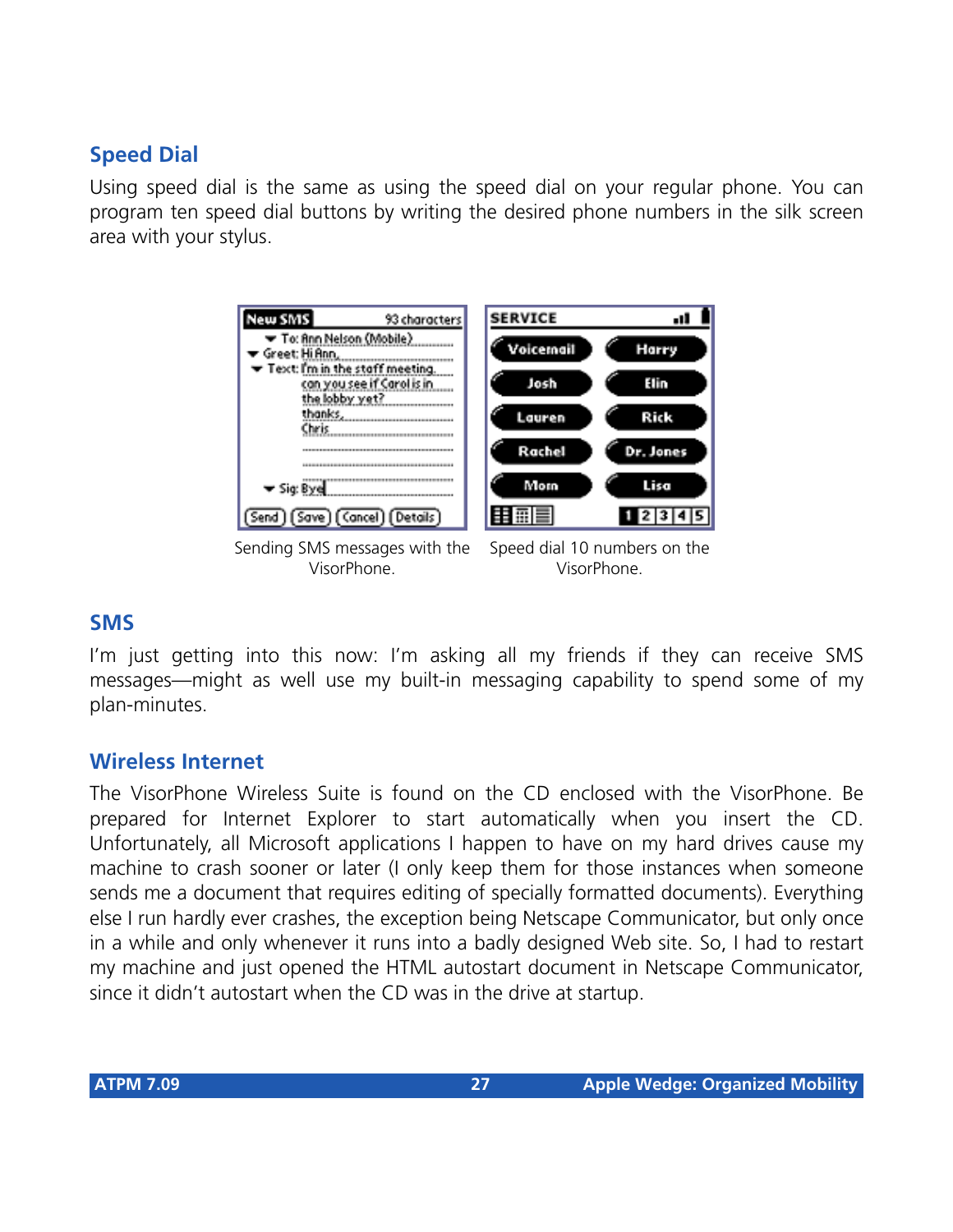## Speed Dial

Using speed dial is the same as using the speed dial on your regular phone. You can program ten speed dial buttons by writing the desired phone numbers in the silk screen area with your stylus.

Sending SMS messages with the VisorPhone.

Speed dial 10 numbers on the VisorPhone.

## SMS

I'm just getting into this now: I'm asking all my friends if they can receive SMS messages—might as well use my built-in messaging capability to spend some of my plan-minutes.

## Wireless Internet

The VisorPhone Wireless Suite is found on the CD enclosed with the VisorPhone. Be prepared for Internet Explorer to start automatically when you insert the CD. Unfortunately, all Microsoft applications I happen to have on my hard drives cause my machine to crash sooner or later (I only keep them for those instances when someone sends me a document that requires editing of specially formatted documents). Everything else I run hardly ever crashes, the exception being Netscape Communicator, but only once in a while and only whenever it runs into a badly designed Web site. So, I had to restart my machine and just opened the HTML autostart document in Netscape Communicator, since it didn't autostart when the CD was in the drive at startup.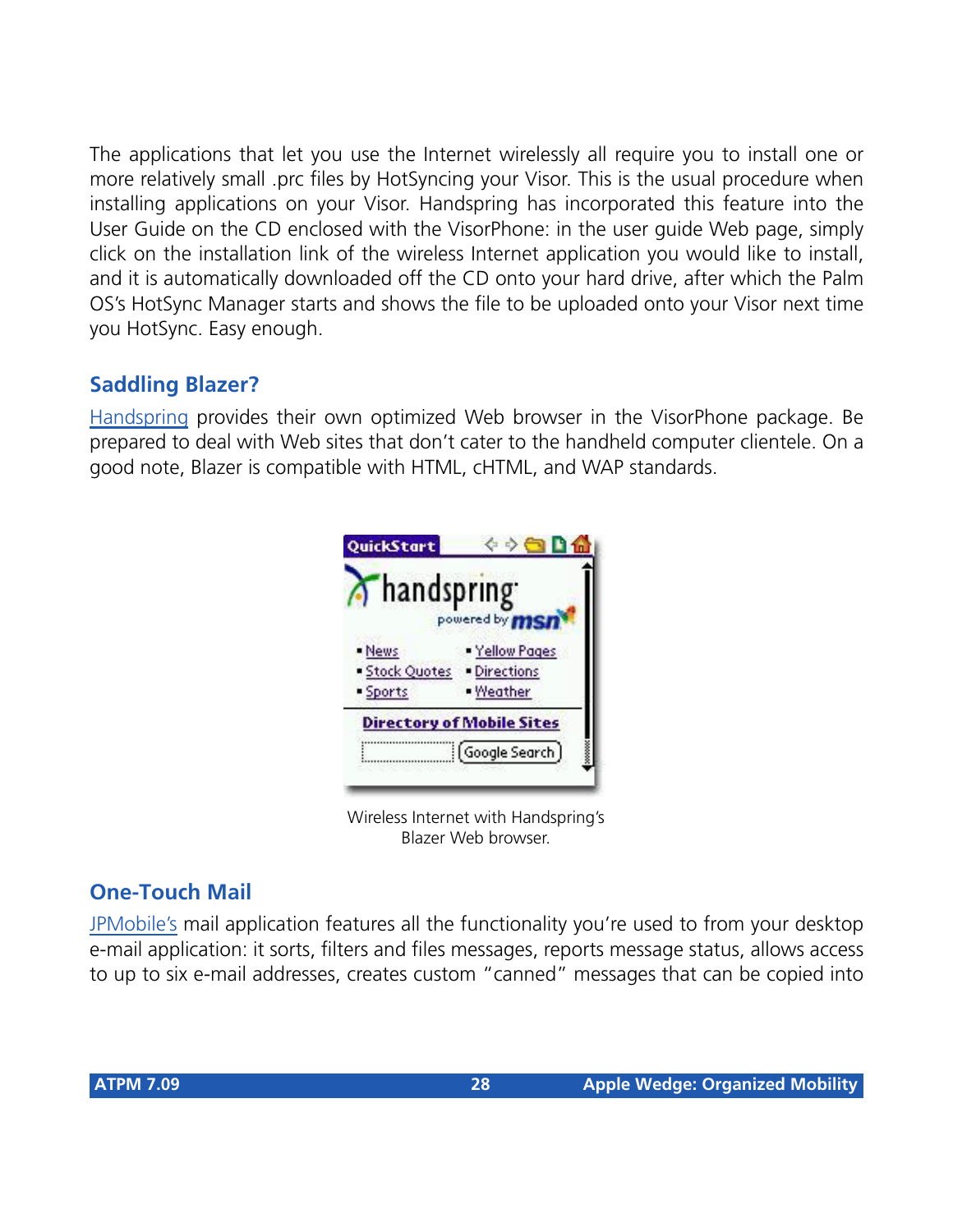The applications that let you use the Internet wirelessly all require you to install one or more relatively small .prc files by HotSyncing your Visor. This is the usual procedure when installing applications on your Visor. Handspring has incorporated this feature into the User Guide on the CD enclosed with the VisorPhone: in the user guide Web page, simply click on the installation link of the wireless Internet application you would like to install, and it is automatically downloaded off the CD onto your hard drive, after which the Palm OS's HotSync Manager starts and shows the file to be uploaded onto your Visor next time you HotSync. Easy enough.

## Saddling Blazer?

Handspring provides their own optimized Web browser in the VisorPhone package. Be prepared to deal with Web sites that don't cater to the handheld computer clientele. On a good note, Blazer is compatible with HTML, cHTML, and WAP standards.

Wireless Internet with Handspring's Blazer Web browser.

## One-Touch Mail

JPMobile's mail application features all the functionality you're used to from your desktop e-mail application: it sorts, filters and files messages, reports message status, allows access to up to six e-mail addresses, creates custom "canned" messages that can be copied into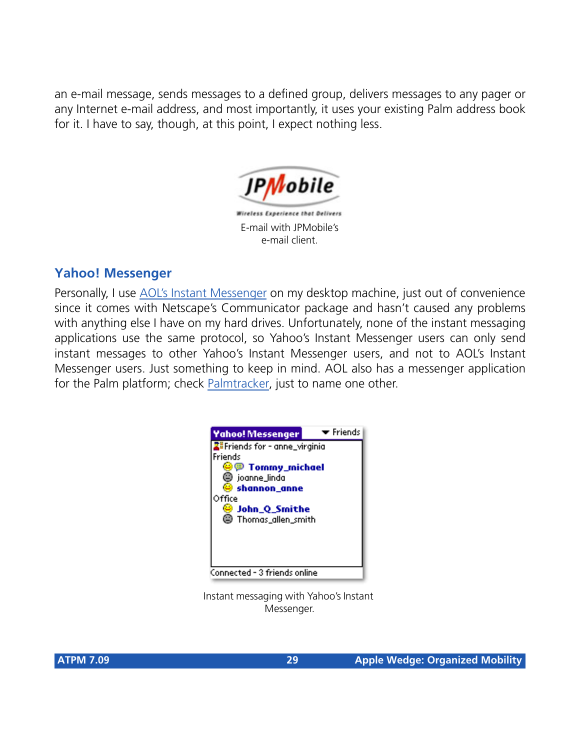an e-mail message, sends messages to a defined group, delivers messages to any pager or any Internet e-mail address, and most importantly, it uses your existing Palm address book for it. I have to say, though, at this point, I expect nothing less.

E-mail with JPMobile's e-mail client.

## Yahoo! Messenger

Personally, I use [AOL's Instant Messenger]() on my desktop machine, just out of convenience since it comes with Netscape's Communicator package and hasn't caused any problems with anything else I have on my hard drives. Unfortunately, none of the instant messaging applications use the same protocol, so Yahoo's Instant Messenger users can only send instant messages to other Yahoo's Instant Messenger users, and not to AOL's Instant Messenger users. Just something to keep in mind. AOL also has a messenger application for the Palm platform; check [Palmtracker](), just to name one other.

Instant messaging with Yahoo's Instant Messenger.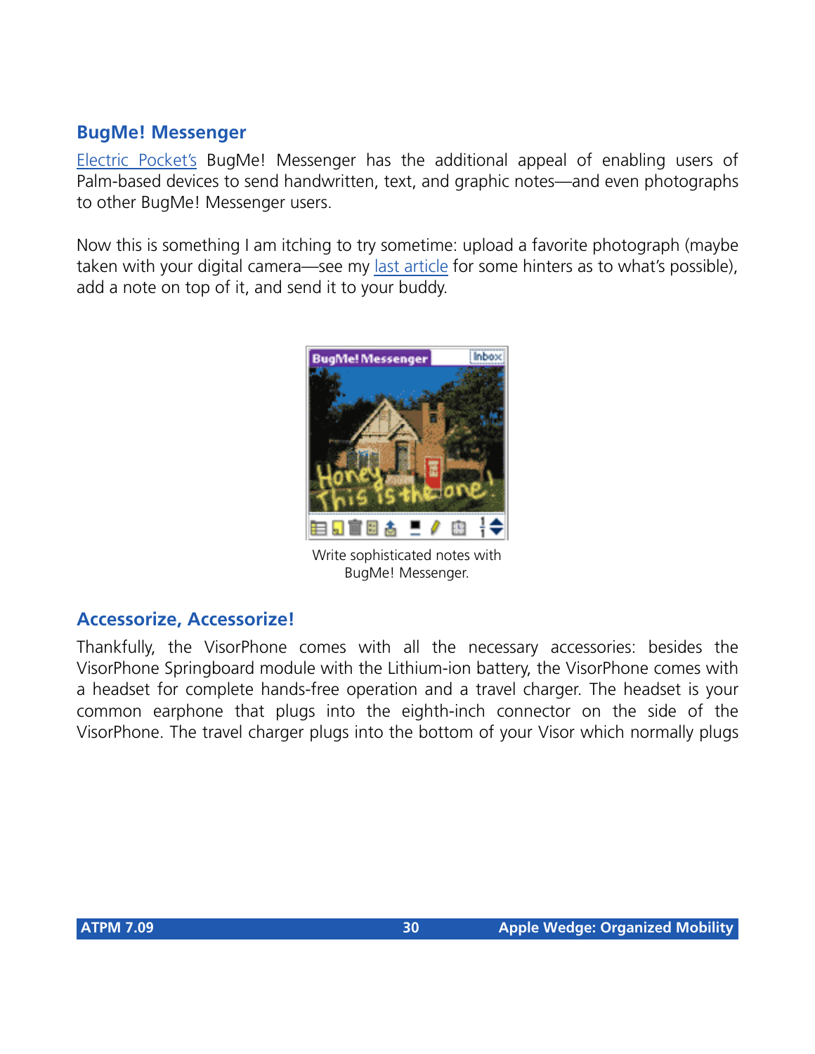## BugMe! Messenger

Electric Pocket's BugMe! Messenger has the additional appeal of enabling users of Palm-based devices to send handwritten, text, and graphic notes—and even photographs to other BugMe! Messenger users.

Now this is something I am itching to try sometime: upload a favorite photograph (maybe taken with your digital camera—see my last article for some hinters as to what's possible), add a note on top of it, and send it to your buddy.

Write sophisticated notes with BugMe! Messenger.

## Accessorize, Accessorize!

Thankfully, the VisorPhone comes with all the necessary accessories: besides the VisorPhone Springboard module with the Lithium-ion battery, the VisorPhone comes with a headset for complete hands-free operation and a travel charger. The headset is your common earphone that plugs into the eighth-inch connector on the side of the VisorPhone. The travel charger plugs into the bottom of your Visor which normally plugs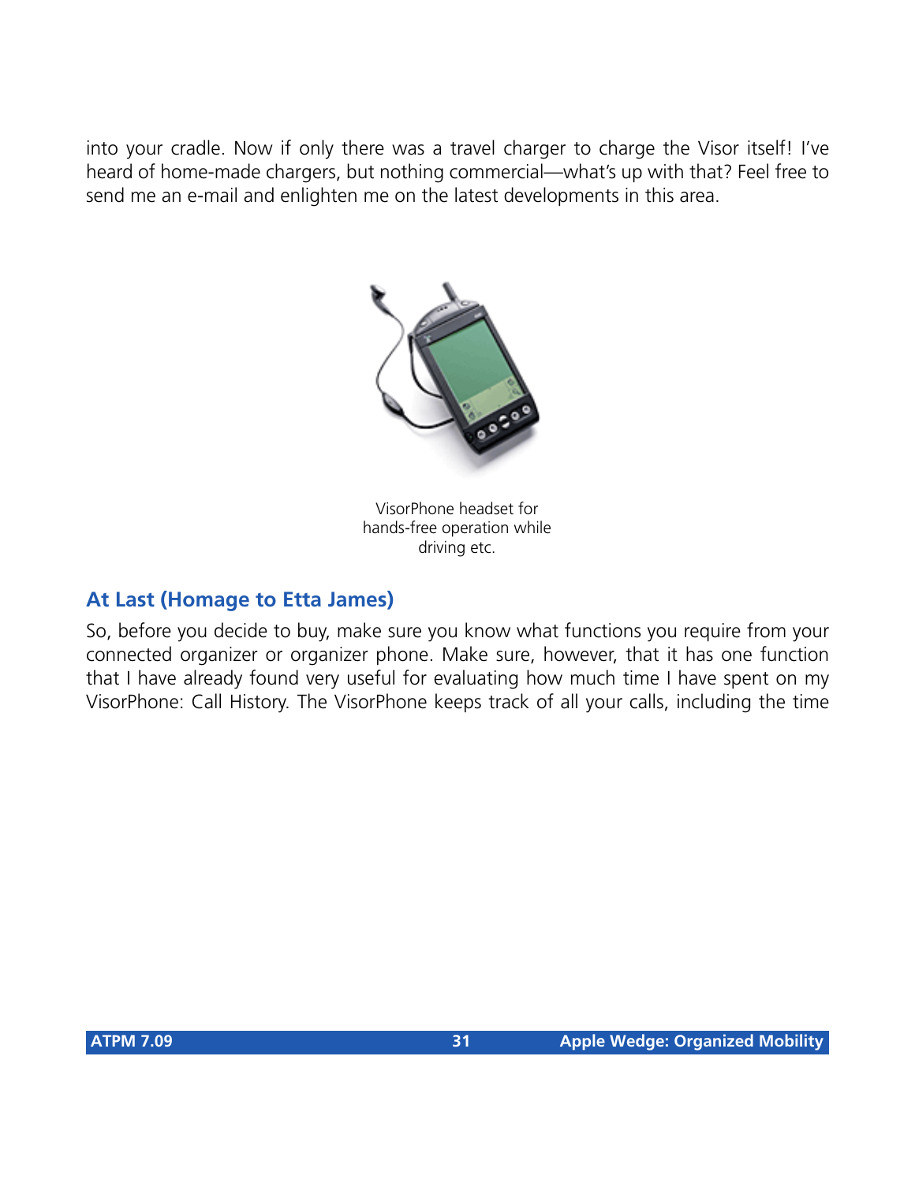into your cradle. Now if only there was a travel charger to charge the Visor itself! I've heard of home-made chargers, but nothing commercial—what's up with that? Feel free to send me an e-mail and enlighten me on the latest developments in this area.

VisorPhone headset for hands-free operation while driving etc.

## At Last (Homage to Etta James)

So, before you decide to buy, make sure you know what functions you require from your connected organizer or organizer phone. Make sure, however, that it has one function that I have already found very useful for evaluating how much time I have spent on my VisorPhone: Call History. The VisorPhone keeps track of all your calls, including the time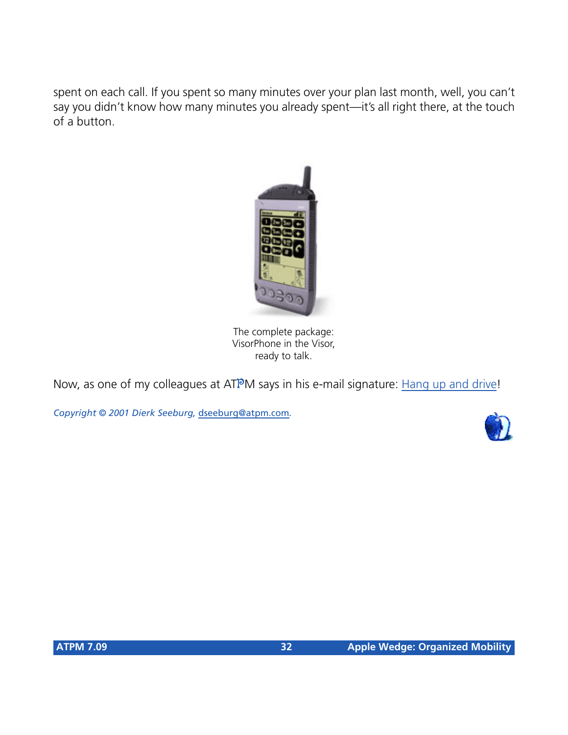spent on each call. If you spent so many minutes over your plan last month, well, you can't say you didn't know how many minutes you already spent—it's all right there, at the touch of a button.

The complete package:
VisorPhone in the Visor,
ready to talk.

Now, as one of my colleagues at ATPM says in his e-mail signature: Hang up and drive!

*Copyright © 2001 Dierk Seeburg, dseeburg@atpm.com.*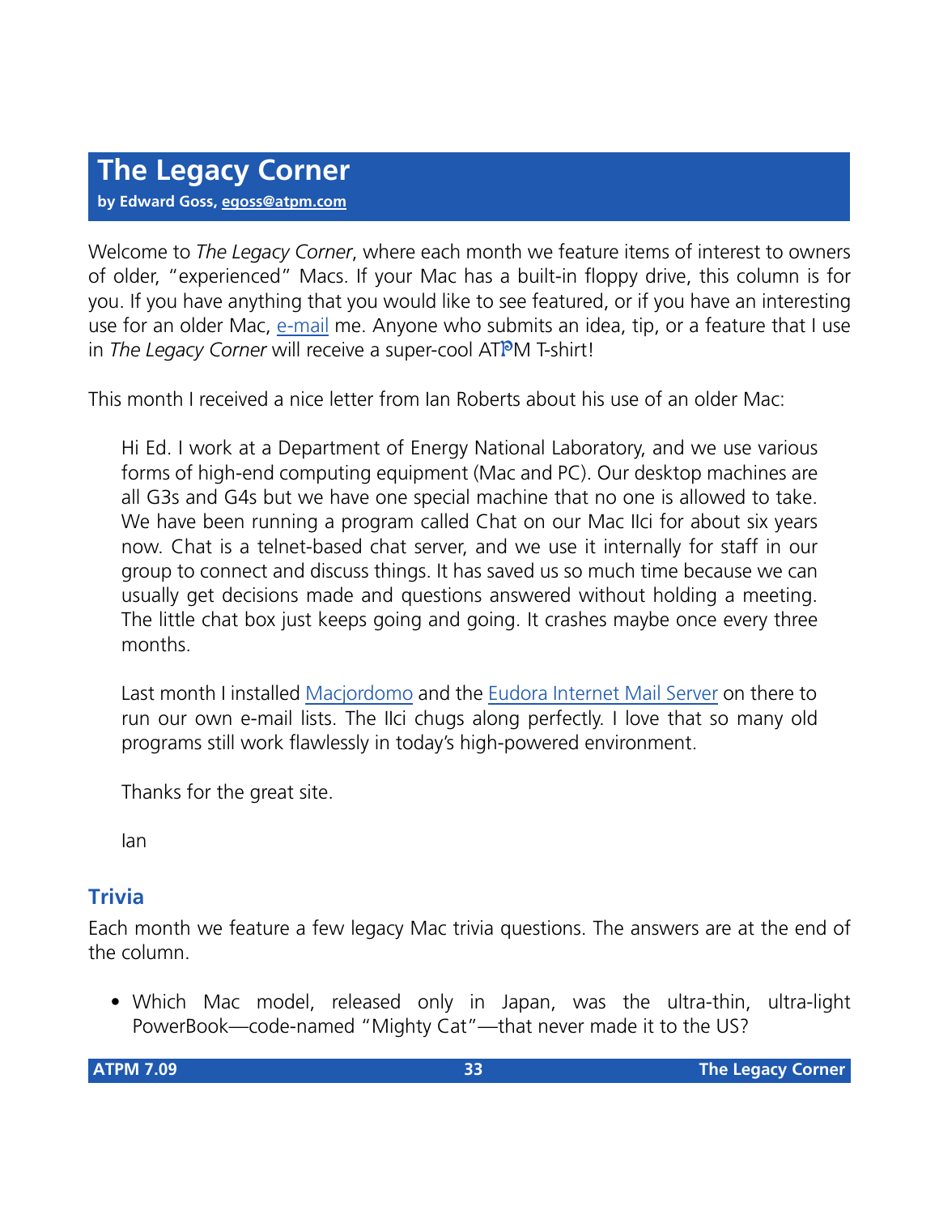# The Legacy Corner

**by Edward Goss, egoss@atpm.com**

Welcome to *The Legacy Corner*, where each month we feature items of interest to owners of older, "experienced" Macs. If your Mac has a built-in floppy drive, this column is for you. If you have anything that you would like to see featured, or if you have an interesting use for an older Mac, e-mail me. Anyone who submits an idea, tip, or a feature that I use in *The Legacy Corner* will receive a super-cool ATPM T-shirt!

This month I received a nice letter from Ian Roberts about his use of an older Mac:

> Hi Ed. I work at a Department of Energy National Laboratory, and we use various forms of high-end computing equipment (Mac and PC). Our desktop machines are all G3s and G4s but we have one special machine that no one is allowed to take. We have been running a program called Chat on our Mac IIci for about six years now. Chat is a telnet-based chat server, and we use it internally for staff in our group to connect and discuss things. It has saved us so much time because we can usually get decisions made and questions answered without holding a meeting. The little chat box just keeps going and going. It crashes maybe once every three months.
>
> Last month I installed Macjordomo and the Eudora Internet Mail Server on there to run our own e-mail lists. The IIci chugs along perfectly. I love that so many old programs still work flawlessly in today's high-powered environment.
>
> Thanks for the great site.
>
> Ian

## Trivia

Each month we feature a few legacy Mac trivia questions. The answers are at the end of the column.

- Which Mac model, released only in Japan, was the ultra-thin, ultra-light PowerBook—code-named "Mighty Cat"—that never made it to the US?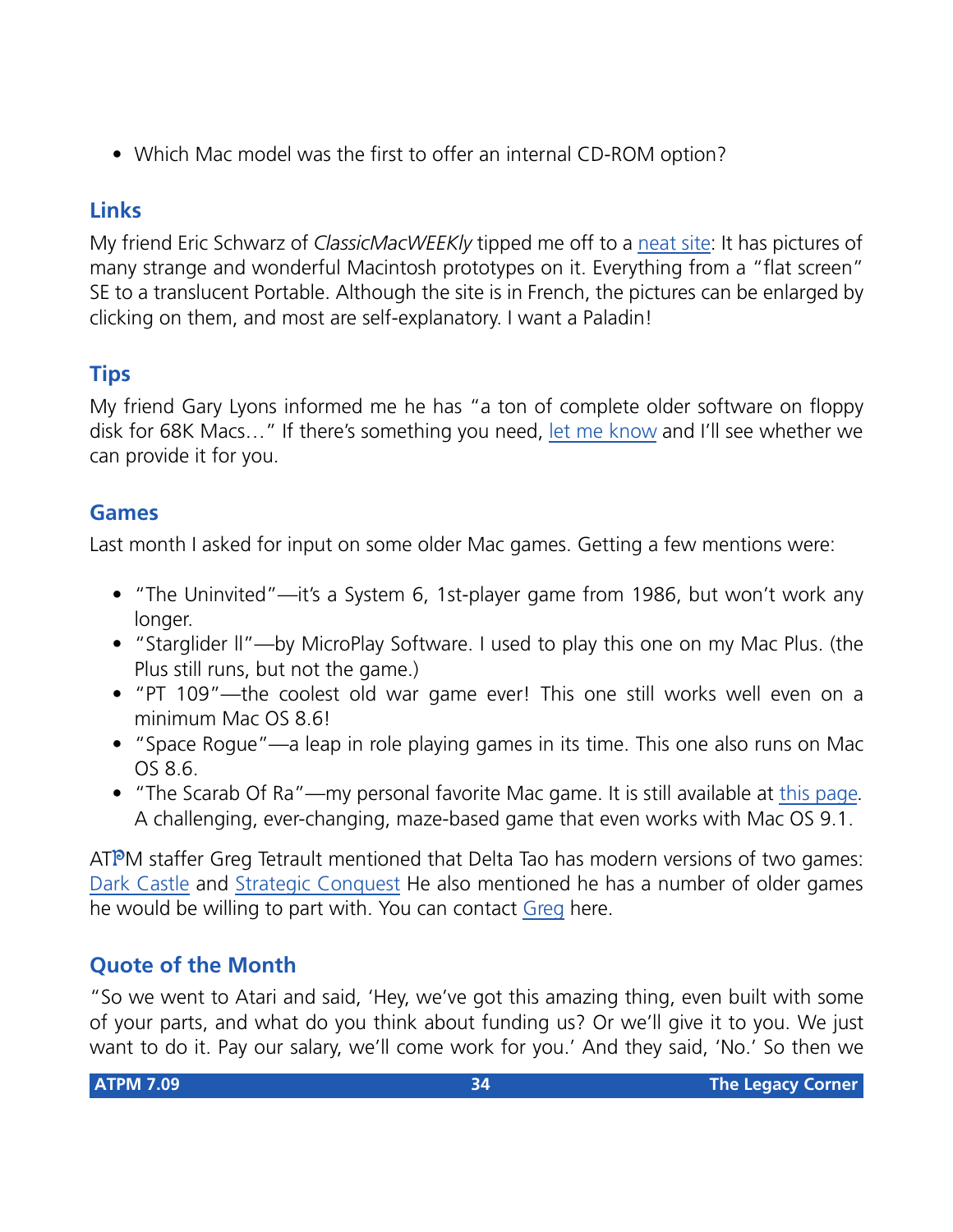- Which Mac model was the first to offer an internal CD-ROM option?

### Links

My friend Eric Schwarz of *ClassicMacWEEKly* tipped me off to a neat site: It has pictures of many strange and wonderful Macintosh prototypes on it. Everything from a "flat screen" SE to a translucent Portable. Although the site is in French, the pictures can be enlarged by clicking on them, and most are self-explanatory. I want a Paladin!

### Tips

My friend Gary Lyons informed me he has "a ton of complete older software on floppy disk for 68K Macs…" If there's something you need, let me know and I'll see whether we can provide it for you.

### Games

Last month I asked for input on some older Mac games. Getting a few mentions were:

- "The Uninvited"—it's a System 6, 1st-player game from 1986, but won't work any longer.
- "Starglider ll"—by MicroPlay Software. I used to play this one on my Mac Plus. (the Plus still runs, but not the game.)
- "PT 109"—the coolest old war game ever! This one still works well even on a minimum Mac OS 8.6!
- "Space Rogue"—a leap in role playing games in its time. This one also runs on Mac OS 8.6.
- "The Scarab Of Ra"—my personal favorite Mac game. It is still available at this page. A challenging, ever-changing, maze-based game that even works with Mac OS 9.1.

ATPM staffer Greg Tetrault mentioned that Delta Tao has modern versions of two games: Dark Castle and Strategic Conquest He also mentioned he has a number of older games he would be willing to part with. You can contact Greg here.

### Quote of the Month

"So we went to Atari and said, 'Hey, we've got this amazing thing, even built with some of your parts, and what do you think about funding us? Or we'll give it to you. We just want to do it. Pay our salary, we'll come work for you.' And they said, 'No.' So then we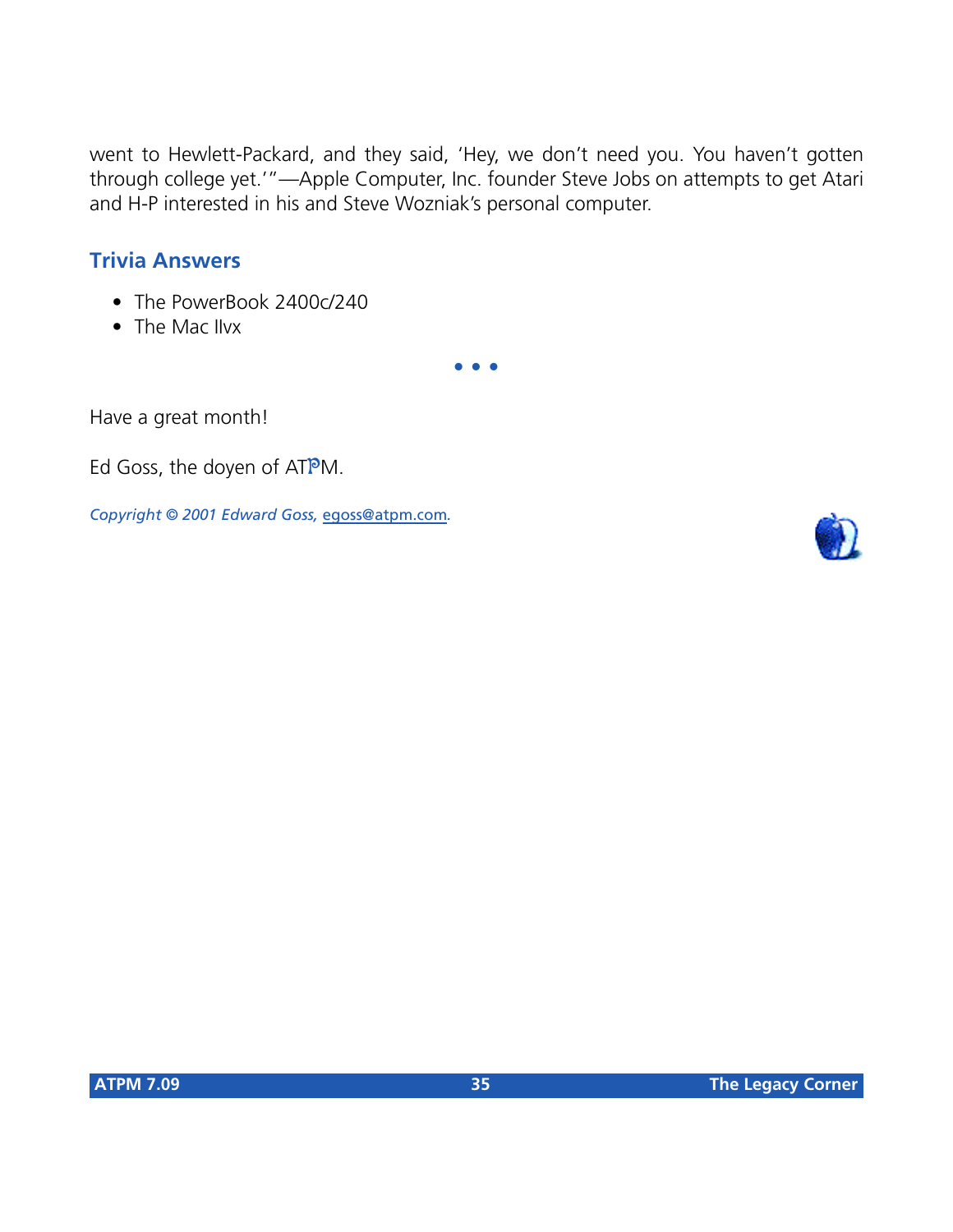went to Hewlett-Packard, and they said, 'Hey, we don't need you. You haven't gotten through college yet.'"—Apple Computer, Inc. founder Steve Jobs on attempts to get Atari and H-P interested in his and Steve Wozniak's personal computer.

## Trivia Answers

- The PowerBook 2400c/240
- The Mac IIvx

• • •

Have a great month!

Ed Goss, the doyen of ATPM.

*Copyright © 2001 Edward Goss,* egoss@atpm.com*.*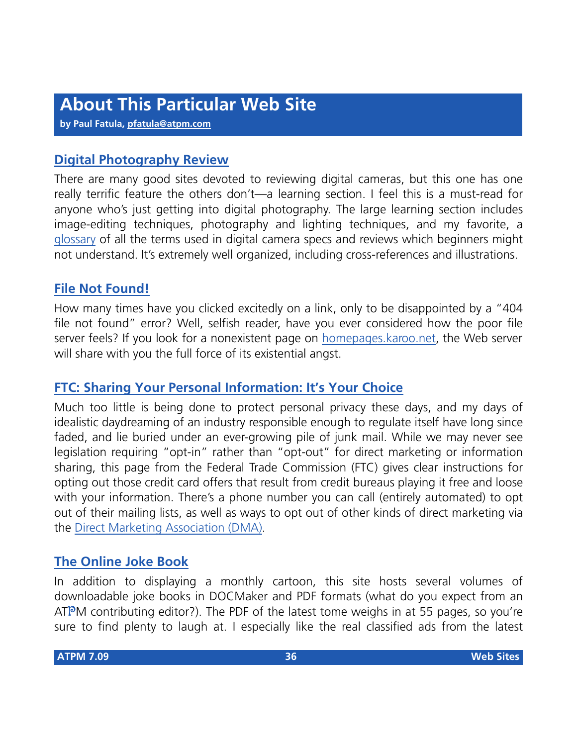# About This Particular Web Site

**by Paul Fatula, pfatula@atpm.com**

## Digital Photography Review

There are many good sites devoted to reviewing digital cameras, but this one has one really terrific feature the others don't—a learning section. I feel this is a must-read for anyone who's just getting into digital photography. The large learning section includes image-editing techniques, photography and lighting techniques, and my favorite, a glossary of all the terms used in digital camera specs and reviews which beginners might not understand. It's extremely well organized, including cross-references and illustrations.

## File Not Found!

How many times have you clicked excitedly on a link, only to be disappointed by a "404 file not found" error? Well, selfish reader, have you ever considered how the poor file server feels? If you look for a nonexistent page on homepages.karoo.net, the Web server will share with you the full force of its existential angst.

## FTC: Sharing Your Personal Information: It's Your Choice

Much too little is being done to protect personal privacy these days, and my days of idealistic daydreaming of an industry responsible enough to regulate itself have long since faded, and lie buried under an ever-growing pile of junk mail. While we may never see legislation requiring "opt-in" rather than "opt-out" for direct marketing or information sharing, this page from the Federal Trade Commission (FTC) gives clear instructions for opting out those credit card offers that result from credit bureaus playing it free and loose with your information. There's a phone number you can call (entirely automated) to opt out of their mailing lists, as well as ways to opt out of other kinds of direct marketing via the Direct Marketing Association (DMA).

## The Online Joke Book

In addition to displaying a monthly cartoon, this site hosts several volumes of downloadable joke books in DOCMaker and PDF formats (what do you expect from an ATPM contributing editor?). The PDF of the latest tome weighs in at 55 pages, so you're sure to find plenty to laugh at. I especially like the real classified ads from the latest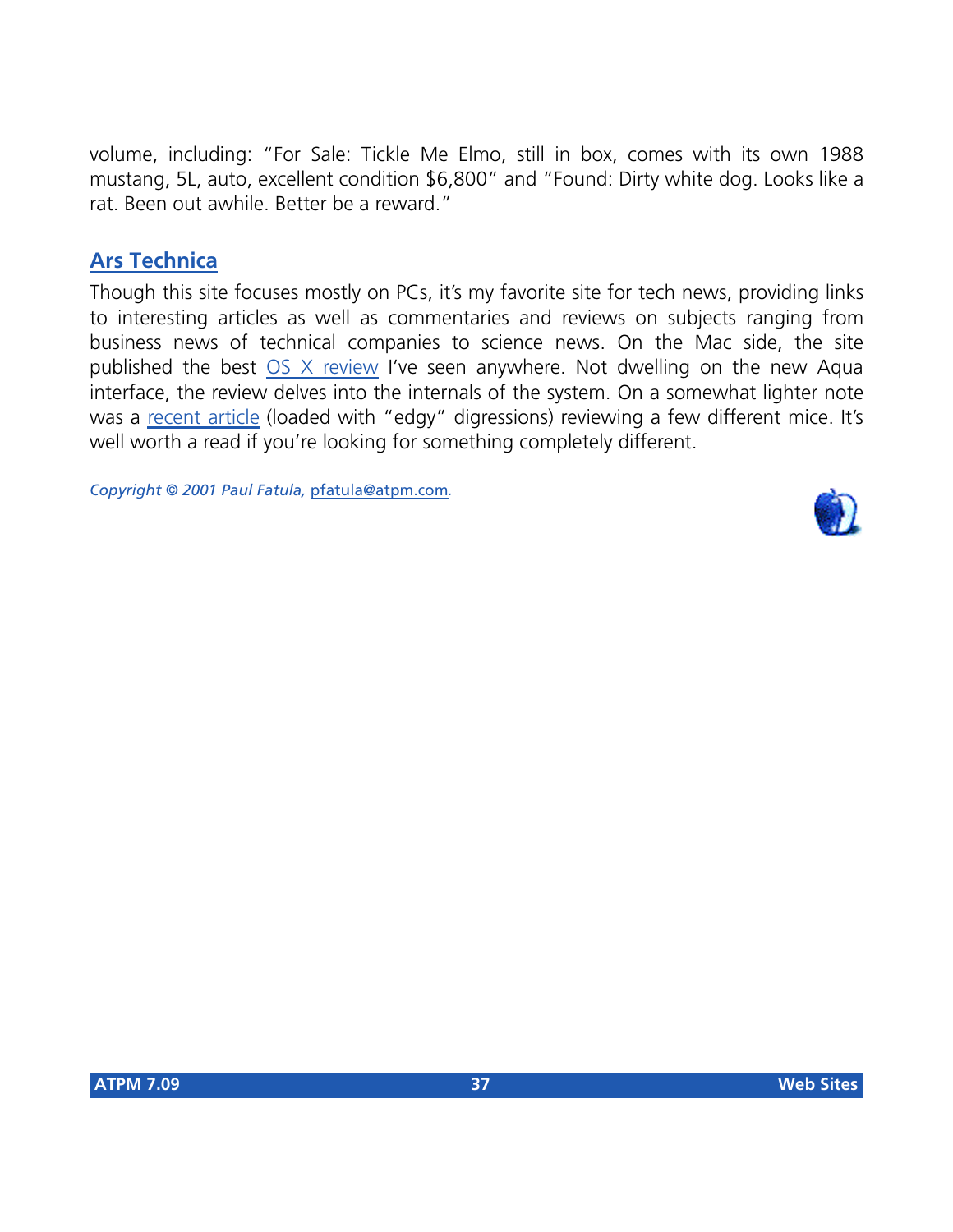volume, including: "For Sale: Tickle Me Elmo, still in box, comes with its own 1988 mustang, 5L, auto, excellent condition $6,800" and "Found: Dirty white dog. Looks like a rat. Been out awhile. Better be a reward."

## Ars Technica

Though this site focuses mostly on PCs, it's my favorite site for tech news, providing links to interesting articles as well as commentaries and reviews on subjects ranging from business news of technical companies to science news. On the Mac side, the site published the best OS X review I've seen anywhere. Not dwelling on the new Aqua interface, the review delves into the internals of the system. On a somewhat lighter note was a recent article (loaded with "edgy" digressions) reviewing a few different mice. It's well worth a read if you're looking for something completely different.

*Copyright © 2001 Paul Fatula, pfatula@atpm.com.*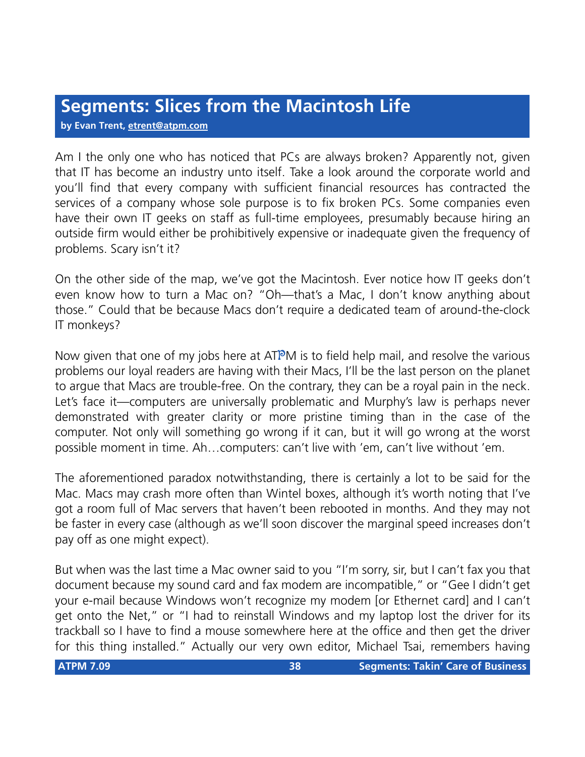# Segments: Slices from the Macintosh Life

**by Evan Trent, etrent@atpm.com**

Am I the only one who has noticed that PCs are always broken? Apparently not, given that IT has become an industry unto itself. Take a look around the corporate world and you'll find that every company with sufficient financial resources has contracted the services of a company whose sole purpose is to fix broken PCs. Some companies even have their own IT geeks on staff as full-time employees, presumably because hiring an outside firm would either be prohibitively expensive or inadequate given the frequency of problems. Scary isn't it?

On the other side of the map, we've got the Macintosh. Ever notice how IT geeks don't even know how to turn a Mac on? "Oh—that's a Mac, I don't know anything about those." Could that be because Macs don't require a dedicated team of around-the-clock IT monkeys?

Now given that one of my jobs here at ATPM is to field help mail, and resolve the various problems our loyal readers are having with their Macs, I'll be the last person on the planet to argue that Macs are trouble-free. On the contrary, they can be a royal pain in the neck. Let's face it—computers are universally problematic and Murphy's law is perhaps never demonstrated with greater clarity or more pristine timing than in the case of the computer. Not only will something go wrong if it can, but it will go wrong at the worst possible moment in time. Ah…computers: can't live with 'em, can't live without 'em.

The aforementioned paradox notwithstanding, there is certainly a lot to be said for the Mac. Macs may crash more often than Wintel boxes, although it's worth noting that I've got a room full of Mac servers that haven't been rebooted in months. And they may not be faster in every case (although as we'll soon discover the marginal speed increases don't pay off as one might expect).

But when was the last time a Mac owner said to you "I'm sorry, sir, but I can't fax you that document because my sound card and fax modem are incompatible," or "Gee I didn't get your e-mail because Windows won't recognize my modem [or Ethernet card] and I can't get onto the Net," or "I had to reinstall Windows and my laptop lost the driver for its trackball so I have to find a mouse somewhere here at the office and then get the driver for this thing installed." Actually our very own editor, Michael Tsai, remembers having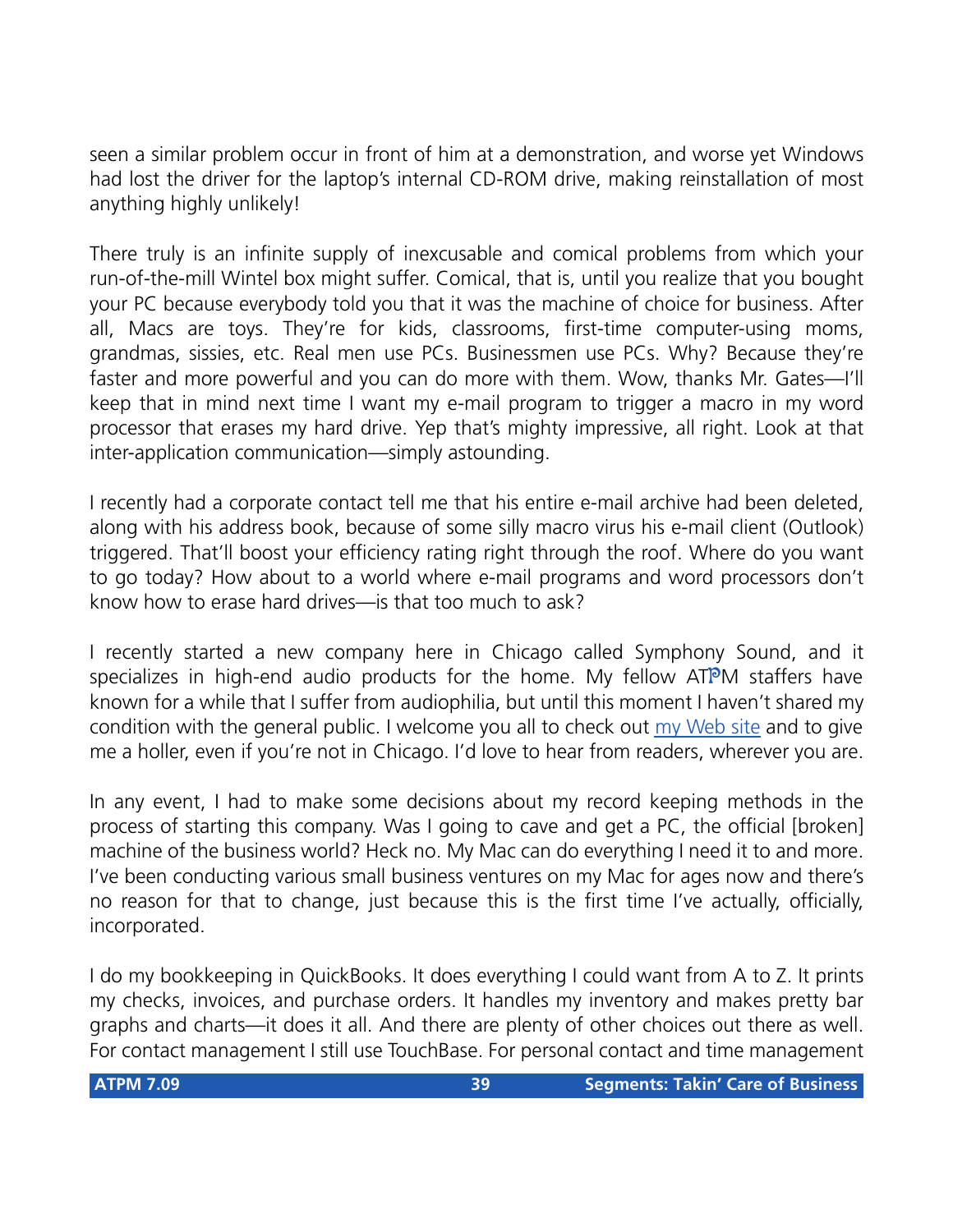seen a similar problem occur in front of him at a demonstration, and worse yet Windows had lost the driver for the laptop's internal CD-ROM drive, making reinstallation of most anything highly unlikely!

There truly is an infinite supply of inexcusable and comical problems from which your run-of-the-mill Wintel box might suffer. Comical, that is, until you realize that you bought your PC because everybody told you that it was the machine of choice for business. After all, Macs are toys. They're for kids, classrooms, first-time computer-using moms, grandmas, sissies, etc. Real men use PCs. Businessmen use PCs. Why? Because they're faster and more powerful and you can do more with them. Wow, thanks Mr. Gates—I'll keep that in mind next time I want my e-mail program to trigger a macro in my word processor that erases my hard drive. Yep that's mighty impressive, all right. Look at that inter-application communication—simply astounding.

I recently had a corporate contact tell me that his entire e-mail archive had been deleted, along with his address book, because of some silly macro virus his e-mail client (Outlook) triggered. That'll boost your efficiency rating right through the roof. Where do you want to go today? How about to a world where e-mail programs and word processors don't know how to erase hard drives—is that too much to ask?

I recently started a new company here in Chicago called Symphony Sound, and it specializes in high-end audio products for the home. My fellow ATPM staffers have known for a while that I suffer from audiophilia, but until this moment I haven't shared my condition with the general public. I welcome you all to check out my Web site and to give me a holler, even if you're not in Chicago. I'd love to hear from readers, wherever you are.

In any event, I had to make some decisions about my record keeping methods in the process of starting this company. Was I going to cave and get a PC, the official [broken] machine of the business world? Heck no. My Mac can do everything I need it to and more. I've been conducting various small business ventures on my Mac for ages now and there's no reason for that to change, just because this is the first time I've actually, officially, incorporated.

I do my bookkeeping in QuickBooks. It does everything I could want from A to Z. It prints my checks, invoices, and purchase orders. It handles my inventory and makes pretty bar graphs and charts—it does it all. And there are plenty of other choices out there as well. For contact management I still use TouchBase. For personal contact and time management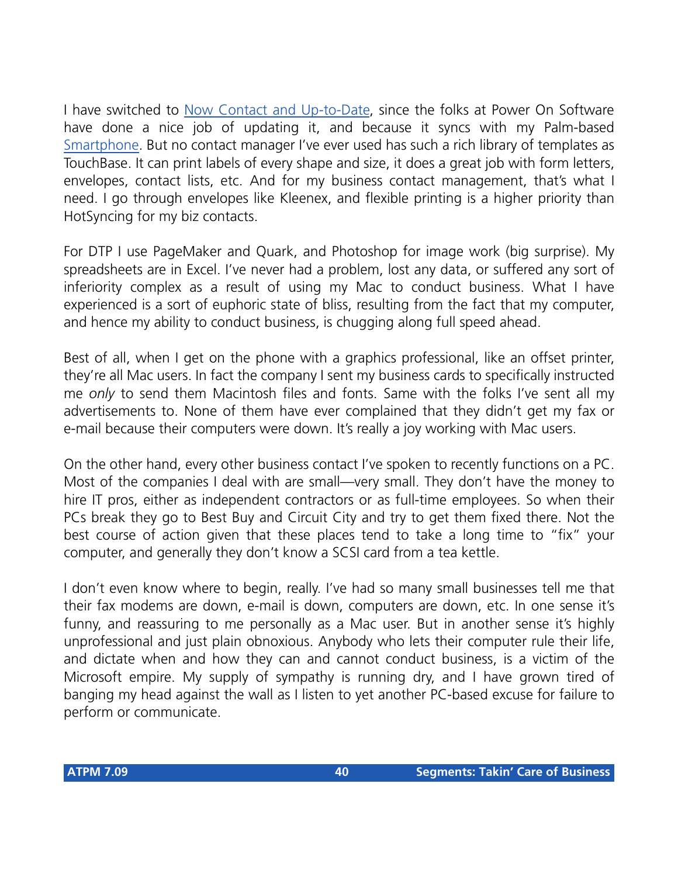I have switched to Now Contact and Up-to-Date, since the folks at Power On Software have done a nice job of updating it, and because it syncs with my Palm-based Smartphone. But no contact manager I've ever used has such a rich library of templates as TouchBase. It can print labels of every shape and size, it does a great job with form letters, envelopes, contact lists, etc. And for my business contact management, that's what I need. I go through envelopes like Kleenex, and flexible printing is a higher priority than HotSyncing for my biz contacts.

For DTP I use PageMaker and Quark, and Photoshop for image work (big surprise). My spreadsheets are in Excel. I've never had a problem, lost any data, or suffered any sort of inferiority complex as a result of using my Mac to conduct business. What I have experienced is a sort of euphoric state of bliss, resulting from the fact that my computer, and hence my ability to conduct business, is chugging along full speed ahead.

Best of all, when I get on the phone with a graphics professional, like an offset printer, they're all Mac users. In fact the company I sent my business cards to specifically instructed me *only* to send them Macintosh files and fonts. Same with the folks I've sent all my advertisements to. None of them have ever complained that they didn't get my fax or e-mail because their computers were down. It's really a joy working with Mac users.

On the other hand, every other business contact I've spoken to recently functions on a PC. Most of the companies I deal with are small—very small. They don't have the money to hire IT pros, either as independent contractors or as full-time employees. So when their PCs break they go to Best Buy and Circuit City and try to get them fixed there. Not the best course of action given that these places tend to take a long time to "fix" your computer, and generally they don't know a SCSI card from a tea kettle.

I don't even know where to begin, really. I've had so many small businesses tell me that their fax modems are down, e-mail is down, computers are down, etc. In one sense it's funny, and reassuring to me personally as a Mac user. But in another sense it's highly unprofessional and just plain obnoxious. Anybody who lets their computer rule their life, and dictate when and how they can and cannot conduct business, is a victim of the Microsoft empire. My supply of sympathy is running dry, and I have grown tired of banging my head against the wall as I listen to yet another PC-based excuse for failure to perform or communicate.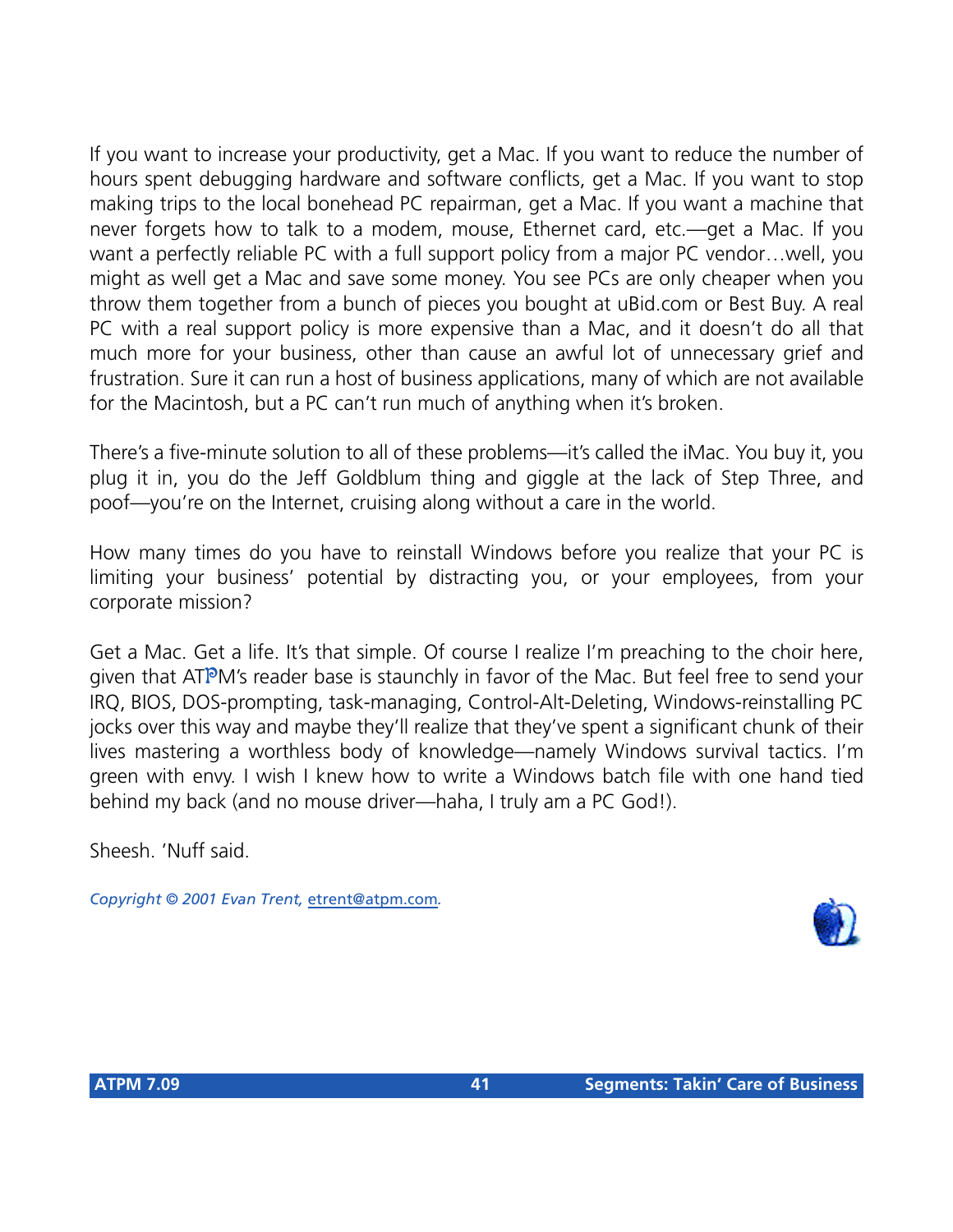If you want to increase your productivity, get a Mac. If you want to reduce the number of hours spent debugging hardware and software conflicts, get a Mac. If you want to stop making trips to the local bonehead PC repairman, get a Mac. If you want a machine that never forgets how to talk to a modem, mouse, Ethernet card, etc.—get a Mac. If you want a perfectly reliable PC with a full support policy from a major PC vendor…well, you might as well get a Mac and save some money. You see PCs are only cheaper when you throw them together from a bunch of pieces you bought at uBid.com or Best Buy. A real PC with a real support policy is more expensive than a Mac, and it doesn't do all that much more for your business, other than cause an awful lot of unnecessary grief and frustration. Sure it can run a host of business applications, many of which are not available for the Macintosh, but a PC can't run much of anything when it's broken.

There's a five-minute solution to all of these problems—it's called the iMac. You buy it, you plug it in, you do the Jeff Goldblum thing and giggle at the lack of Step Three, and poof—you're on the Internet, cruising along without a care in the world.

How many times do you have to reinstall Windows before you realize that your PC is limiting your business' potential by distracting you, or your employees, from your corporate mission?

Get a Mac. Get a life. It's that simple. Of course I realize I'm preaching to the choir here, given that ATPM's reader base is staunchly in favor of the Mac. But feel free to send your IRQ, BIOS, DOS-prompting, task-managing, Control-Alt-Deleting, Windows-reinstalling PC jocks over this way and maybe they'll realize that they've spent a significant chunk of their lives mastering a worthless body of knowledge—namely Windows survival tactics. I'm green with envy. I wish I knew how to write a Windows batch file with one hand tied behind my back (and no mouse driver—haha, I truly am a PC God!).

Sheesh. 'Nuff said.

*Copyright © 2001 Evan Trent, etrent@atpm.com.*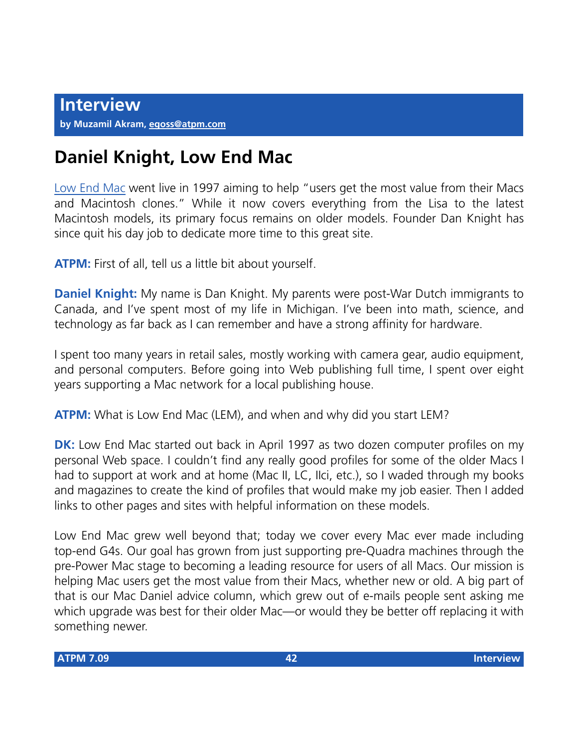# Interview

**by Muzamil Akram, egoss@atpm.com**

## Daniel Knight, Low End Mac

Low End Mac went live in 1997 aiming to help "users get the most value from their Macs and Macintosh clones." While it now covers everything from the Lisa to the latest Macintosh models, its primary focus remains on older models. Founder Dan Knight has since quit his day job to dedicate more time to this great site.

**ATPM:** First of all, tell us a little bit about yourself.

**Daniel Knight:** My name is Dan Knight. My parents were post-War Dutch immigrants to Canada, and I've spent most of my life in Michigan. I've been into math, science, and technology as far back as I can remember and have a strong affinity for hardware.

I spent too many years in retail sales, mostly working with camera gear, audio equipment, and personal computers. Before going into Web publishing full time, I spent over eight years supporting a Mac network for a local publishing house.

**ATPM:** What is Low End Mac (LEM), and when and why did you start LEM?

**DK:** Low End Mac started out back in April 1997 as two dozen computer profiles on my personal Web space. I couldn't find any really good profiles for some of the older Macs I had to support at work and at home (Mac II, LC, IIci, etc.), so I waded through my books and magazines to create the kind of profiles that would make my job easier. Then I added links to other pages and sites with helpful information on these models.

Low End Mac grew well beyond that; today we cover every Mac ever made including top-end G4s. Our goal has grown from just supporting pre-Quadra machines through the pre-Power Mac stage to becoming a leading resource for users of all Macs. Our mission is helping Mac users get the most value from their Macs, whether new or old. A big part of that is our Mac Daniel advice column, which grew out of e-mails people sent asking me which upgrade was best for their older Mac—or would they be better off replacing it with something newer.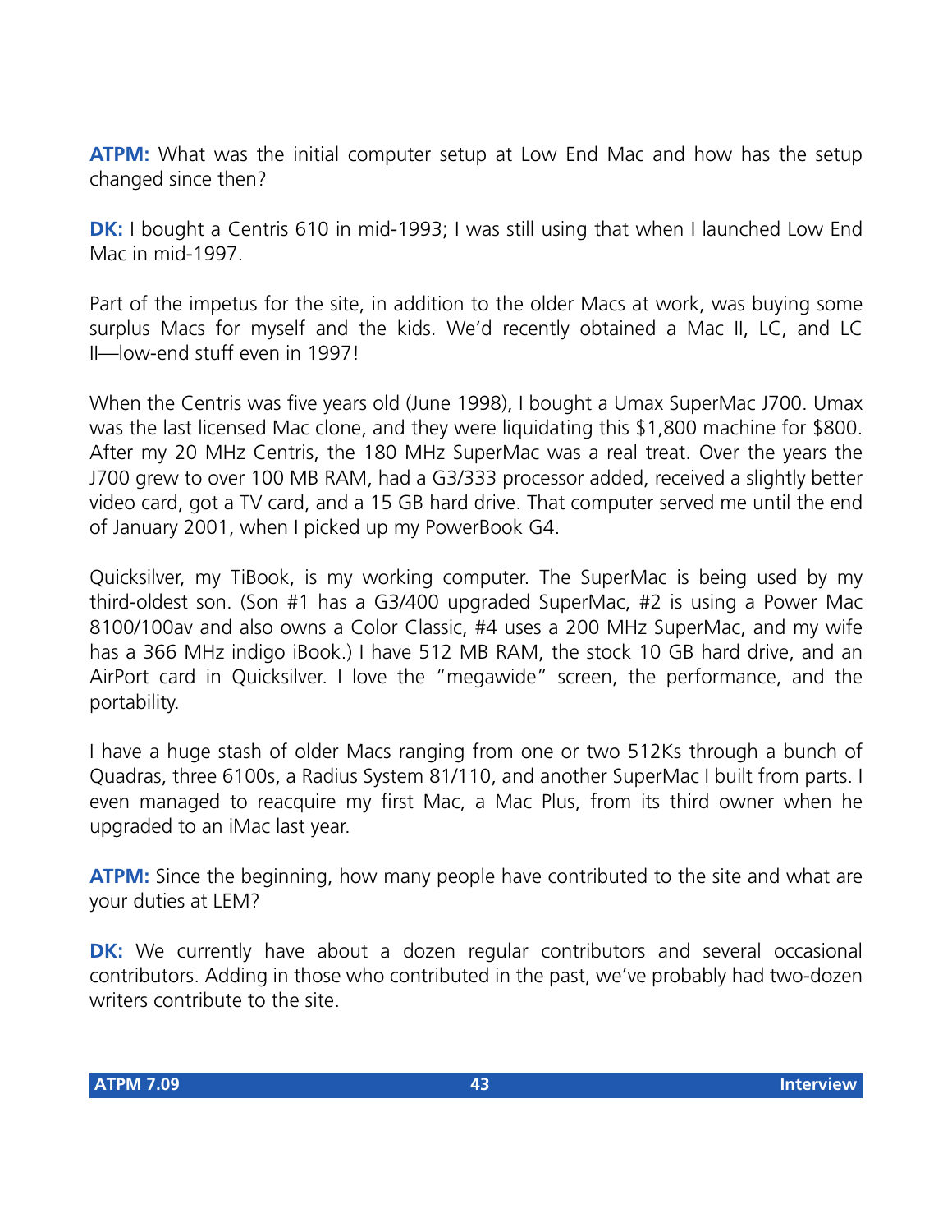**ATPM:** What was the initial computer setup at Low End Mac and how has the setup changed since then?

**DK:** I bought a Centris 610 in mid-1993; I was still using that when I launched Low End Mac in mid-1997.

Part of the impetus for the site, in addition to the older Macs at work, was buying some surplus Macs for myself and the kids. We'd recently obtained a Mac II, LC, and LC II—low-end stuff even in 1997!

When the Centris was five years old (June 1998), I bought a Umax SuperMac J700. Umax was the last licensed Mac clone, and they were liquidating this $1,800 machine for $800. After my 20 MHz Centris, the 180 MHz SuperMac was a real treat. Over the years the J700 grew to over 100 MB RAM, had a G3/333 processor added, received a slightly better video card, got a TV card, and a 15 GB hard drive. That computer served me until the end of January 2001, when I picked up my PowerBook G4.

Quicksilver, my TiBook, is my working computer. The SuperMac is being used by my third-oldest son. (Son #1 has a G3/400 upgraded SuperMac, #2 is using a Power Mac 8100/100av and also owns a Color Classic, #4 uses a 200 MHz SuperMac, and my wife has a 366 MHz indigo iBook.) I have 512 MB RAM, the stock 10 GB hard drive, and an AirPort card in Quicksilver. I love the "megawide" screen, the performance, and the portability.

I have a huge stash of older Macs ranging from one or two 512Ks through a bunch of Quadras, three 6100s, a Radius System 81/110, and another SuperMac I built from parts. I even managed to reacquire my first Mac, a Mac Plus, from its third owner when he upgraded to an iMac last year.

**ATPM:** Since the beginning, how many people have contributed to the site and what are your duties at LEM?

**DK:** We currently have about a dozen regular contributors and several occasional contributors. Adding in those who contributed in the past, we've probably had two-dozen writers contribute to the site.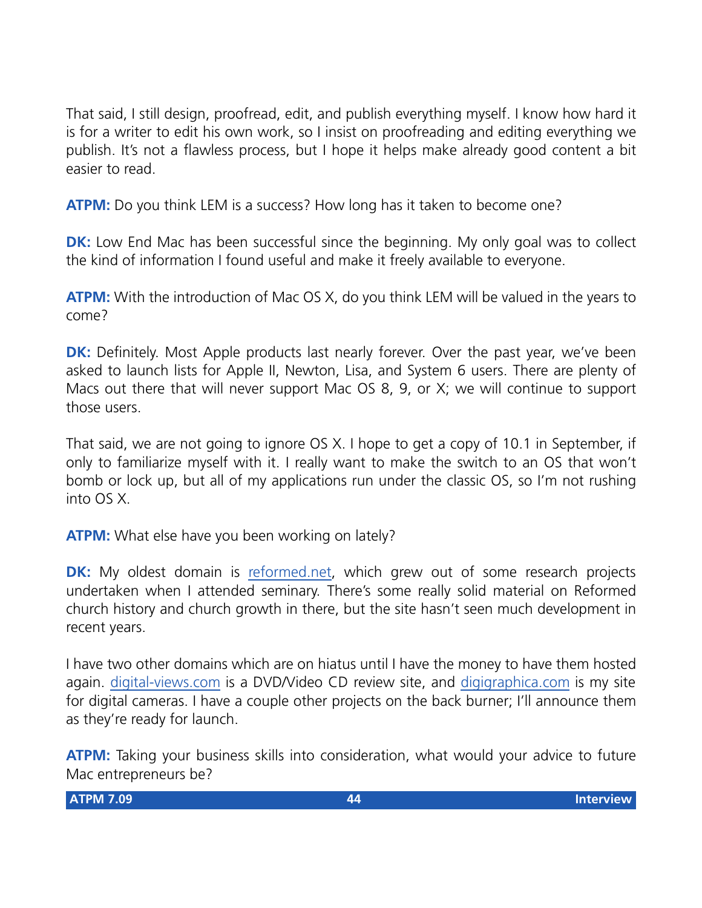That said, I still design, proofread, edit, and publish everything myself. I know how hard it is for a writer to edit his own work, so I insist on proofreading and editing everything we publish. It's not a flawless process, but I hope it helps make already good content a bit easier to read.

**ATPM:** Do you think LEM is a success? How long has it taken to become one?

**DK:** Low End Mac has been successful since the beginning. My only goal was to collect the kind of information I found useful and make it freely available to everyone.

**ATPM:** With the introduction of Mac OS X, do you think LEM will be valued in the years to come?

**DK:** Definitely. Most Apple products last nearly forever. Over the past year, we've been asked to launch lists for Apple II, Newton, Lisa, and System 6 users. There are plenty of Macs out there that will never support Mac OS 8, 9, or X; we will continue to support those users.

That said, we are not going to ignore OS X. I hope to get a copy of 10.1 in September, if only to familiarize myself with it. I really want to make the switch to an OS that won't bomb or lock up, but all of my applications run under the classic OS, so I'm not rushing into OS X.

**ATPM:** What else have you been working on lately?

**DK:** My oldest domain is [reformed.net](reformed.net), which grew out of some research projects undertaken when I attended seminary. There's some really solid material on Reformed church history and church growth in there, but the site hasn't seen much development in recent years.

I have two other domains which are on hiatus until I have the money to have them hosted again. [digital-views.com](digital-views.com) is a DVD/Video CD review site, and [digigraphica.com](digigraphica.com) is my site for digital cameras. I have a couple other projects on the back burner; I'll announce them as they're ready for launch.

**ATPM:** Taking your business skills into consideration, what would your advice to future Mac entrepreneurs be?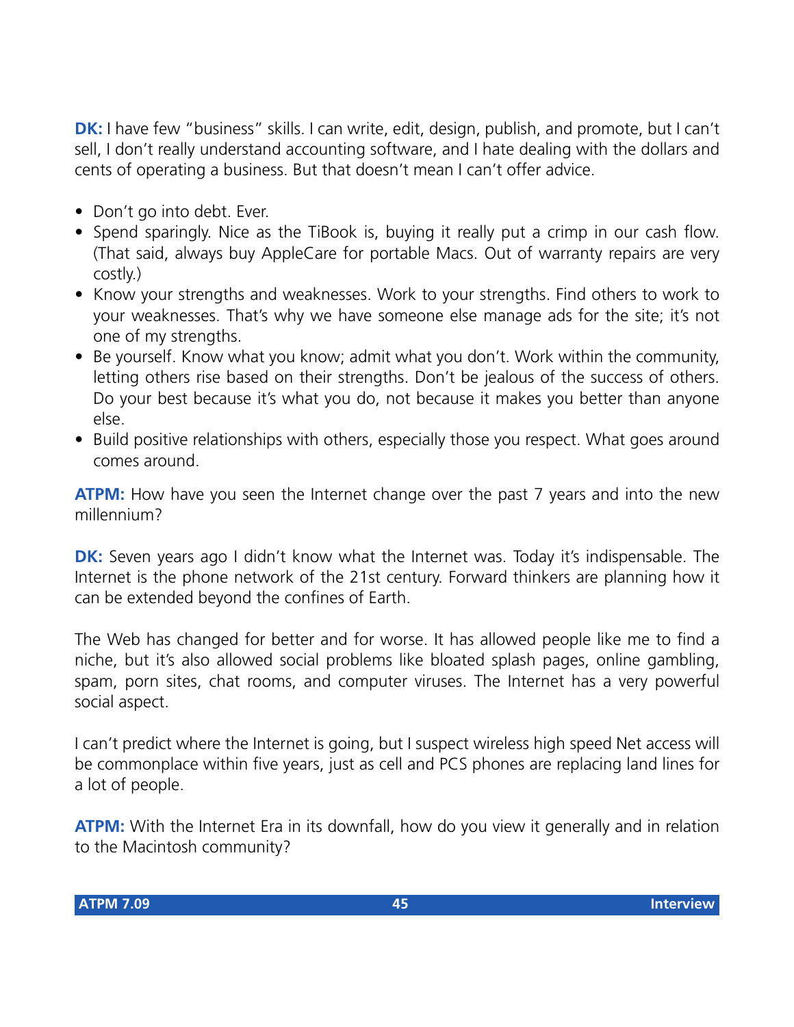**DK:** I have few "business" skills. I can write, edit, design, publish, and promote, but I can't sell, I don't really understand accounting software, and I hate dealing with the dollars and cents of operating a business. But that doesn't mean I can't offer advice.

- Don't go into debt. Ever.
- Spend sparingly. Nice as the TiBook is, buying it really put a crimp in our cash flow. (That said, always buy AppleCare for portable Macs. Out of warranty repairs are very costly.)
- Know your strengths and weaknesses. Work to your strengths. Find others to work to your weaknesses. That's why we have someone else manage ads for the site; it's not one of my strengths.
- Be yourself. Know what you know; admit what you don't. Work within the community, letting others rise based on their strengths. Don't be jealous of the success of others. Do your best because it's what you do, not because it makes you better than anyone else.
- Build positive relationships with others, especially those you respect. What goes around comes around.

**ATPM:** How have you seen the Internet change over the past 7 years and into the new millennium?

**DK:** Seven years ago I didn't know what the Internet was. Today it's indispensable. The Internet is the phone network of the 21st century. Forward thinkers are planning how it can be extended beyond the confines of Earth.

The Web has changed for better and for worse. It has allowed people like me to find a niche, but it's also allowed social problems like bloated splash pages, online gambling, spam, porn sites, chat rooms, and computer viruses. The Internet has a very powerful social aspect.

I can't predict where the Internet is going, but I suspect wireless high speed Net access will be commonplace within five years, just as cell and PCS phones are replacing land lines for a lot of people.

**ATPM:** With the Internet Era in its downfall, how do you view it generally and in relation to the Macintosh community?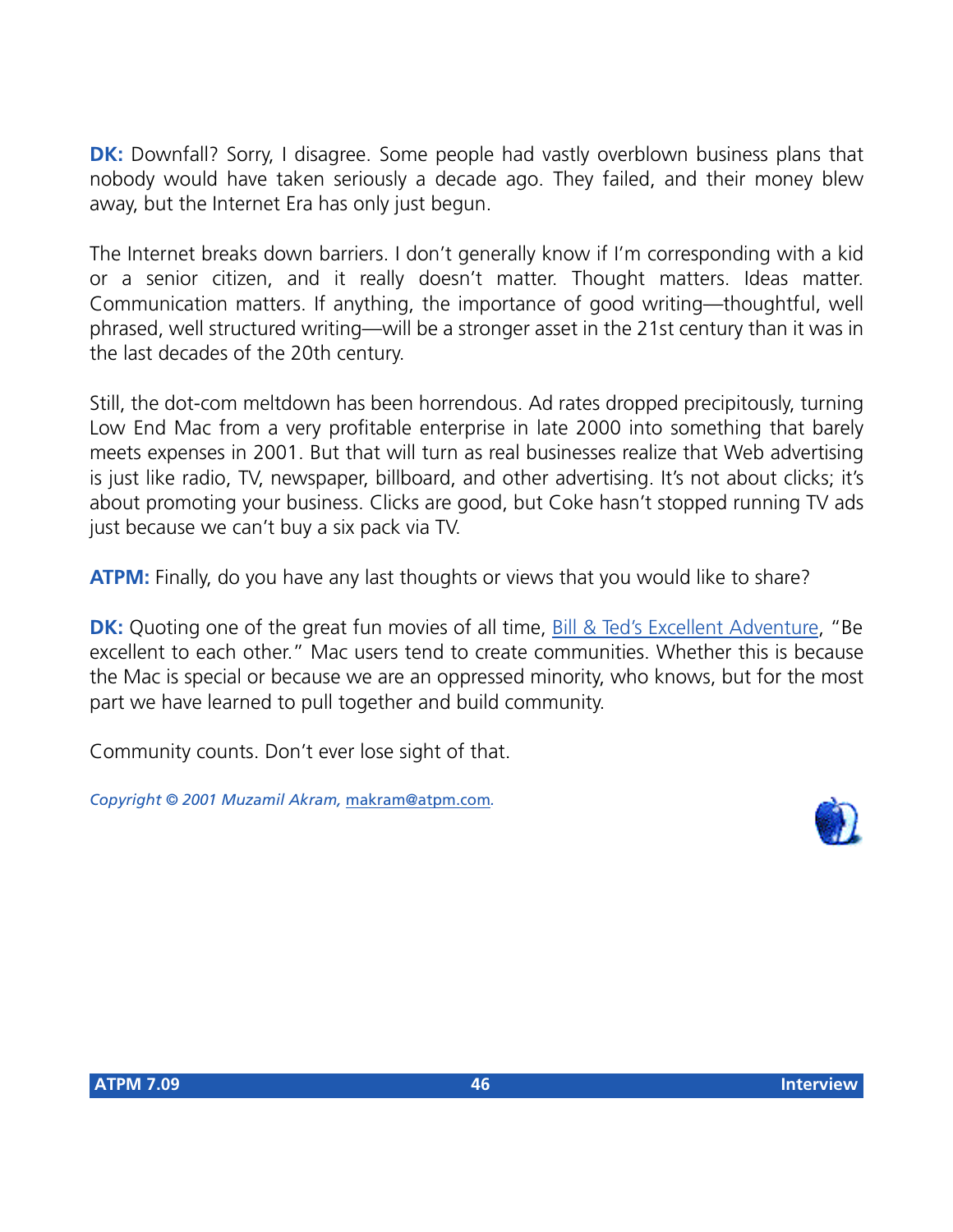**DK:** Downfall? Sorry, I disagree. Some people had vastly overblown business plans that nobody would have taken seriously a decade ago. They failed, and their money blew away, but the Internet Era has only just begun.

The Internet breaks down barriers. I don't generally know if I'm corresponding with a kid or a senior citizen, and it really doesn't matter. Thought matters. Ideas matter. Communication matters. If anything, the importance of good writing—thoughtful, well phrased, well structured writing—will be a stronger asset in the 21st century than it was in the last decades of the 20th century.

Still, the dot-com meltdown has been horrendous. Ad rates dropped precipitously, turning Low End Mac from a very profitable enterprise in late 2000 into something that barely meets expenses in 2001. But that will turn as real businesses realize that Web advertising is just like radio, TV, newspaper, billboard, and other advertising. It's not about clicks; it's about promoting your business. Clicks are good, but Coke hasn't stopped running TV ads just because we can't buy a six pack via TV.

**ATPM:** Finally, do you have any last thoughts or views that you would like to share?

**DK:** Quoting one of the great fun movies of all time, Bill & Ted's Excellent Adventure, "Be excellent to each other." Mac users tend to create communities. Whether this is because the Mac is special or because we are an oppressed minority, who knows, but for the most part we have learned to pull together and build community.

Community counts. Don't ever lose sight of that.

*Copyright © 2001 Muzamil Akram,* makram@atpm.com.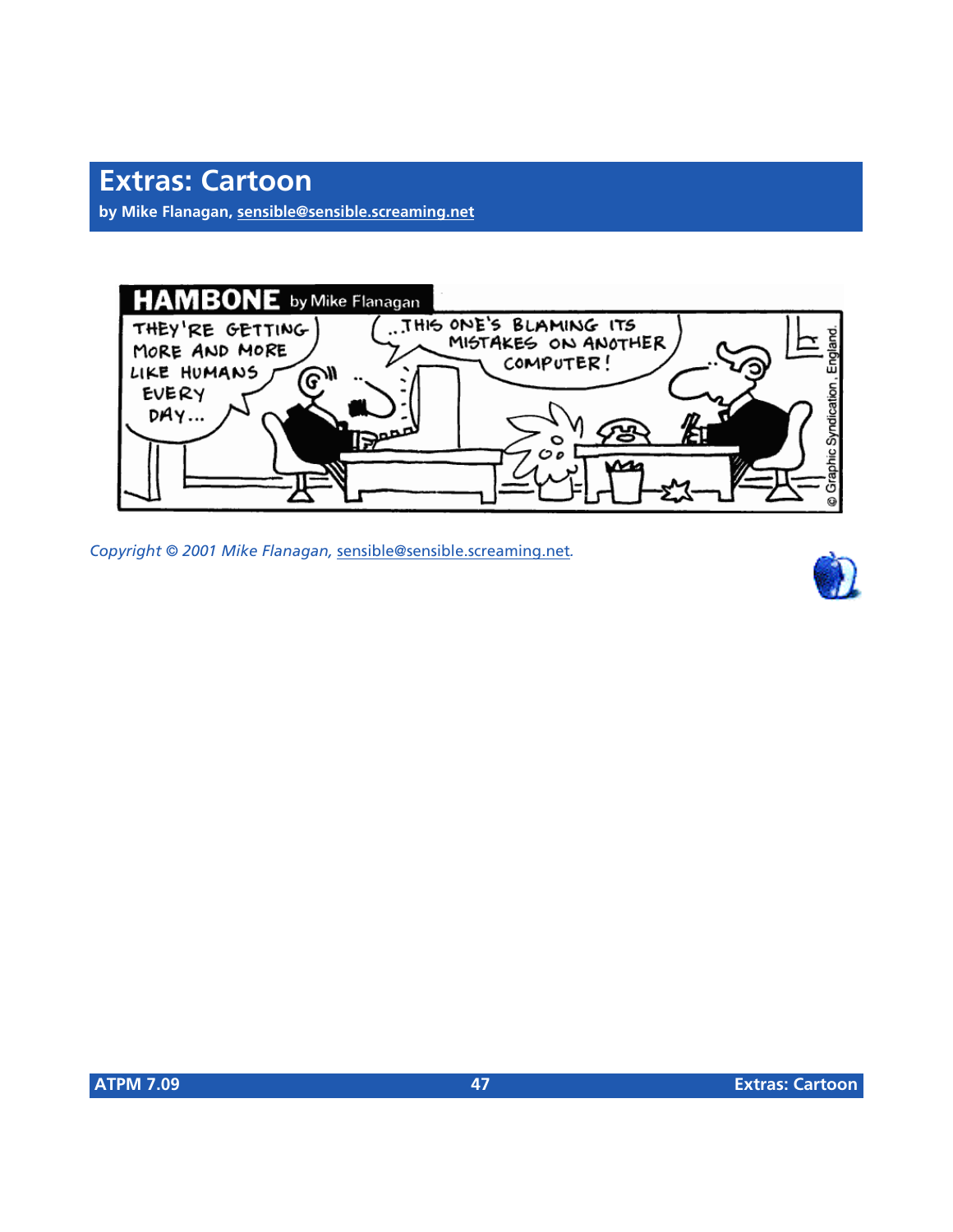# Extras: Cartoon

**by Mike Flanagan, sensible@sensible.screaming.net**

*Copyright © 2001 Mike Flanagan, sensible@sensible.screaming.net.*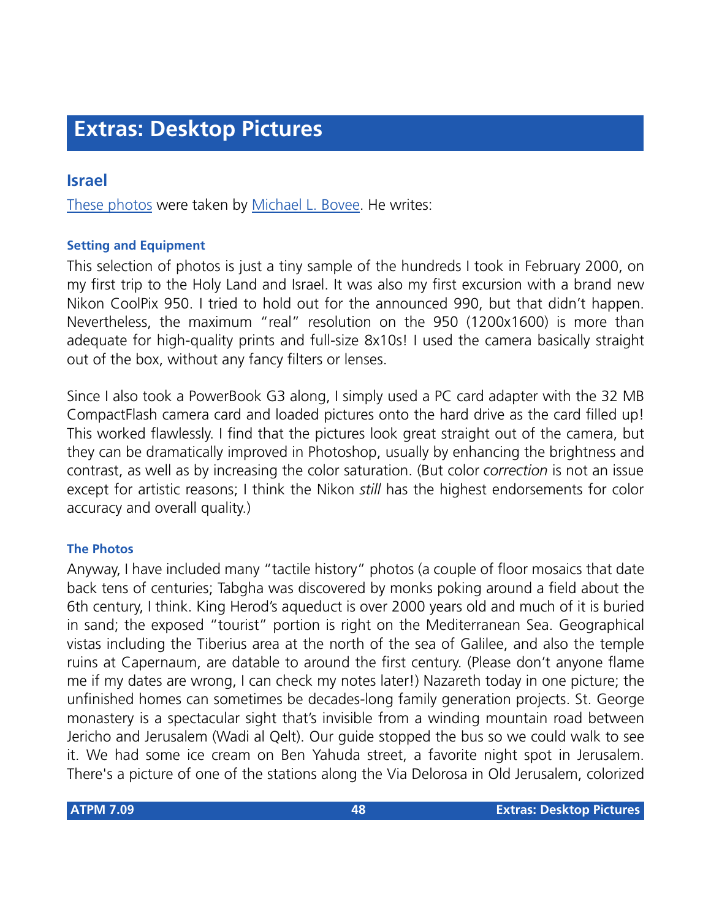# Extras: Desktop Pictures

## Israel

These photos were taken by Michael L. Bovee. He writes:

### Setting and Equipment

This selection of photos is just a tiny sample of the hundreds I took in February 2000, on my first trip to the Holy Land and Israel. It was also my first excursion with a brand new Nikon CoolPix 950. I tried to hold out for the announced 990, but that didn't happen. Nevertheless, the maximum "real" resolution on the 950 (1200x1600) is more than adequate for high-quality prints and full-size 8x10s! I used the camera basically straight out of the box, without any fancy filters or lenses.

Since I also took a PowerBook G3 along, I simply used a PC card adapter with the 32 MB CompactFlash camera card and loaded pictures onto the hard drive as the card filled up! This worked flawlessly. I find that the pictures look great straight out of the camera, but they can be dramatically improved in Photoshop, usually by enhancing the brightness and contrast, as well as by increasing the color saturation. (But color *correction* is not an issue except for artistic reasons; I think the Nikon *still* has the highest endorsements for color accuracy and overall quality.)

### The Photos

Anyway, I have included many "tactile history" photos (a couple of floor mosaics that date back tens of centuries; Tabgha was discovered by monks poking around a field about the 6th century, I think. King Herod's aqueduct is over 2000 years old and much of it is buried in sand; the exposed "tourist" portion is right on the Mediterranean Sea. Geographical vistas including the Tiberius area at the north of the sea of Galilee, and also the temple ruins at Capernaum, are datable to around the first century. (Please don't anyone flame me if my dates are wrong, I can check my notes later!) Nazareth today in one picture; the unfinished homes can sometimes be decades-long family generation projects. St. George monastery is a spectacular sight that's invisible from a winding mountain road between Jericho and Jerusalem (Wadi al Qelt). Our guide stopped the bus so we could walk to see it. We had some ice cream on Ben Yahuda street, a favorite night spot in Jerusalem. There's a picture of one of the stations along the Via Delorosa in Old Jerusalem, colorized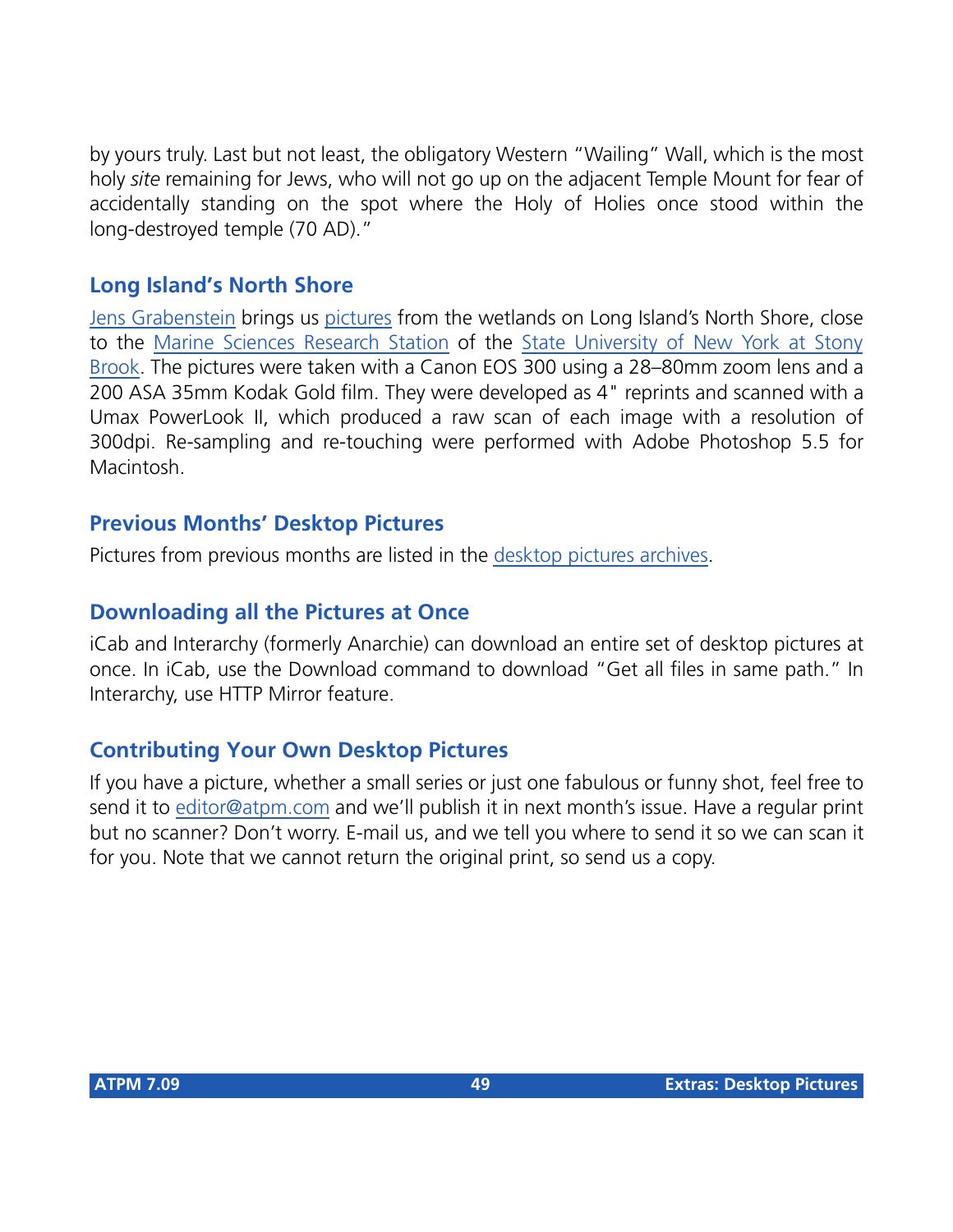by yours truly. Last but not least, the obligatory Western “Wailing” Wall, which is the most holy *site* remaining for Jews, who will not go up on the adjacent Temple Mount for fear of accidentally standing on the spot where the Holy of Holies once stood within the long-destroyed temple (70 AD).”

### Long Island’s North Shore

Jens Grabenstein brings us pictures from the wetlands on Long Island’s North Shore, close to the Marine Sciences Research Station of the State University of New York at Stony Brook. The pictures were taken with a Canon EOS 300 using a 28–80mm zoom lens and a 200 ASA 35mm Kodak Gold film. They were developed as 4" reprints and scanned with a Umax PowerLook II, which produced a raw scan of each image with a resolution of 300dpi. Re-sampling and re-touching were performed with Adobe Photoshop 5.5 for Macintosh.

### Previous Months’ Desktop Pictures

Pictures from previous months are listed in the desktop pictures archives.

### Downloading all the Pictures at Once

iCab and Interarchy (formerly Anarchie) can download an entire set of desktop pictures at once. In iCab, use the Download command to download “Get all files in same path.” In Interarchy, use HTTP Mirror feature.

### Contributing Your Own Desktop Pictures

If you have a picture, whether a small series or just one fabulous or funny shot, feel free to send it to editor@atpm.com and we’ll publish it in next month’s issue. Have a regular print but no scanner? Don’t worry. E-mail us, and we tell you where to send it so we can scan it for you. Note that we cannot return the original print, so send us a copy.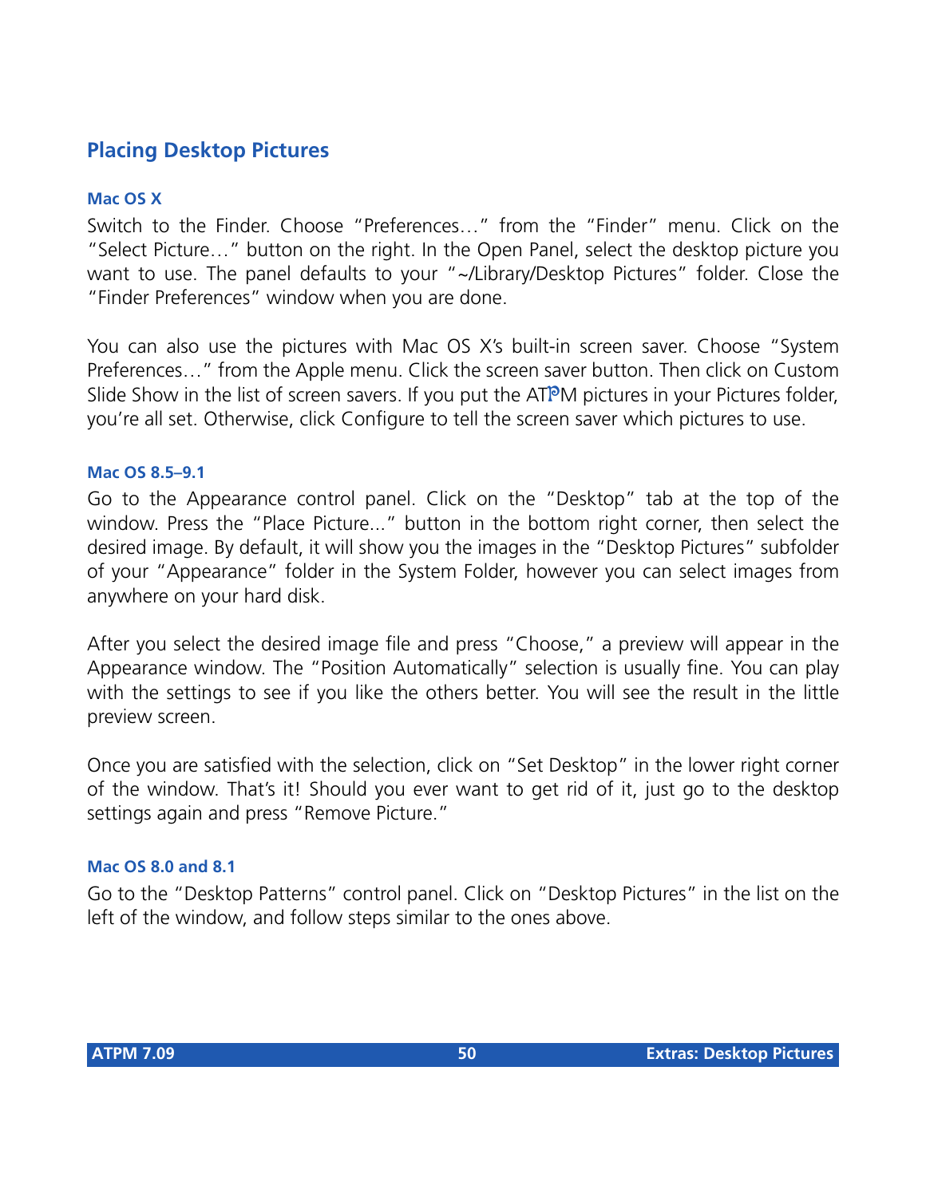## Placing Desktop Pictures

### Mac OS X

Switch to the Finder. Choose "Preferences…" from the "Finder" menu. Click on the "Select Picture…" button on the right. In the Open Panel, select the desktop picture you want to use. The panel defaults to your "~/Library/Desktop Pictures" folder. Close the "Finder Preferences" window when you are done.

You can also use the pictures with Mac OS X's built-in screen saver. Choose "System Preferences…" from the Apple menu. Click the screen saver button. Then click on Custom Slide Show in the list of screen savers. If you put the ATPM pictures in your Pictures folder, you're all set. Otherwise, click Configure to tell the screen saver which pictures to use.

### Mac OS 8.5–9.1

Go to the Appearance control panel. Click on the "Desktop" tab at the top of the window. Press the "Place Picture..." button in the bottom right corner, then select the desired image. By default, it will show you the images in the "Desktop Pictures" subfolder of your "Appearance" folder in the System Folder, however you can select images from anywhere on your hard disk.

After you select the desired image file and press "Choose," a preview will appear in the Appearance window. The "Position Automatically" selection is usually fine. You can play with the settings to see if you like the others better. You will see the result in the little preview screen.

Once you are satisfied with the selection, click on "Set Desktop" in the lower right corner of the window. That's it! Should you ever want to get rid of it, just go to the desktop settings again and press "Remove Picture."

### Mac OS 8.0 and 8.1

Go to the "Desktop Patterns" control panel. Click on "Desktop Pictures" in the list on the left of the window, and follow steps similar to the ones above.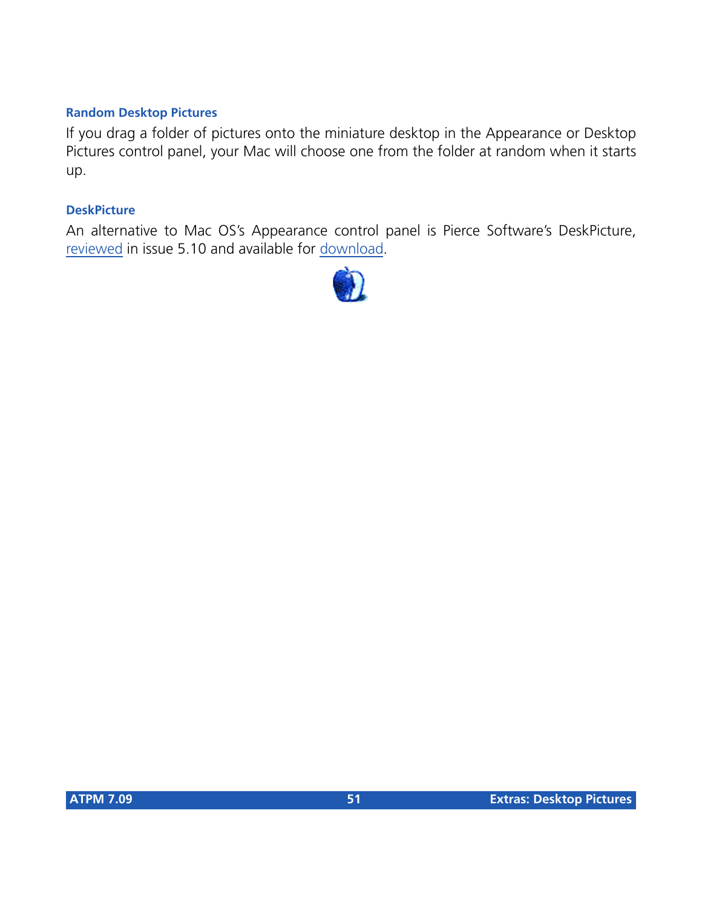### Random Desktop Pictures

If you drag a folder of pictures onto the miniature desktop in the Appearance or Desktop Pictures control panel, your Mac will choose one from the folder at random when it starts up.

### DeskPicture

An alternative to Mac OS's Appearance control panel is Pierce Software's DeskPicture, reviewed in issue 5.10 and available for download.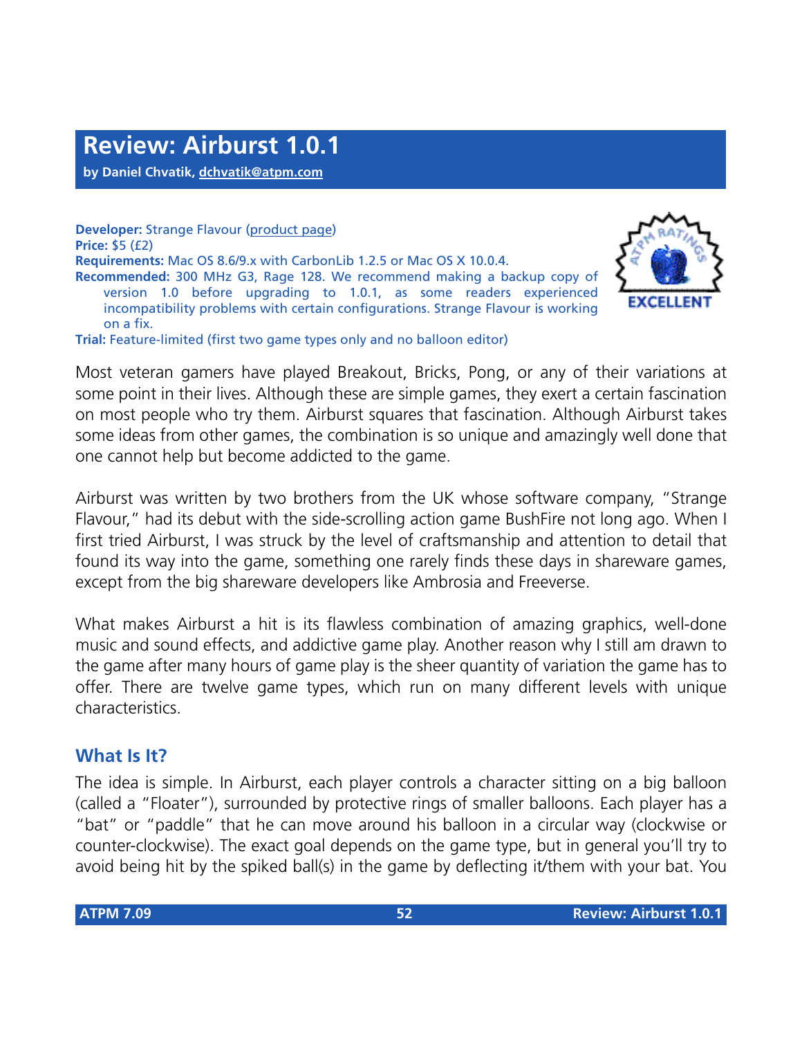# Review: Airburst 1.0.1

**by Daniel Chvatik, dchvatik@atpm.com**

**Developer:** Strange Flavour (product page)
**Price:** $5 (£2)
**Requirements:** Mac OS 8.6/9.x with CarbonLib 1.2.5 or Mac OS X 10.0.4.
**Recommended:** 300 MHz G3, Rage 128. We recommend making a backup copy of version 1.0 before upgrading to 1.0.1, as some readers experienced incompatibility problems with certain configurations. Strange Flavour is working on a fix.
**Trial:** Feature-limited (first two game types only and no balloon editor)

Most veteran gamers have played Breakout, Bricks, Pong, or any of their variations at some point in their lives. Although these are simple games, they exert a certain fascination on most people who try them. Airburst squares that fascination. Although Airburst takes some ideas from other games, the combination is so unique and amazingly well done that one cannot help but become addicted to the game.

Airburst was written by two brothers from the UK whose software company, "Strange Flavour," had its debut with the side-scrolling action game BushFire not long ago. When I first tried Airburst, I was struck by the level of craftsmanship and attention to detail that found its way into the game, something one rarely finds these days in shareware games, except from the big shareware developers like Ambrosia and Freeverse.

What makes Airburst a hit is its flawless combination of amazing graphics, well-done music and sound effects, and addictive game play. Another reason why I still am drawn to the game after many hours of game play is the sheer quantity of variation the game has to offer. There are twelve game types, which run on many different levels with unique characteristics.

## What Is It?

The idea is simple. In Airburst, each player controls a character sitting on a big balloon (called a "Floater"), surrounded by protective rings of smaller balloons. Each player has a "bat" or "paddle" that he can move around his balloon in a circular way (clockwise or counter-clockwise). The exact goal depends on the game type, but in general you'll try to avoid being hit by the spiked ball(s) in the game by deflecting it/them with your bat. You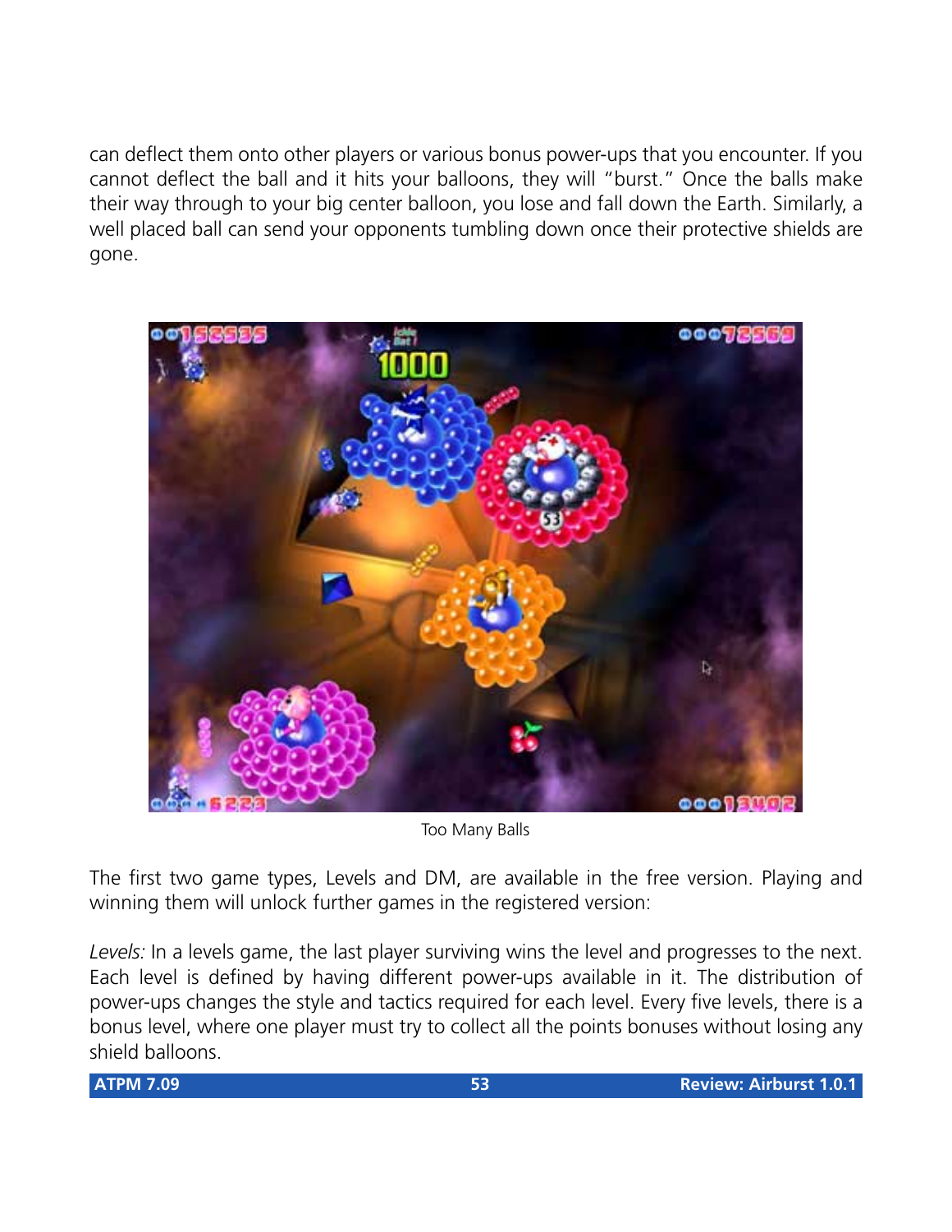can deflect them onto other players or various bonus power-ups that you encounter. If you cannot deflect the ball and it hits your balloons, they will "burst." Once the balls make their way through to your big center balloon, you lose and fall down the Earth. Similarly, a well placed ball can send your opponents tumbling down once their protective shields are gone.

Too Many Balls

The first two game types, Levels and DM, are available in the free version. Playing and winning them will unlock further games in the registered version:

*Levels:* In a levels game, the last player surviving wins the level and progresses to the next. Each level is defined by having different power-ups available in it. The distribution of power-ups changes the style and tactics required for each level. Every five levels, there is a bonus level, where one player must try to collect all the points bonuses without losing any shield balloons.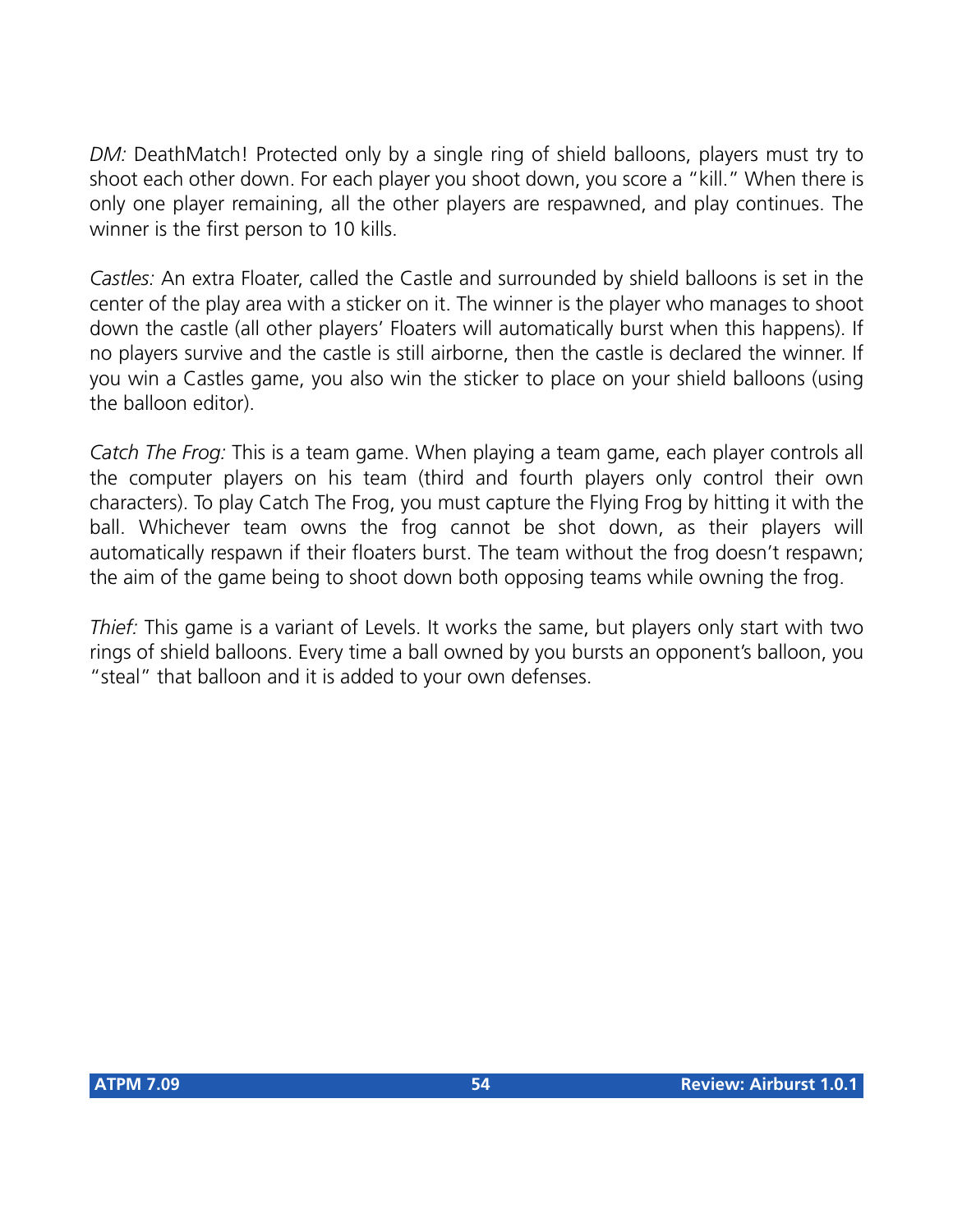*DM:* DeathMatch! Protected only by a single ring of shield balloons, players must try to shoot each other down. For each player you shoot down, you score a "kill." When there is only one player remaining, all the other players are respawned, and play continues. The winner is the first person to 10 kills.

*Castles:* An extra Floater, called the Castle and surrounded by shield balloons is set in the center of the play area with a sticker on it. The winner is the player who manages to shoot down the castle (all other players' Floaters will automatically burst when this happens). If no players survive and the castle is still airborne, then the castle is declared the winner. If you win a Castles game, you also win the sticker to place on your shield balloons (using the balloon editor).

*Catch The Frog:* This is a team game. When playing a team game, each player controls all the computer players on his team (third and fourth players only control their own characters). To play Catch The Frog, you must capture the Flying Frog by hitting it with the ball. Whichever team owns the frog cannot be shot down, as their players will automatically respawn if their floaters burst. The team without the frog doesn't respawn; the aim of the game being to shoot down both opposing teams while owning the frog.

*Thief:* This game is a variant of Levels. It works the same, but players only start with two rings of shield balloons. Every time a ball owned by you bursts an opponent's balloon, you "steal" that balloon and it is added to your own defenses.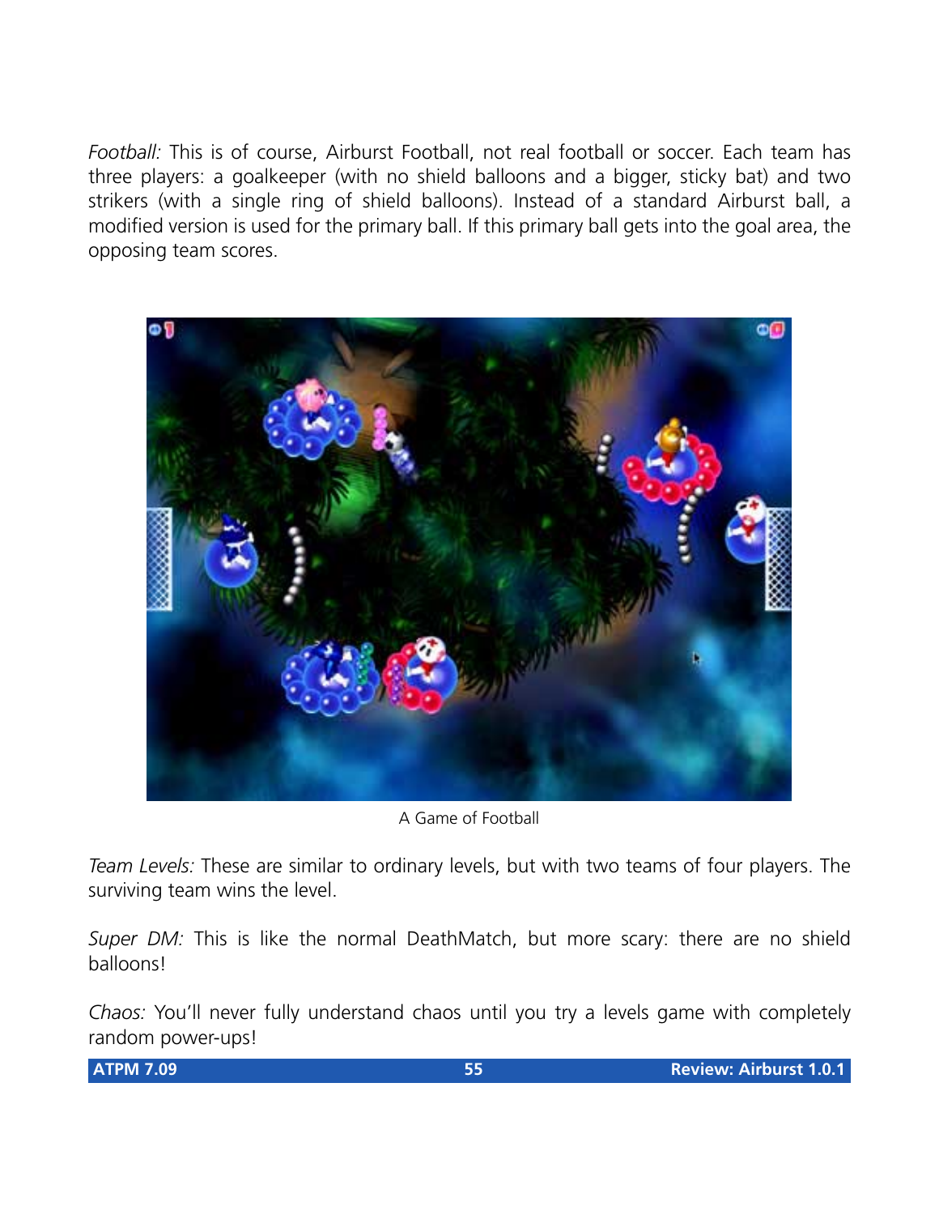*Football:* This is of course, Airburst Football, not real football or soccer. Each team has three players: a goalkeeper (with no shield balloons and a bigger, sticky bat) and two strikers (with a single ring of shield balloons). Instead of a standard Airburst ball, a modified version is used for the primary ball. If this primary ball gets into the goal area, the opposing team scores.

A Game of Football

*Team Levels:* These are similar to ordinary levels, but with two teams of four players. The surviving team wins the level.

*Super DM:* This is like the normal DeathMatch, but more scary: there are no shield balloons!

*Chaos:* You'll never fully understand chaos until you try a levels game with completely random power-ups!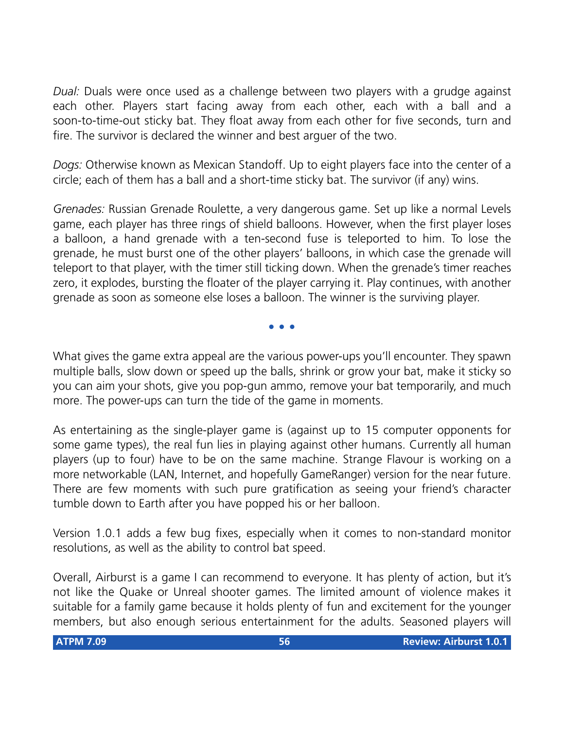*Dual:* Duals were once used as a challenge between two players with a grudge against each other. Players start facing away from each other, each with a ball and a soon-to-time-out sticky bat. They float away from each other for five seconds, turn and fire. The survivor is declared the winner and best arguer of the two.

*Dogs:* Otherwise known as Mexican Standoff. Up to eight players face into the center of a circle; each of them has a ball and a short-time sticky bat. The survivor (if any) wins.

*Grenades:* Russian Grenade Roulette, a very dangerous game. Set up like a normal Levels game, each player has three rings of shield balloons. However, when the first player loses a balloon, a hand grenade with a ten-second fuse is teleported to him. To lose the grenade, he must burst one of the other players' balloons, in which case the grenade will teleport to that player, with the timer still ticking down. When the grenade's timer reaches zero, it explodes, bursting the floater of the player carrying it. Play continues, with another grenade as soon as someone else loses a balloon. The winner is the surviving player.

• • •

What gives the game extra appeal are the various power-ups you'll encounter. They spawn multiple balls, slow down or speed up the balls, shrink or grow your bat, make it sticky so you can aim your shots, give you pop-gun ammo, remove your bat temporarily, and much more. The power-ups can turn the tide of the game in moments.

As entertaining as the single-player game is (against up to 15 computer opponents for some game types), the real fun lies in playing against other humans. Currently all human players (up to four) have to be on the same machine. Strange Flavour is working on a more networkable (LAN, Internet, and hopefully GameRanger) version for the near future. There are few moments with such pure gratification as seeing your friend's character tumble down to Earth after you have popped his or her balloon.

Version 1.0.1 adds a few bug fixes, especially when it comes to non-standard monitor resolutions, as well as the ability to control bat speed.

Overall, Airburst is a game I can recommend to everyone. It has plenty of action, but it's not like the Quake or Unreal shooter games. The limited amount of violence makes it suitable for a family game because it holds plenty of fun and excitement for the younger members, but also enough serious entertainment for the adults. Seasoned players will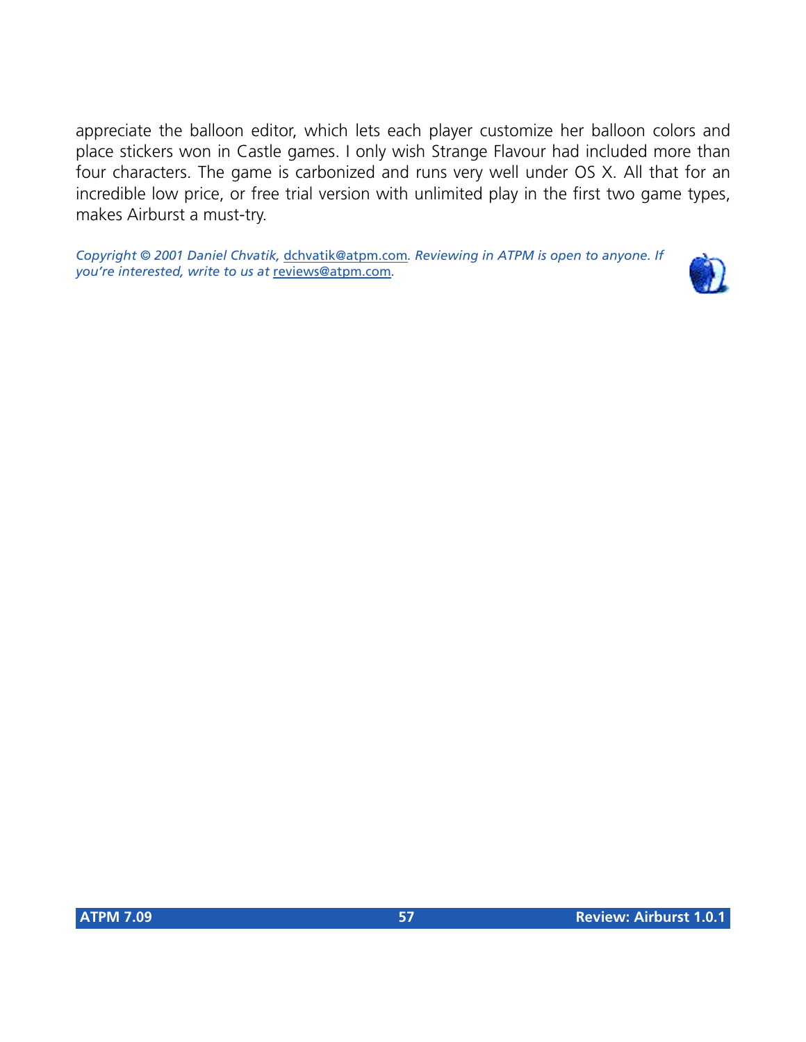appreciate the balloon editor, which lets each player customize her balloon colors and place stickers won in Castle games. I only wish Strange Flavour had included more than four characters. The game is carbonized and runs very well under OS X. All that for an incredible low price, or free trial version with unlimited play in the first two game types, makes Airburst a must-try.

*Copyright © 2001 Daniel Chvatik, dchvatik@atpm.com. Reviewing in ATPM is open to anyone. If you're interested, write to us at reviews@atpm.com.*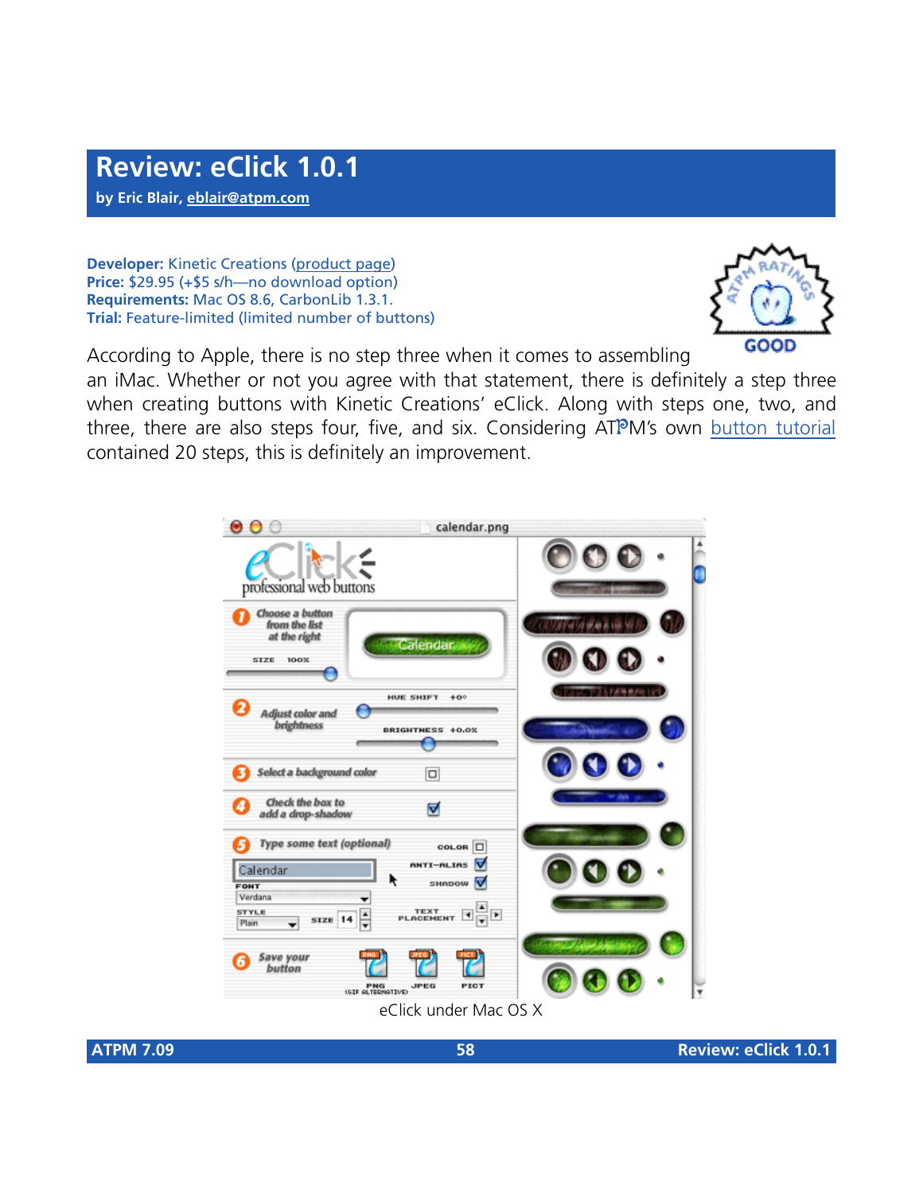# Review: eClick 1.0.1

**by Eric Blair, eblair@atpm.com**

**Developer:** Kinetic Creations (product page)
**Price:** $29.95 (+$5 s/h—no download option)
**Requirements:** Mac OS 8.6, CarbonLib 1.3.1.
**Trial:** Feature-limited (limited number of buttons)

GOOD

According to Apple, there is no step three when it comes to assembling an iMac. Whether or not you agree with that statement, there is definitely a step three when creating buttons with Kinetic Creations' eClick. Along with steps one, two, and three, there are also steps four, five, and six. Considering ATPM's own button tutorial contained 20 steps, this is definitely an improvement.

eClick under Mac OS X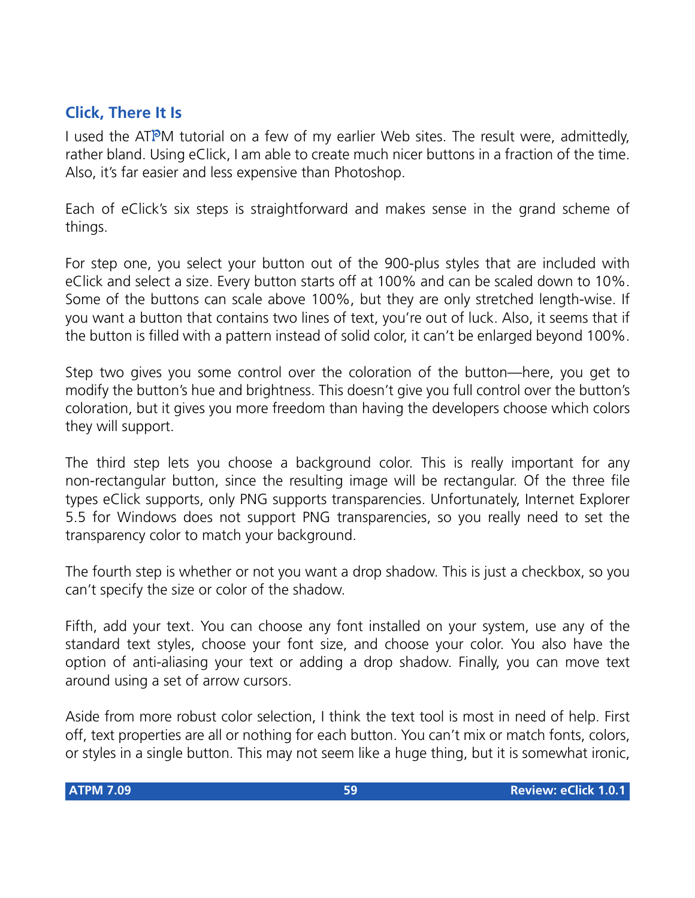## Click, There It Is

I used the ATPM tutorial on a few of my earlier Web sites. The result were, admittedly, rather bland. Using eClick, I am able to create much nicer buttons in a fraction of the time. Also, it's far easier and less expensive than Photoshop.

Each of eClick's six steps is straightforward and makes sense in the grand scheme of things.

For step one, you select your button out of the 900-plus styles that are included with eClick and select a size. Every button starts off at 100% and can be scaled down to 10%. Some of the buttons can scale above 100%, but they are only stretched length-wise. If you want a button that contains two lines of text, you're out of luck. Also, it seems that if the button is filled with a pattern instead of solid color, it can't be enlarged beyond 100%.

Step two gives you some control over the coloration of the button—here, you get to modify the button's hue and brightness. This doesn't give you full control over the button's coloration, but it gives you more freedom than having the developers choose which colors they will support.

The third step lets you choose a background color. This is really important for any non-rectangular button, since the resulting image will be rectangular. Of the three file types eClick supports, only PNG supports transparencies. Unfortunately, Internet Explorer 5.5 for Windows does not support PNG transparencies, so you really need to set the transparency color to match your background.

The fourth step is whether or not you want a drop shadow. This is just a checkbox, so you can't specify the size or color of the shadow.

Fifth, add your text. You can choose any font installed on your system, use any of the standard text styles, choose your font size, and choose your color. You also have the option of anti-aliasing your text or adding a drop shadow. Finally, you can move text around using a set of arrow cursors.

Aside from more robust color selection, I think the text tool is most in need of help. First off, text properties are all or nothing for each button. You can't mix or match fonts, colors, or styles in a single button. This may not seem like a huge thing, but it is somewhat ironic,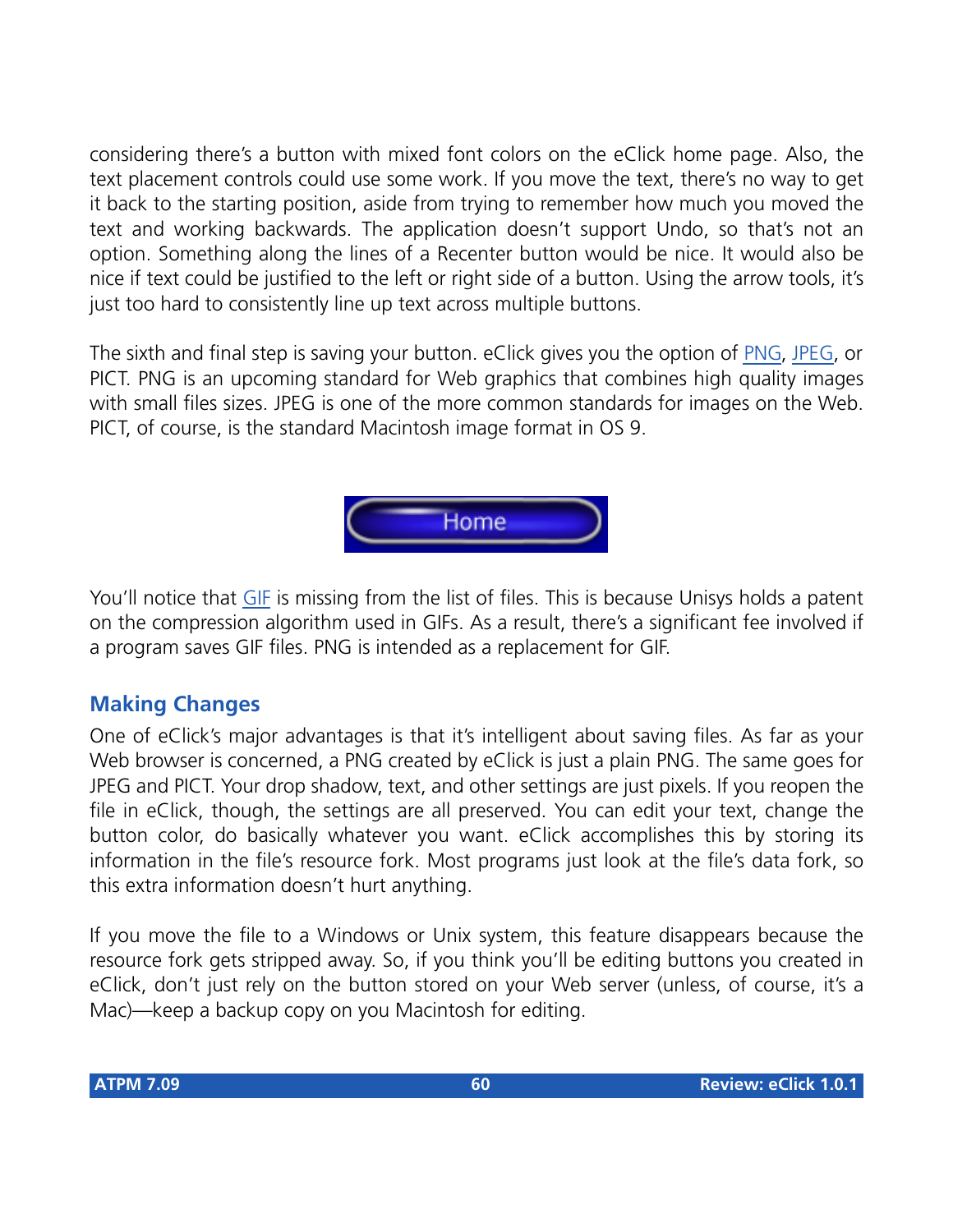considering there's a button with mixed font colors on the eClick home page. Also, the text placement controls could use some work. If you move the text, there's no way to get it back to the starting position, aside from trying to remember how much you moved the text and working backwards. The application doesn't support Undo, so that's not an option. Something along the lines of a Recenter button would be nice. It would also be nice if text could be justified to the left or right side of a button. Using the arrow tools, it's just too hard to consistently line up text across multiple buttons.

The sixth and final step is saving your button. eClick gives you the option of PNG, JPEG, or PICT. PNG is an upcoming standard for Web graphics that combines high quality images with small files sizes. JPEG is one of the more common standards for images on the Web. PICT, of course, is the standard Macintosh image format in OS 9.

You'll notice that GIF is missing from the list of files. This is because Unisys holds a patent on the compression algorithm used in GIFs. As a result, there's a significant fee involved if a program saves GIF files. PNG is intended as a replacement for GIF.

### Making Changes

One of eClick's major advantages is that it's intelligent about saving files. As far as your Web browser is concerned, a PNG created by eClick is just a plain PNG. The same goes for JPEG and PICT. Your drop shadow, text, and other settings are just pixels. If you reopen the file in eClick, though, the settings are all preserved. You can edit your text, change the button color, do basically whatever you want. eClick accomplishes this by storing its information in the file's resource fork. Most programs just look at the file's data fork, so this extra information doesn't hurt anything.

If you move the file to a Windows or Unix system, this feature disappears because the resource fork gets stripped away. So, if you think you'll be editing buttons you created in eClick, don't just rely on the button stored on your Web server (unless, of course, it's a Mac)—keep a backup copy on you Macintosh for editing.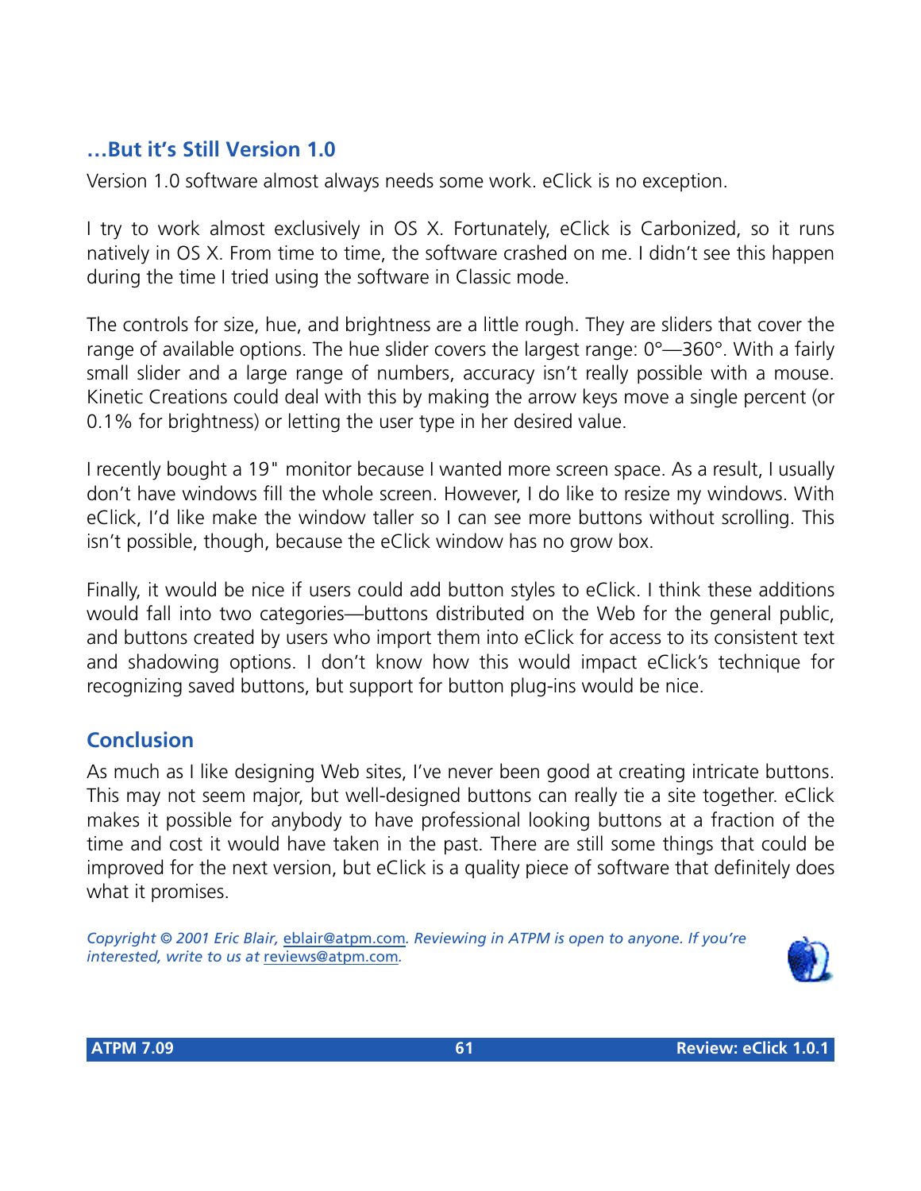## …But it's Still Version 1.0

Version 1.0 software almost always needs some work. eClick is no exception.

I try to work almost exclusively in OS X. Fortunately, eClick is Carbonized, so it runs natively in OS X. From time to time, the software crashed on me. I didn't see this happen during the time I tried using the software in Classic mode.

The controls for size, hue, and brightness are a little rough. They are sliders that cover the range of available options. The hue slider covers the largest range: 0°—360°. With a fairly small slider and a large range of numbers, accuracy isn't really possible with a mouse. Kinetic Creations could deal with this by making the arrow keys move a single percent (or 0.1% for brightness) or letting the user type in her desired value.

I recently bought a 19" monitor because I wanted more screen space. As a result, I usually don't have windows fill the whole screen. However, I do like to resize my windows. With eClick, I'd like make the window taller so I can see more buttons without scrolling. This isn't possible, though, because the eClick window has no grow box.

Finally, it would be nice if users could add button styles to eClick. I think these additions would fall into two categories—buttons distributed on the Web for the general public, and buttons created by users who import them into eClick for access to its consistent text and shadowing options. I don't know how this would impact eClick's technique for recognizing saved buttons, but support for button plug-ins would be nice.

## Conclusion

As much as I like designing Web sites, I've never been good at creating intricate buttons. This may not seem major, but well-designed buttons can really tie a site together. eClick makes it possible for anybody to have professional looking buttons at a fraction of the time and cost it would have taken in the past. There are still some things that could be improved for the next version, but eClick is a quality piece of software that definitely does what it promises.

*Copyright © 2001 Eric Blair, eblair@atpm.com. Reviewing in ATPM is open to anyone. If you're interested, write to us at reviews@atpm.com.*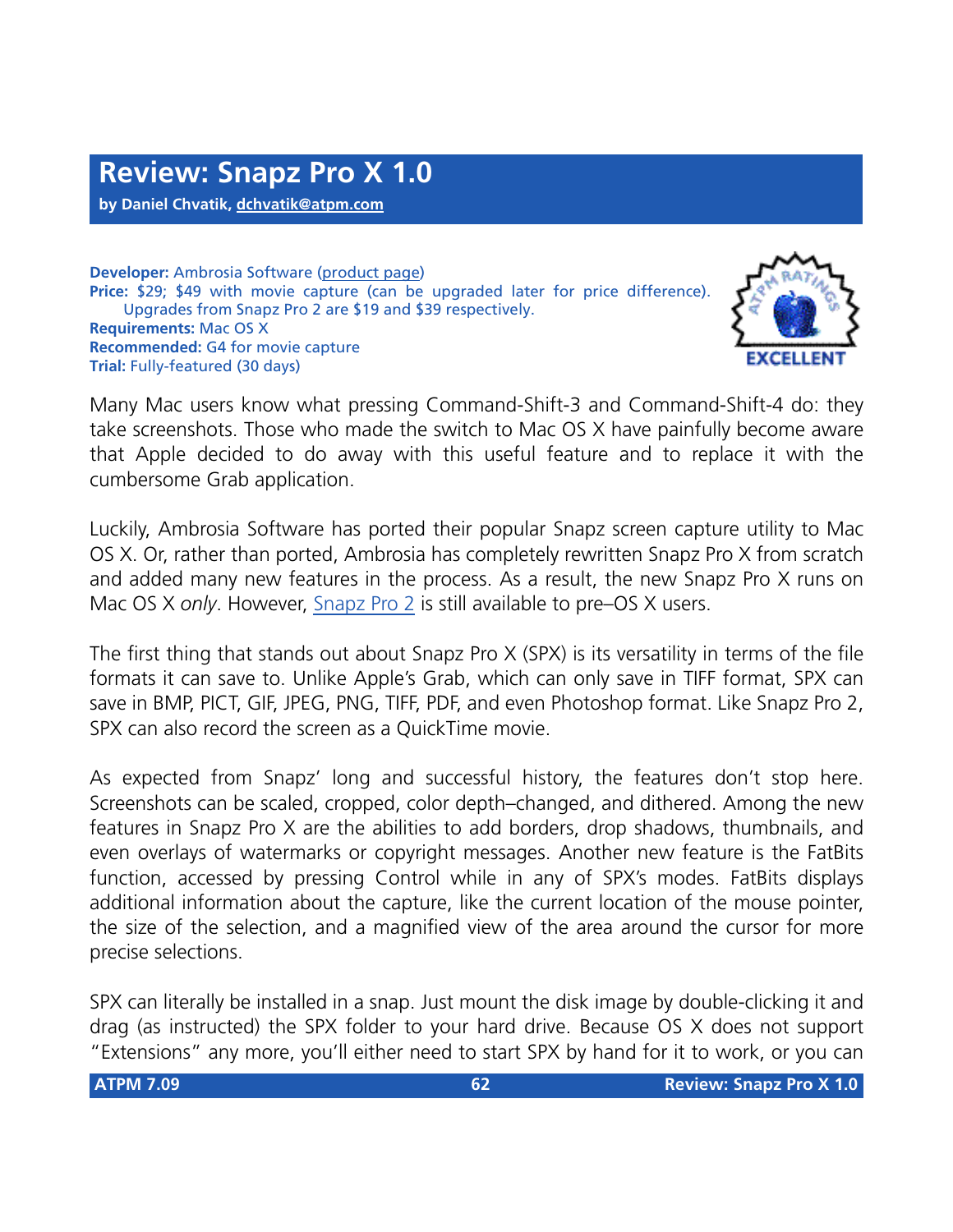# Review: Snapz Pro X 1.0

**by Daniel Chvatik, dchvatik@atpm.com**

**Developer:** Ambrosia Software (product page)
**Price:** $29; $49 with movie capture (can be upgraded later for price difference). Upgrades from Snapz Pro 2 are $19 and $39 respectively.
**Requirements:** Mac OS X
**Recommended:** G4 for movie capture
**Trial:** Fully-featured (30 days)

EXCELLENT

Many Mac users know what pressing Command-Shift-3 and Command-Shift-4 do: they take screenshots. Those who made the switch to Mac OS X have painfully become aware that Apple decided to do away with this useful feature and to replace it with the cumbersome Grab application.

Luckily, Ambrosia Software has ported their popular Snapz screen capture utility to Mac OS X. Or, rather than ported, Ambrosia has completely rewritten Snapz Pro X from scratch and added many new features in the process. As a result, the new Snapz Pro X runs on Mac OS X *only*. However, Snapz Pro 2 is still available to pre–OS X users.

The first thing that stands out about Snapz Pro X (SPX) is its versatility in terms of the file formats it can save to. Unlike Apple's Grab, which can only save in TIFF format, SPX can save in BMP, PICT, GIF, JPEG, PNG, TIFF, PDF, and even Photoshop format. Like Snapz Pro 2, SPX can also record the screen as a QuickTime movie.

As expected from Snapz' long and successful history, the features don't stop here. Screenshots can be scaled, cropped, color depth–changed, and dithered. Among the new features in Snapz Pro X are the abilities to add borders, drop shadows, thumbnails, and even overlays of watermarks or copyright messages. Another new feature is the FatBits function, accessed by pressing Control while in any of SPX's modes. FatBits displays additional information about the capture, like the current location of the mouse pointer, the size of the selection, and a magnified view of the area around the cursor for more precise selections.

SPX can literally be installed in a snap. Just mount the disk image by double-clicking it and drag (as instructed) the SPX folder to your hard drive. Because OS X does not support "Extensions" any more, you'll either need to start SPX by hand for it to work, or you can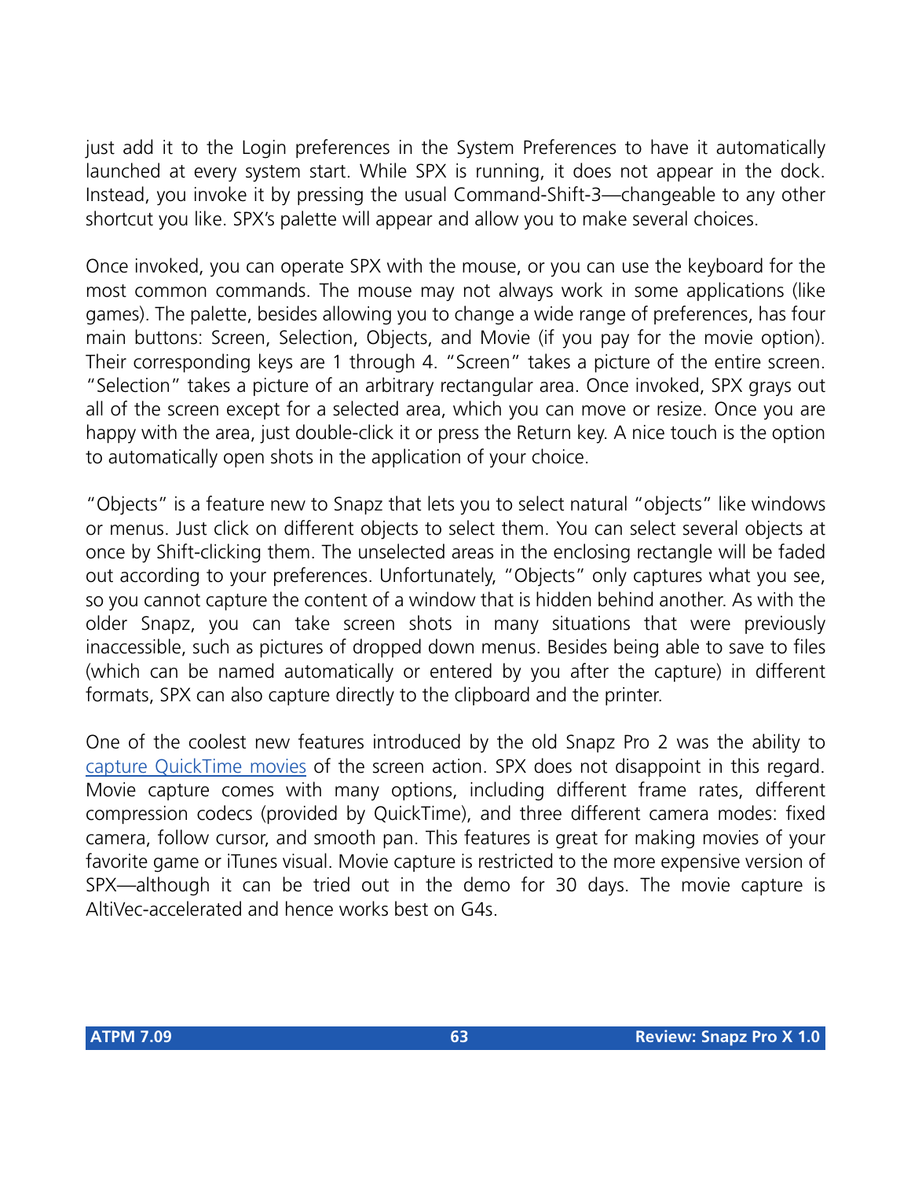just add it to the Login preferences in the System Preferences to have it automatically launched at every system start. While SPX is running, it does not appear in the dock. Instead, you invoke it by pressing the usual Command-Shift-3—changeable to any other shortcut you like. SPX's palette will appear and allow you to make several choices.

Once invoked, you can operate SPX with the mouse, or you can use the keyboard for the most common commands. The mouse may not always work in some applications (like games). The palette, besides allowing you to change a wide range of preferences, has four main buttons: Screen, Selection, Objects, and Movie (if you pay for the movie option). Their corresponding keys are 1 through 4. "Screen" takes a picture of the entire screen. "Selection" takes a picture of an arbitrary rectangular area. Once invoked, SPX grays out all of the screen except for a selected area, which you can move or resize. Once you are happy with the area, just double-click it or press the Return key. A nice touch is the option to automatically open shots in the application of your choice.

"Objects" is a feature new to Snapz that lets you to select natural "objects" like windows or menus. Just click on different objects to select them. You can select several objects at once by Shift-clicking them. The unselected areas in the enclosing rectangle will be faded out according to your preferences. Unfortunately, "Objects" only captures what you see, so you cannot capture the content of a window that is hidden behind another. As with the older Snapz, you can take screen shots in many situations that were previously inaccessible, such as pictures of dropped down menus. Besides being able to save to files (which can be named automatically or entered by you after the capture) in different formats, SPX can also capture directly to the clipboard and the printer.

One of the coolest new features introduced by the old Snapz Pro 2 was the ability to capture QuickTime movies of the screen action. SPX does not disappoint in this regard. Movie capture comes with many options, including different frame rates, different compression codecs (provided by QuickTime), and three different camera modes: fixed camera, follow cursor, and smooth pan. This features is great for making movies of your favorite game or iTunes visual. Movie capture is restricted to the more expensive version of SPX—although it can be tried out in the demo for 30 days. The movie capture is AltiVec-accelerated and hence works best on G4s.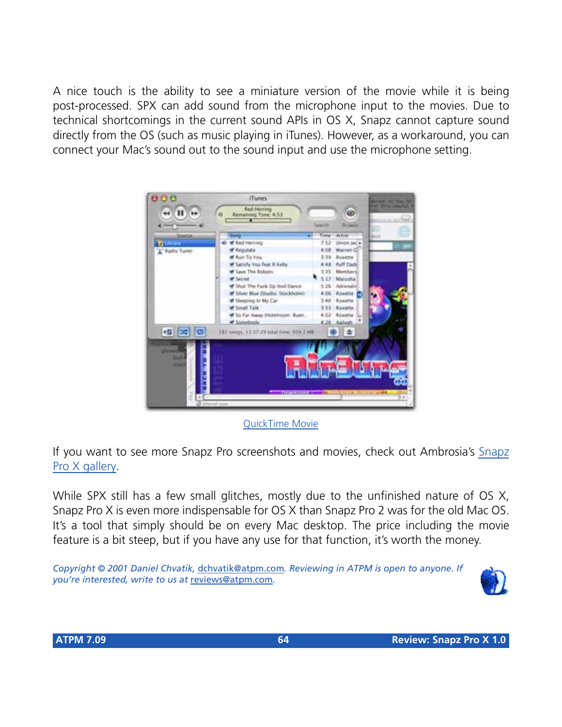A nice touch is the ability to see a miniature version of the movie while it is being post-processed. SPX can add sound from the microphone input to the movies. Due to technical shortcomings in the current sound APIs in OS X, Snapz cannot capture sound directly from the OS (such as music playing in iTunes). However, as a workaround, you can connect your Mac's sound out to the sound input and use the microphone setting.

QuickTime Movie

If you want to see more Snapz Pro screenshots and movies, check out Ambrosia's Snapz Pro X gallery.

While SPX still has a few small glitches, mostly due to the unfinished nature of OS X, Snapz Pro X is even more indispensable for OS X than Snapz Pro 2 was for the old Mac OS. It's a tool that simply should be on every Mac desktop. The price including the movie feature is a bit steep, but if you have any use for that function, it's worth the money.

*Copyright © 2001 Daniel Chvatik, dchvatik@atpm.com. Reviewing in ATPM is open to anyone. If you're interested, write to us at reviews@atpm.com.*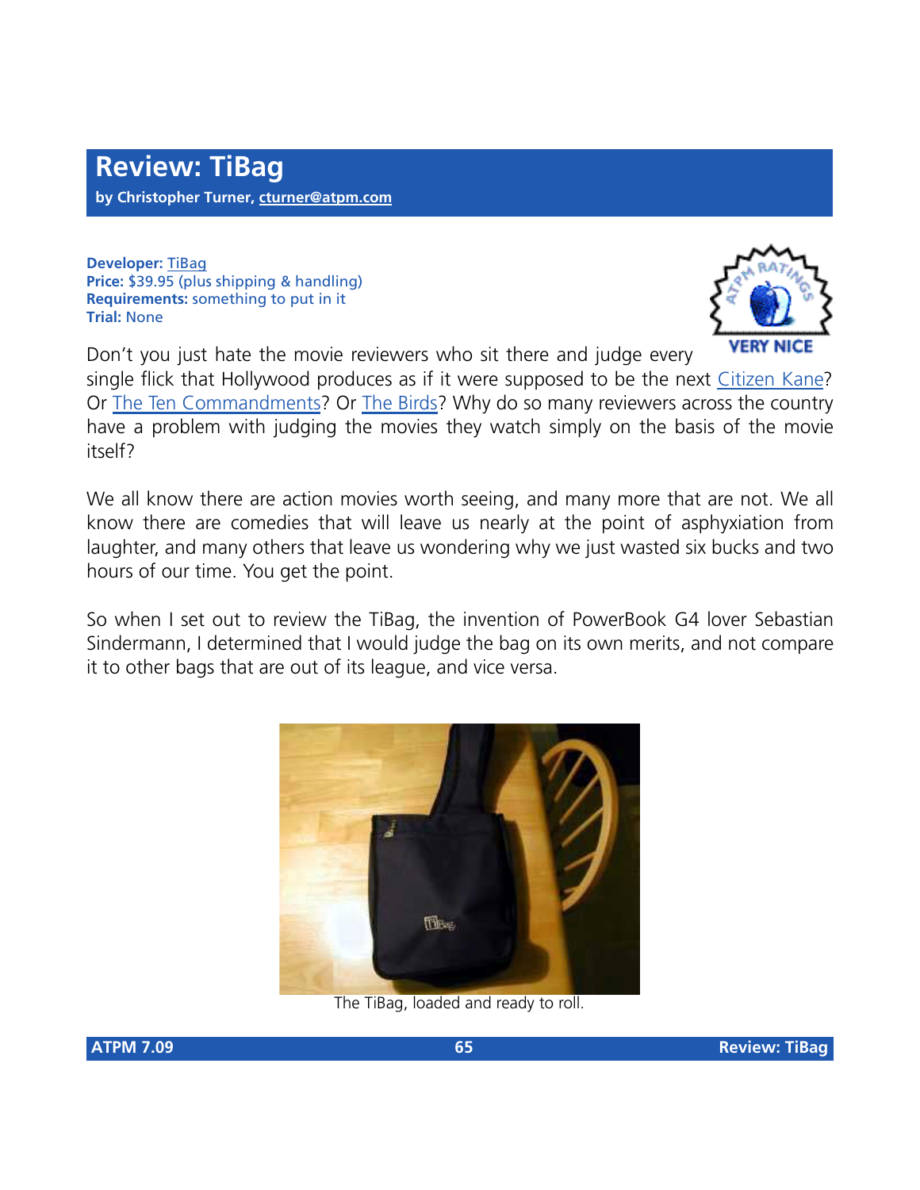# Review: TiBag

**by Christopher Turner, cturner@atpm.com**

**Developer:** TiBag
**Price:** $39.95 (plus shipping & handling)
**Requirements:** something to put in it
**Trial:** None

VERY NICE

Don't you just hate the movie reviewers who sit there and judge every single flick that Hollywood produces as if it were supposed to be the next Citizen Kane? Or The Ten Commandments? Or The Birds? Why do so many reviewers across the country have a problem with judging the movies they watch simply on the basis of the movie itself?

We all know there are action movies worth seeing, and many more that are not. We all know there are comedies that will leave us nearly at the point of asphyxiation from laughter, and many others that leave us wondering why we just wasted six bucks and two hours of our time. You get the point.

So when I set out to review the TiBag, the invention of PowerBook G4 lover Sebastian Sindermann, I determined that I would judge the bag on its own merits, and not compare it to other bags that are out of its league, and vice versa.

The TiBag, loaded and ready to roll.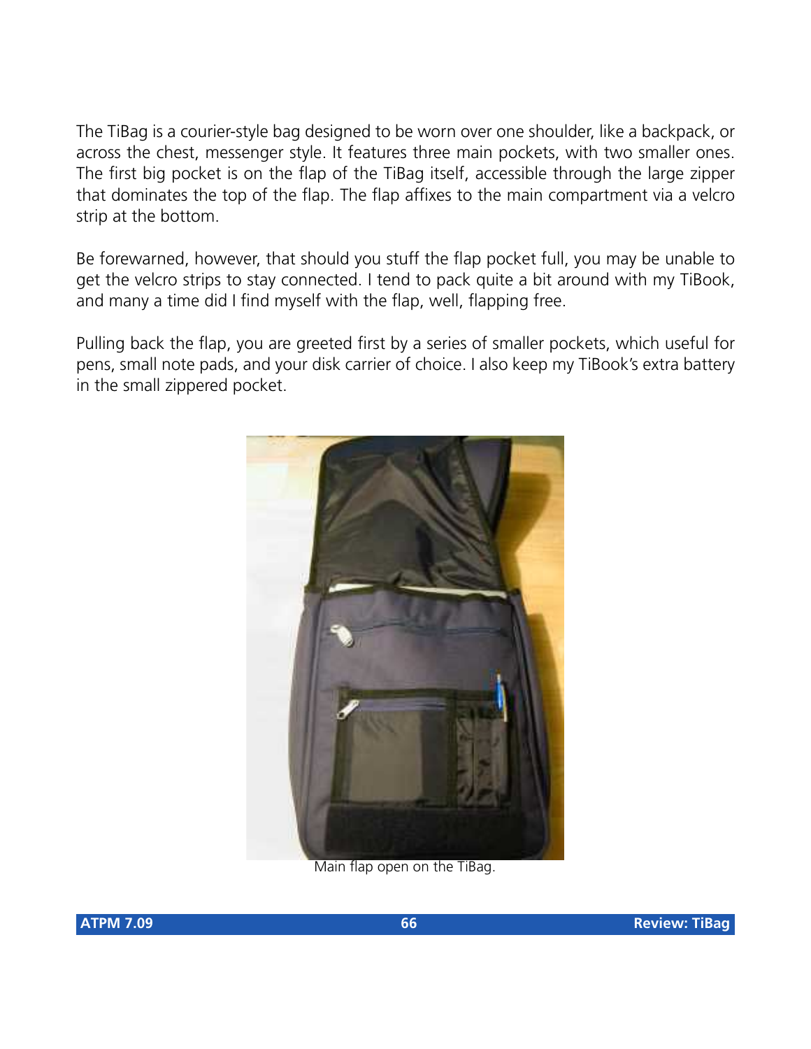The TiBag is a courier-style bag designed to be worn over one shoulder, like a backpack, or across the chest, messenger style. It features three main pockets, with two smaller ones. The first big pocket is on the flap of the TiBag itself, accessible through the large zipper that dominates the top of the flap. The flap affixes to the main compartment via a velcro strip at the bottom.

Be forewarned, however, that should you stuff the flap pocket full, you may be unable to get the velcro strips to stay connected. I tend to pack quite a bit around with my TiBook, and many a time did I find myself with the flap, well, flapping free.

Pulling back the flap, you are greeted first by a series of smaller pockets, which useful for pens, small note pads, and your disk carrier of choice. I also keep my TiBook's extra battery in the small zippered pocket.

Main flap open on the TiBag.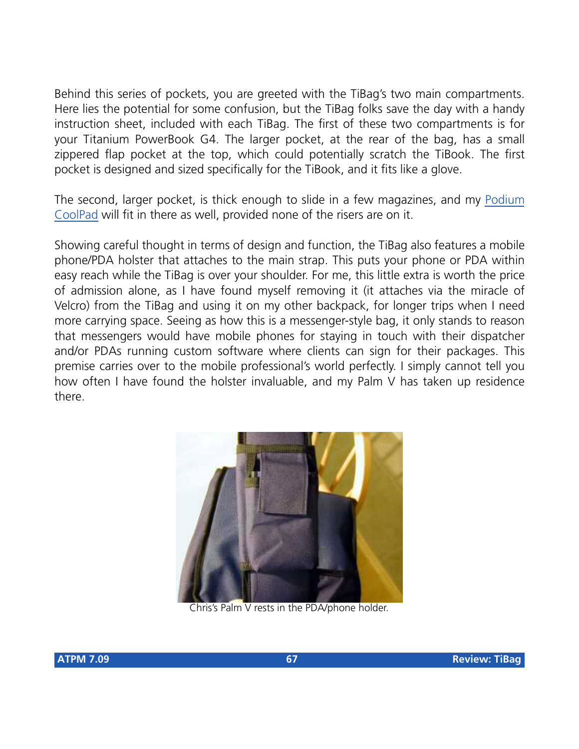Behind this series of pockets, you are greeted with the TiBag's two main compartments. Here lies the potential for some confusion, but the TiBag folks save the day with a handy instruction sheet, included with each TiBag. The first of these two compartments is for your Titanium PowerBook G4. The larger pocket, at the rear of the bag, has a small zippered flap pocket at the top, which could potentially scratch the TiBook. The first pocket is designed and sized specifically for the TiBook, and it fits like a glove.

The second, larger pocket, is thick enough to slide in a few magazines, and my Podium CoolPad will fit in there as well, provided none of the risers are on it.

Showing careful thought in terms of design and function, the TiBag also features a mobile phone/PDA holster that attaches to the main strap. This puts your phone or PDA within easy reach while the TiBag is over your shoulder. For me, this little extra is worth the price of admission alone, as I have found myself removing it (it attaches via the miracle of Velcro) from the TiBag and using it on my other backpack, for longer trips when I need more carrying space. Seeing as how this is a messenger-style bag, it only stands to reason that messengers would have mobile phones for staying in touch with their dispatcher and/or PDAs running custom software where clients can sign for their packages. This premise carries over to the mobile professional's world perfectly. I simply cannot tell you how often I have found the holster invaluable, and my Palm V has taken up residence there.

Chris's Palm V rests in the PDA/phone holder.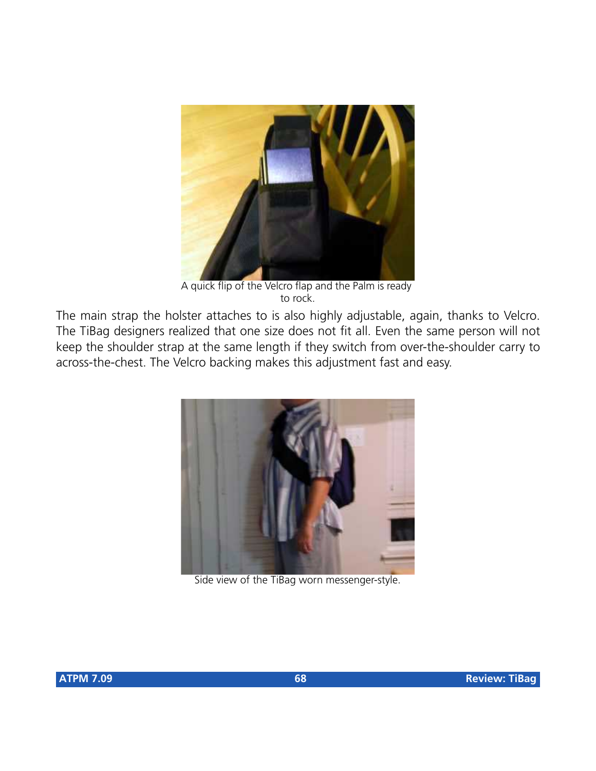A quick flip of the Velcro flap and the Palm is ready to rock.

The main strap the holster attaches to is also highly adjustable, again, thanks to Velcro. The TiBag designers realized that one size does not fit all. Even the same person will not keep the shoulder strap at the same length if they switch from over-the-shoulder carry to across-the-chest. The Velcro backing makes this adjustment fast and easy.

Side view of the TiBag worn messenger-style.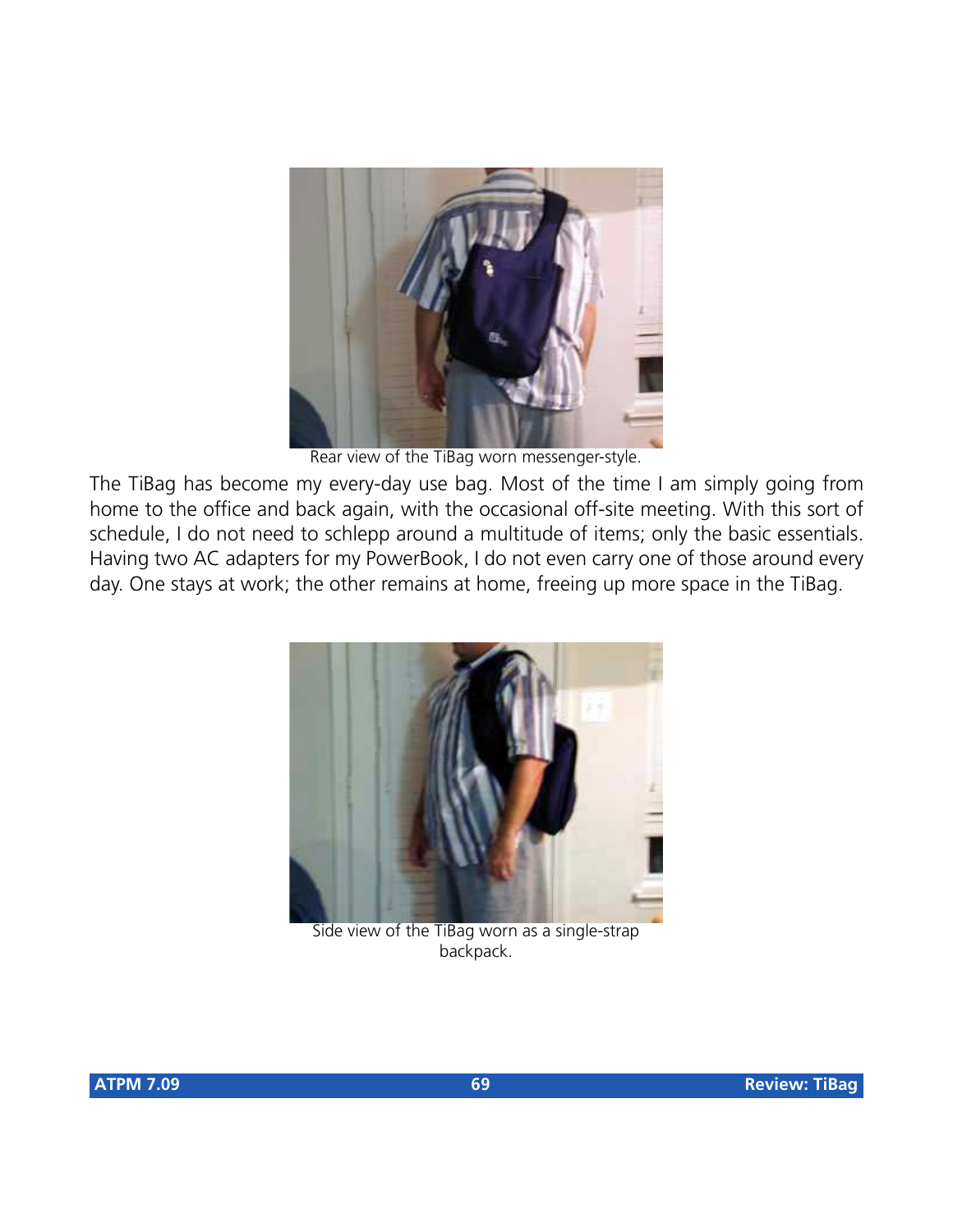Rear view of the TiBag worn messenger-style.

The TiBag has become my every-day use bag. Most of the time I am simply going from home to the office and back again, with the occasional off-site meeting. With this sort of schedule, I do not need to schlepp around a multitude of items; only the basic essentials. Having two AC adapters for my PowerBook, I do not even carry one of those around every day. One stays at work; the other remains at home, freeing up more space in the TiBag.

Side view of the TiBag worn as a single-strap backpack.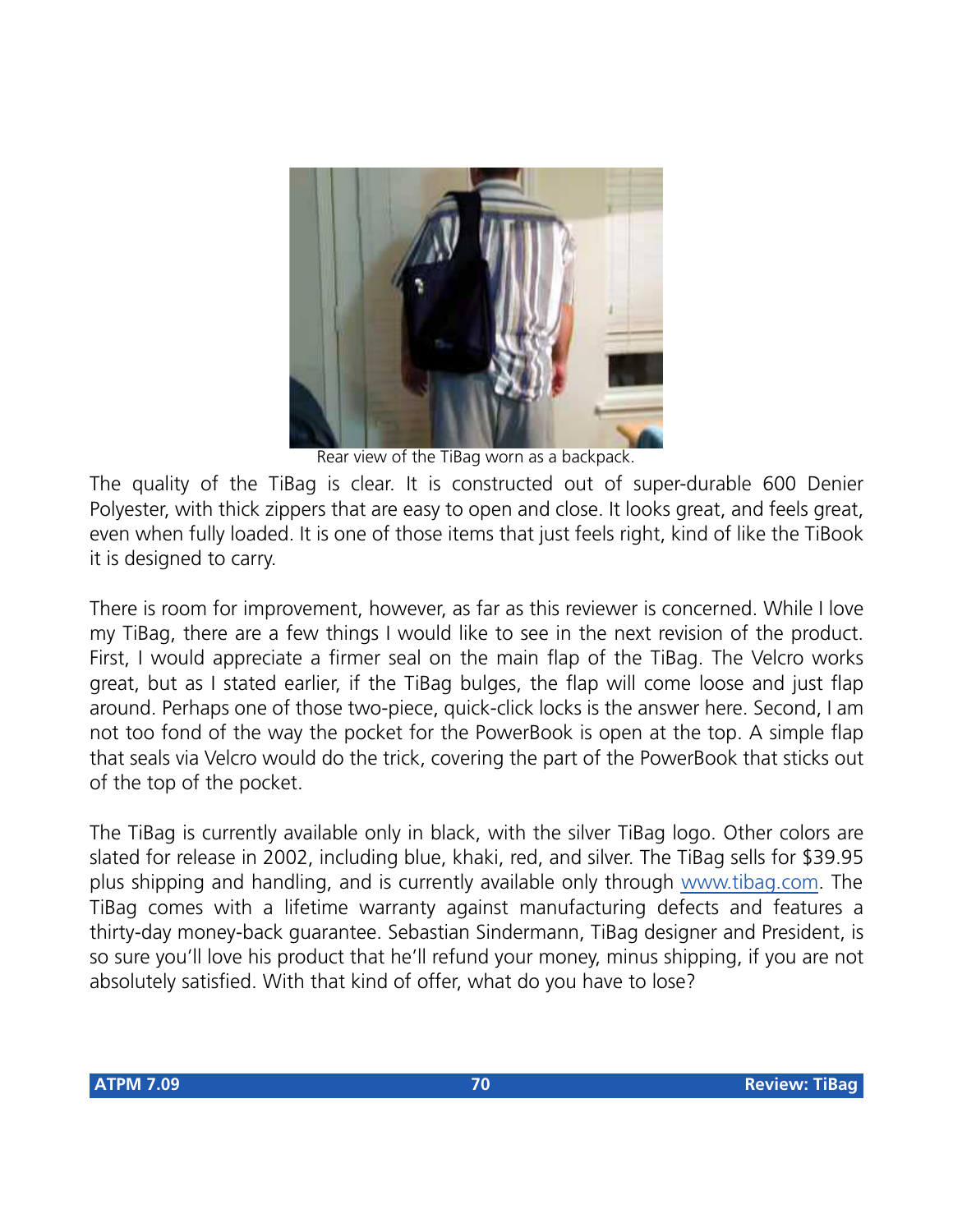Rear view of the TiBag worn as a backpack.

The quality of the TiBag is clear. It is constructed out of super-durable 600 Denier Polyester, with thick zippers that are easy to open and close. It looks great, and feels great, even when fully loaded. It is one of those items that just feels right, kind of like the TiBook it is designed to carry.

There is room for improvement, however, as far as this reviewer is concerned. While I love my TiBag, there are a few things I would like to see in the next revision of the product. First, I would appreciate a firmer seal on the main flap of the TiBag. The Velcro works great, but as I stated earlier, if the TiBag bulges, the flap will come loose and just flap around. Perhaps one of those two-piece, quick-click locks is the answer here. Second, I am not too fond of the way the pocket for the PowerBook is open at the top. A simple flap that seals via Velcro would do the trick, covering the part of the PowerBook that sticks out of the top of the pocket.

The TiBag is currently available only in black, with the silver TiBag logo. Other colors are slated for release in 2002, including blue, khaki, red, and silver. The TiBag sells for $39.95 plus shipping and handling, and is currently available only through [www.tibag.com](http://www.tibag.com). The TiBag comes with a lifetime warranty against manufacturing defects and features a thirty-day money-back guarantee. Sebastian Sindermann, TiBag designer and President, is so sure you'll love his product that he'll refund your money, minus shipping, if you are not absolutely satisfied. With that kind of offer, what do you have to lose?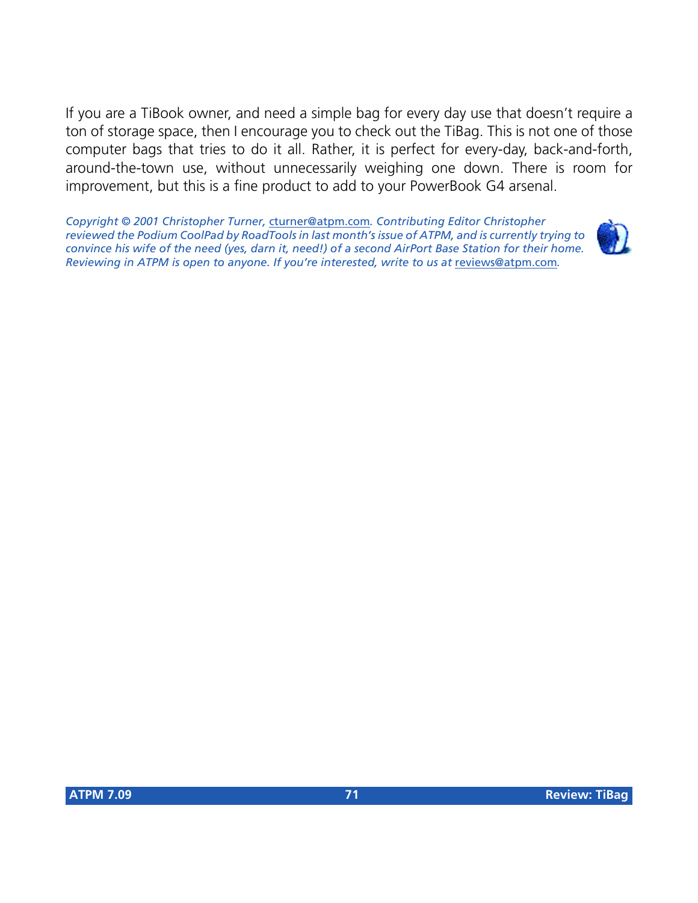If you are a TiBook owner, and need a simple bag for every day use that doesn't require a ton of storage space, then I encourage you to check out the TiBag. This is not one of those computer bags that tries to do it all. Rather, it is perfect for every-day, back-and-forth, around-the-town use, without unnecessarily weighing one down. There is room for improvement, but this is a fine product to add to your PowerBook G4 arsenal.

*Copyright © 2001 Christopher Turner, cturner@atpm.com. Contributing Editor Christopher reviewed the Podium CoolPad by RoadTools in last month's issue of ATPM, and is currently trying to convince his wife of the need (yes, darn it, need!) of a second AirPort Base Station for their home. Reviewing in ATPM is open to anyone. If you're interested, write to us at reviews@atpm.com.*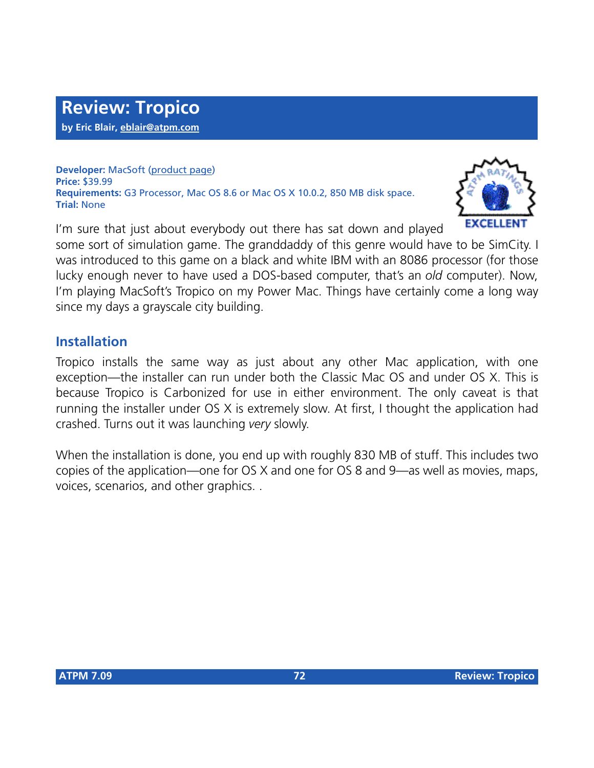# Review: Tropico

**by Eric Blair, eblair@atpm.com**

**Developer:** MacSoft (product page)
**Price:** $39.99
**Requirements:** G3 Processor, Mac OS 8.6 or Mac OS X 10.0.2, 850 MB disk space.
**Trial:** None

I'm sure that just about everybody out there has sat down and played some sort of simulation game. The granddaddy of this genre would have to be SimCity. I was introduced to this game on a black and white IBM with an 8086 processor (for those lucky enough never to have used a DOS-based computer, that's an *old* computer). Now, I'm playing MacSoft's Tropico on my Power Mac. Things have certainly come a long way since my days a grayscale city building.

## Installation

Tropico installs the same way as just about any other Mac application, with one exception—the installer can run under both the Classic Mac OS and under OS X. This is because Tropico is Carbonized for use in either environment. The only caveat is that running the installer under OS X is extremely slow. At first, I thought the application had crashed. Turns out it was launching *very* slowly.

When the installation is done, you end up with roughly 830 MB of stuff. This includes two copies of the application—one for OS X and one for OS 8 and 9—as well as movies, maps, voices, scenarios, and other graphics. .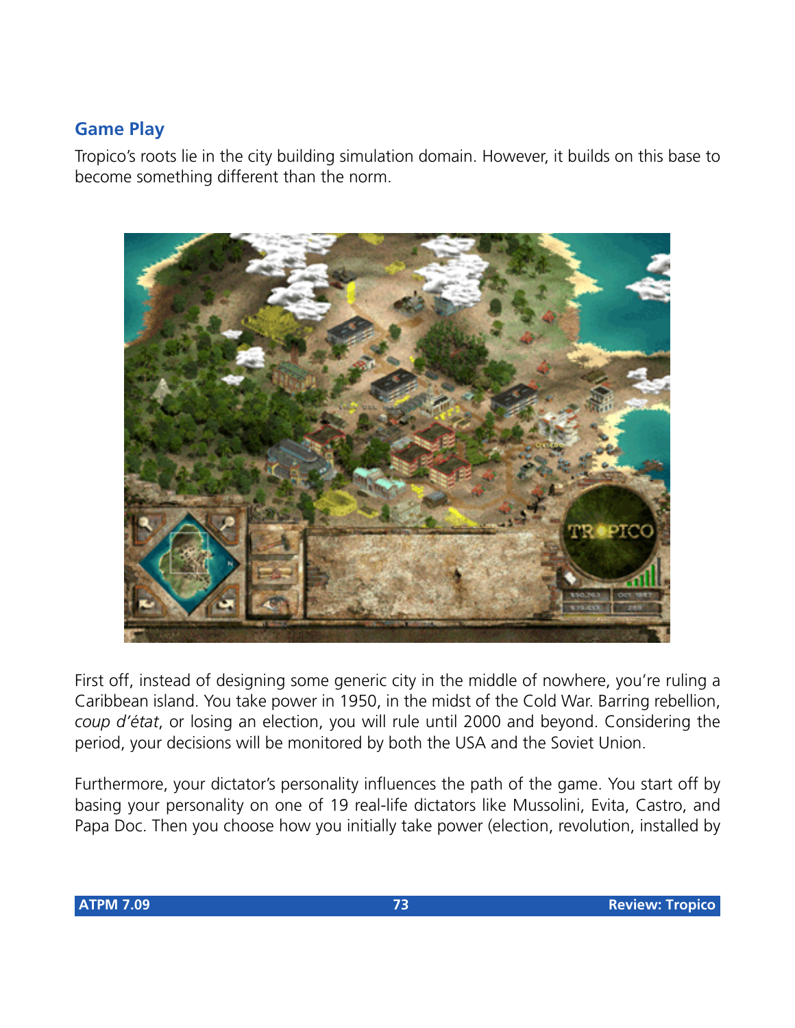## Game Play

Tropico's roots lie in the city building simulation domain. However, it builds on this base to become something different than the norm.

First off, instead of designing some generic city in the middle of nowhere, you're ruling a Caribbean island. You take power in 1950, in the midst of the Cold War. Barring rebellion, *coup d'état*, or losing an election, you will rule until 2000 and beyond. Considering the period, your decisions will be monitored by both the USA and the Soviet Union.

Furthermore, your dictator's personality influences the path of the game. You start off by basing your personality on one of 19 real-life dictators like Mussolini, Evita, Castro, and Papa Doc. Then you choose how you initially take power (election, revolution, installed by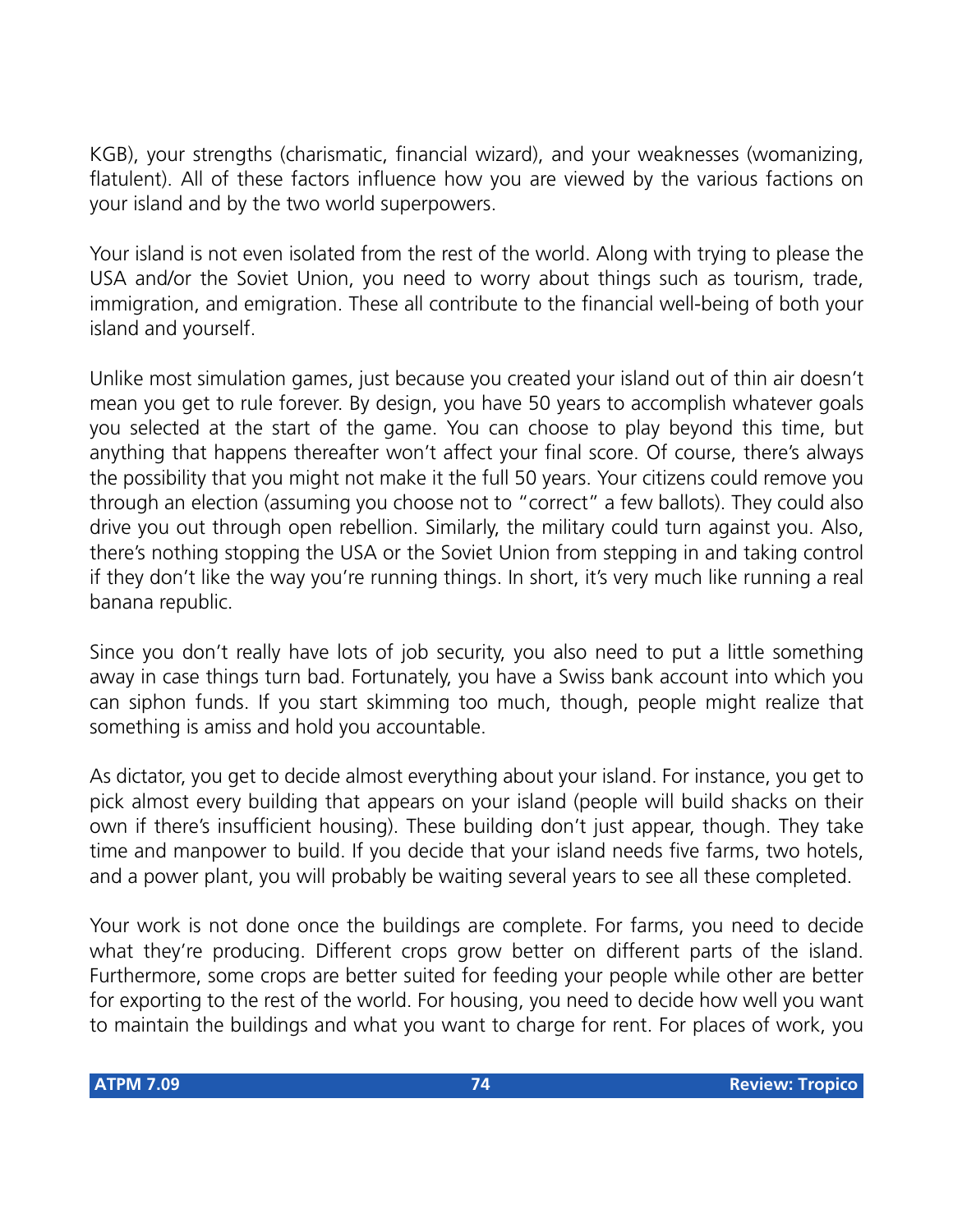KGB), your strengths (charismatic, financial wizard), and your weaknesses (womanizing, flatulent). All of these factors influence how you are viewed by the various factions on your island and by the two world superpowers.

Your island is not even isolated from the rest of the world. Along with trying to please the USA and/or the Soviet Union, you need to worry about things such as tourism, trade, immigration, and emigration. These all contribute to the financial well-being of both your island and yourself.

Unlike most simulation games, just because you created your island out of thin air doesn't mean you get to rule forever. By design, you have 50 years to accomplish whatever goals you selected at the start of the game. You can choose to play beyond this time, but anything that happens thereafter won't affect your final score. Of course, there's always the possibility that you might not make it the full 50 years. Your citizens could remove you through an election (assuming you choose not to "correct" a few ballots). They could also drive you out through open rebellion. Similarly, the military could turn against you. Also, there's nothing stopping the USA or the Soviet Union from stepping in and taking control if they don't like the way you're running things. In short, it's very much like running a real banana republic.

Since you don't really have lots of job security, you also need to put a little something away in case things turn bad. Fortunately, you have a Swiss bank account into which you can siphon funds. If you start skimming too much, though, people might realize that something is amiss and hold you accountable.

As dictator, you get to decide almost everything about your island. For instance, you get to pick almost every building that appears on your island (people will build shacks on their own if there's insufficient housing). These building don't just appear, though. They take time and manpower to build. If you decide that your island needs five farms, two hotels, and a power plant, you will probably be waiting several years to see all these completed.

Your work is not done once the buildings are complete. For farms, you need to decide what they're producing. Different crops grow better on different parts of the island. Furthermore, some crops are better suited for feeding your people while other are better for exporting to the rest of the world. For housing, you need to decide how well you want to maintain the buildings and what you want to charge for rent. For places of work, you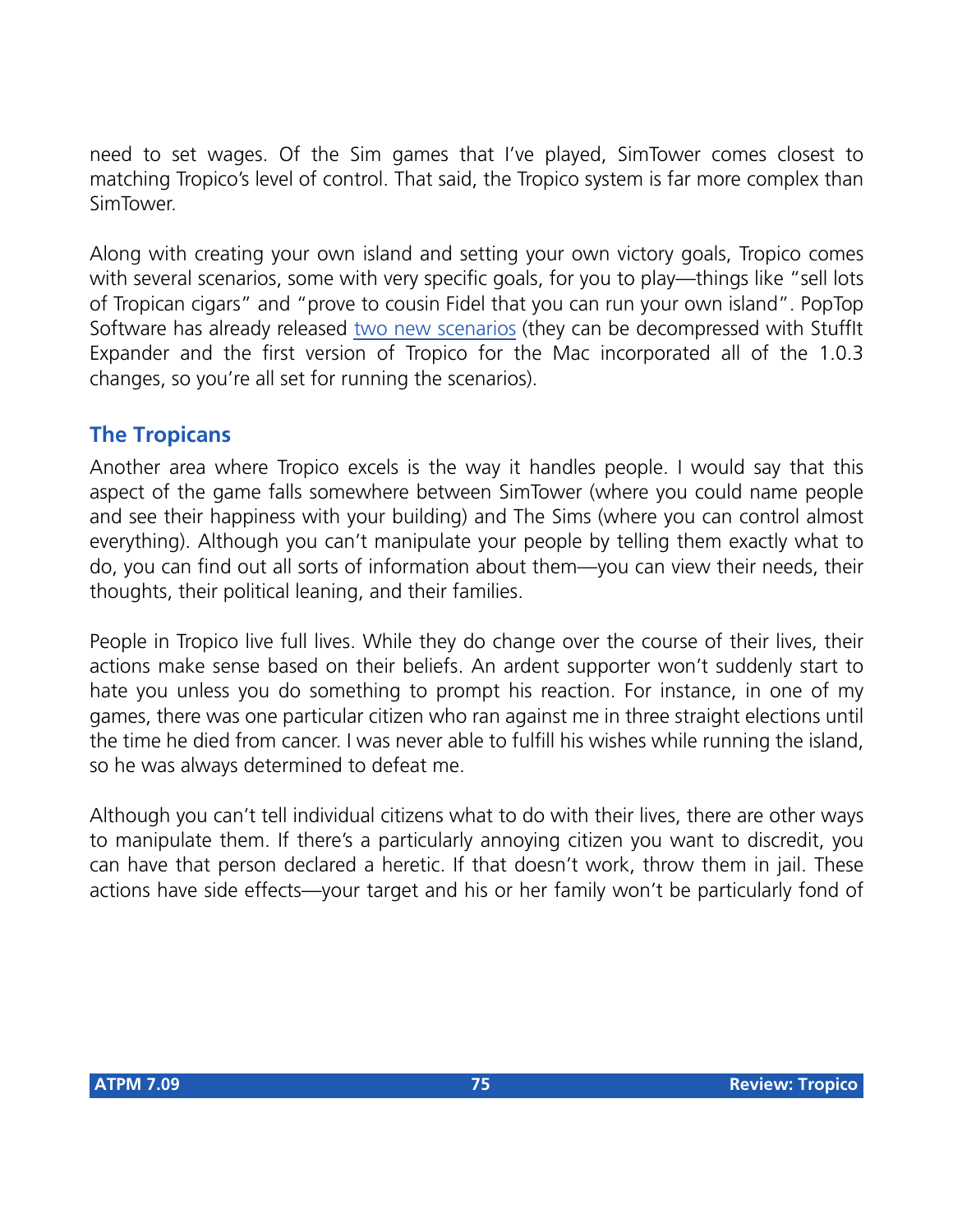need to set wages. Of the Sim games that I've played, SimTower comes closest to matching Tropico's level of control. That said, the Tropico system is far more complex than SimTower.

Along with creating your own island and setting your own victory goals, Tropico comes with several scenarios, some with very specific goals, for you to play—things like "sell lots of Tropican cigars" and "prove to cousin Fidel that you can run your own island". PopTop Software has already released two new scenarios (they can be decompressed with StuffIt Expander and the first version of Tropico for the Mac incorporated all of the 1.0.3 changes, so you're all set for running the scenarios).

## The Tropicans

Another area where Tropico excels is the way it handles people. I would say that this aspect of the game falls somewhere between SimTower (where you could name people and see their happiness with your building) and The Sims (where you can control almost everything). Although you can't manipulate your people by telling them exactly what to do, you can find out all sorts of information about them—you can view their needs, their thoughts, their political leaning, and their families.

People in Tropico live full lives. While they do change over the course of their lives, their actions make sense based on their beliefs. An ardent supporter won't suddenly start to hate you unless you do something to prompt his reaction. For instance, in one of my games, there was one particular citizen who ran against me in three straight elections until the time he died from cancer. I was never able to fulfill his wishes while running the island, so he was always determined to defeat me.

Although you can't tell individual citizens what to do with their lives, there are other ways to manipulate them. If there's a particularly annoying citizen you want to discredit, you can have that person declared a heretic. If that doesn't work, throw them in jail. These actions have side effects—your target and his or her family won't be particularly fond of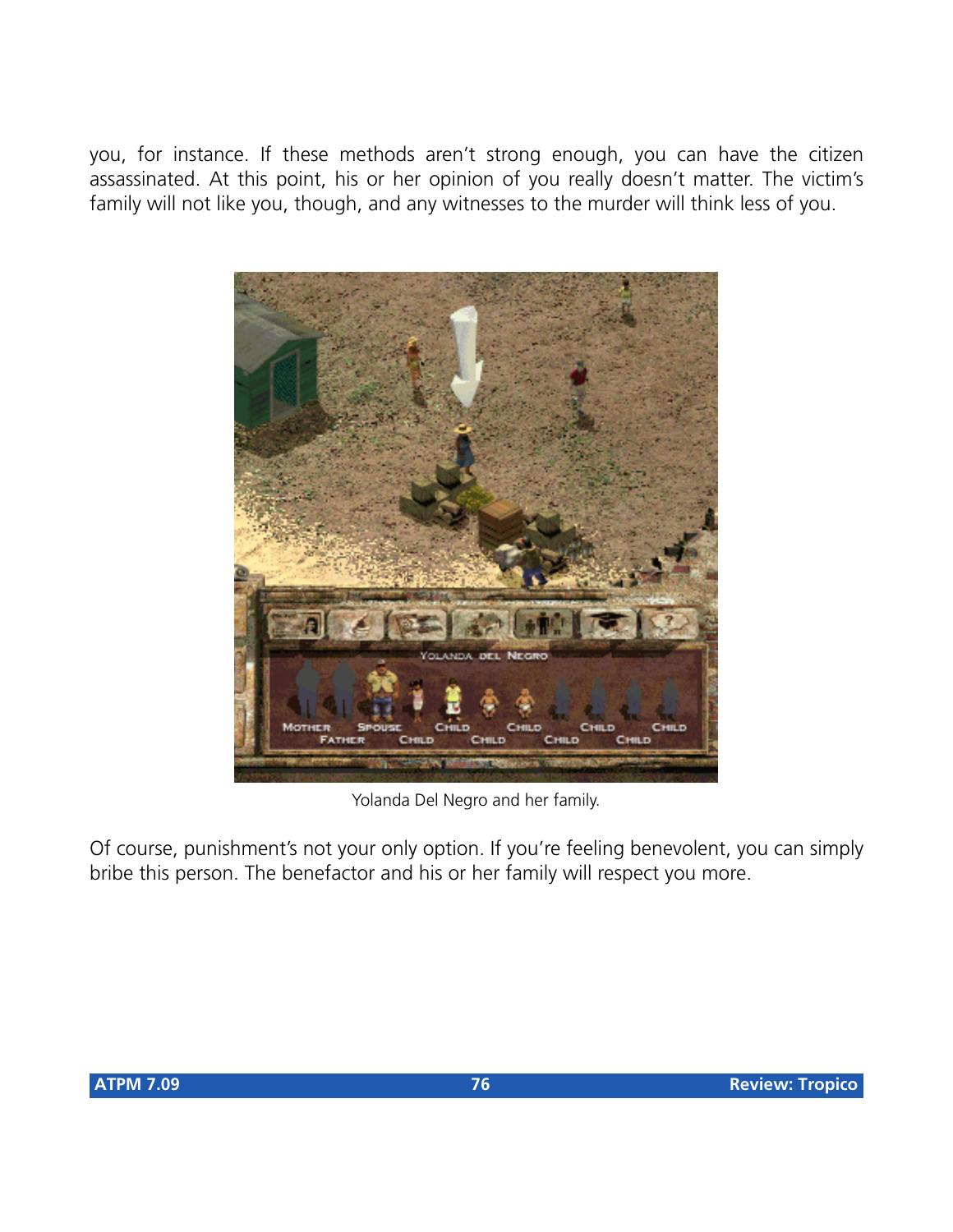you, for instance. If these methods aren't strong enough, you can have the citizen assassinated. At this point, his or her opinion of you really doesn't matter. The victim's family will not like you, though, and any witnesses to the murder will think less of you.

Yolanda Del Negro and her family.

Of course, punishment's not your only option. If you're feeling benevolent, you can simply bribe this person. The benefactor and his or her family will respect you more.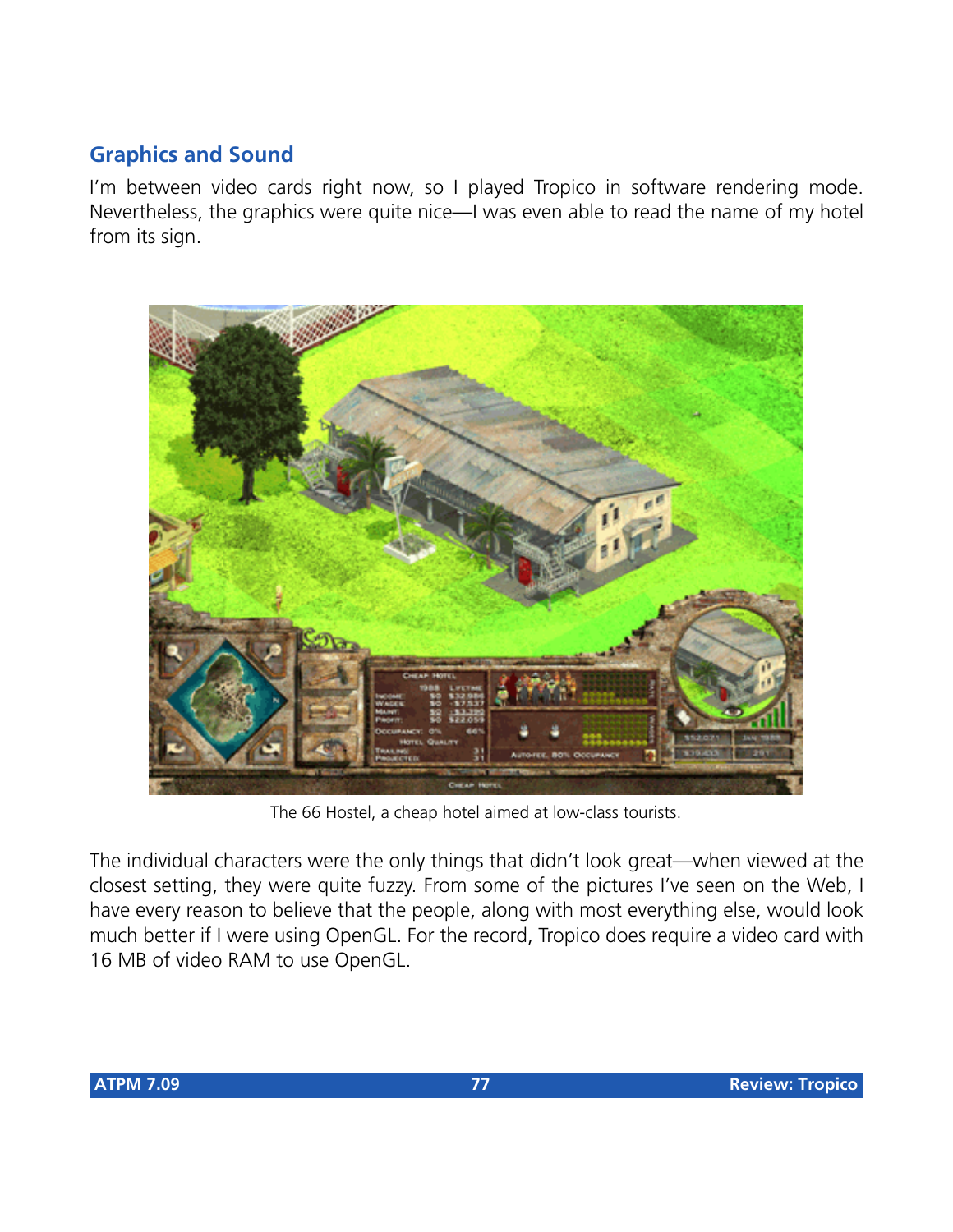## Graphics and Sound

I'm between video cards right now, so I played Tropico in software rendering mode. Nevertheless, the graphics were quite nice—I was even able to read the name of my hotel from its sign.

The 66 Hostel, a cheap hotel aimed at low-class tourists.

The individual characters were the only things that didn't look great—when viewed at the closest setting, they were quite fuzzy. From some of the pictures I've seen on the Web, I have every reason to believe that the people, along with most everything else, would look much better if I were using OpenGL. For the record, Tropico does require a video card with 16 MB of video RAM to use OpenGL.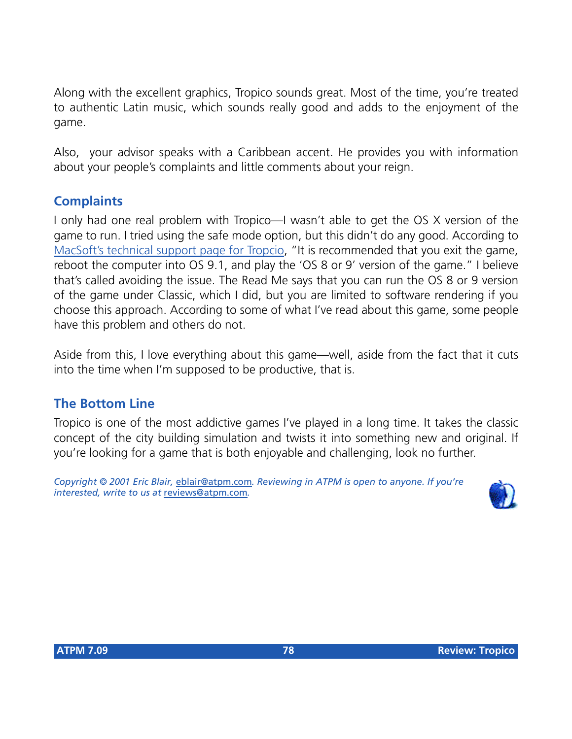Along with the excellent graphics, Tropico sounds great. Most of the time, you're treated to authentic Latin music, which sounds really good and adds to the enjoyment of the game.

Also, your advisor speaks with a Caribbean accent. He provides you with information about your people's complaints and little comments about your reign.

## Complaints

I only had one real problem with Tropico—I wasn't able to get the OS X version of the game to run. I tried using the safe mode option, but this didn't do any good. According to MacSoft's technical support page for Tropcio, "It is recommended that you exit the game, reboot the computer into OS 9.1, and play the 'OS 8 or 9' version of the game." I believe that's called avoiding the issue. The Read Me says that you can run the OS 8 or 9 version of the game under Classic, which I did, but you are limited to software rendering if you choose this approach. According to some of what I've read about this game, some people have this problem and others do not.

Aside from this, I love everything about this game—well, aside from the fact that it cuts into the time when I'm supposed to be productive, that is.

## The Bottom Line

Tropico is one of the most addictive games I've played in a long time. It takes the classic concept of the city building simulation and twists it into something new and original. If you're looking for a game that is both enjoyable and challenging, look no further.

*Copyright © 2001 Eric Blair,* eblair@atpm.com*. Reviewing in ATPM is open to anyone. If you're interested, write to us at* reviews@atpm.com*.*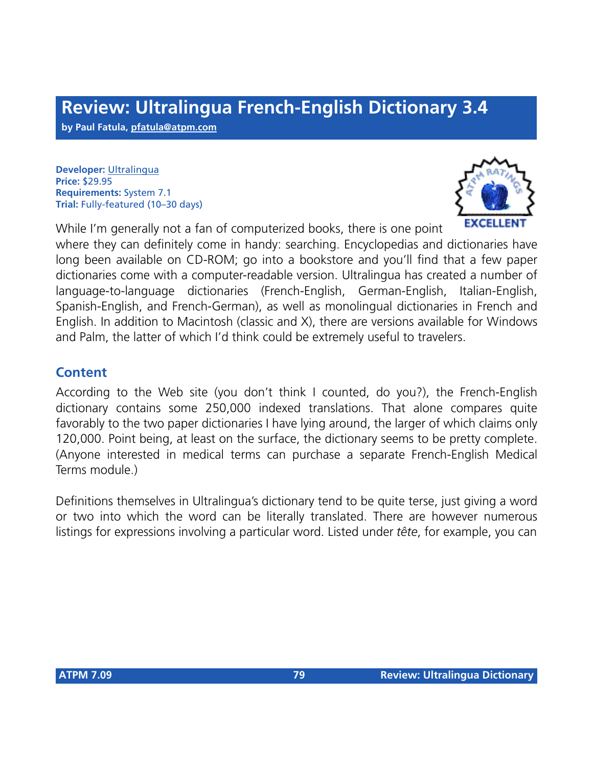# Review: Ultralingua French-English Dictionary 3.4

**by Paul Fatula, pfatula@atpm.com**

**Developer:** Ultralingua
**Price:** $29.95
**Requirements:** System 7.1
**Trial:** Fully-featured (10–30 days)

EXCELLENT

While I'm generally not a fan of computerized books, there is one point where they can definitely come in handy: searching. Encyclopedias and dictionaries have long been available on CD-ROM; go into a bookstore and you'll find that a few paper dictionaries come with a computer-readable version. Ultralingua has created a number of language-to-language dictionaries (French-English, German-English, Italian-English, Spanish-English, and French-German), as well as monolingual dictionaries in French and English. In addition to Macintosh (classic and X), there are versions available for Windows and Palm, the latter of which I'd think could be extremely useful to travelers.

## Content

According to the Web site (you don't think I counted, do you?), the French-English dictionary contains some 250,000 indexed translations. That alone compares quite favorably to the two paper dictionaries I have lying around, the larger of which claims only 120,000. Point being, at least on the surface, the dictionary seems to be pretty complete. (Anyone interested in medical terms can purchase a separate French-English Medical Terms module.)

Definitions themselves in Ultralingua's dictionary tend to be quite terse, just giving a word or two into which the word can be literally translated. There are however numerous listings for expressions involving a particular word. Listed under *tête*, for example, you can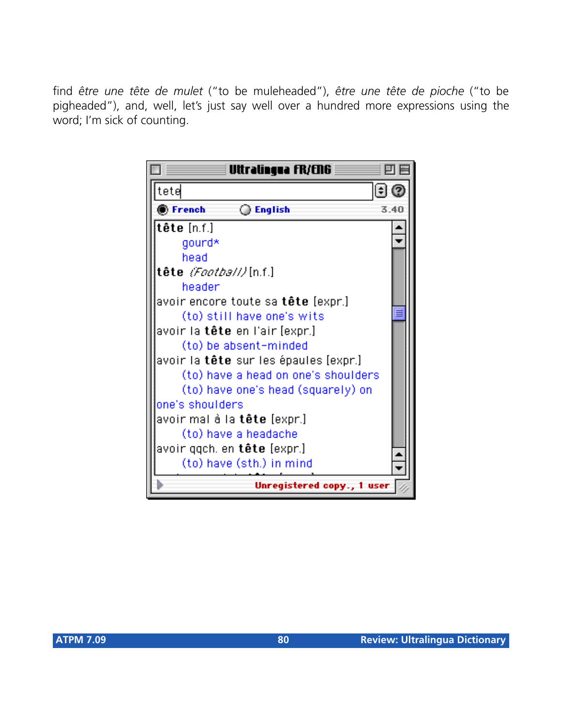find *être une tête de mulet* ("to be muleheaded"), *être une tête de pioche* ("to be pigheaded"), and, well, let's just say well over a hundred more expressions using the word; I'm sick of counting.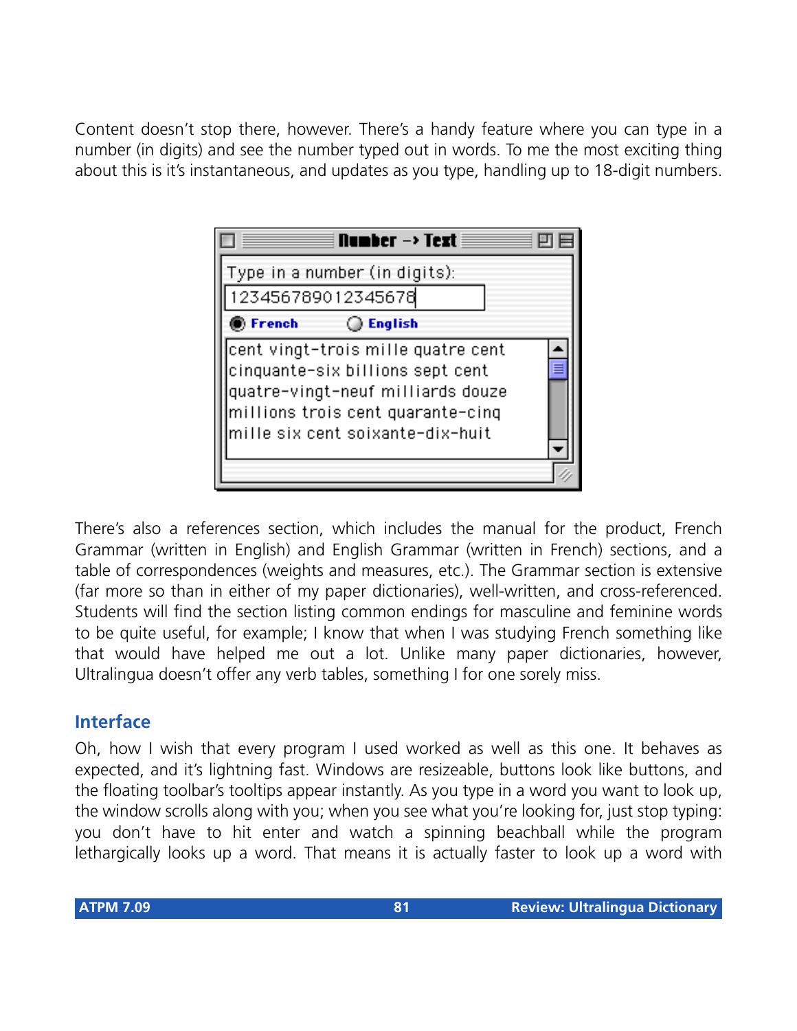Content doesn’t stop there, however. There’s a handy feature where you can type in a number (in digits) and see the number typed out in words. To me the most exciting thing about this is it’s instantaneous, and updates as you type, handling up to 18-digit numbers.

There’s also a references section, which includes the manual for the product, French Grammar (written in English) and English Grammar (written in French) sections, and a table of correspondences (weights and measures, etc.). The Grammar section is extensive (far more so than in either of my paper dictionaries), well-written, and cross-referenced. Students will find the section listing common endings for masculine and feminine words to be quite useful, for example; I know that when I was studying French something like that would have helped me out a lot. Unlike many paper dictionaries, however, Ultralingua doesn’t offer any verb tables, something I for one sorely miss.

## Interface

Oh, how I wish that every program I used worked as well as this one. It behaves as expected, and it’s lightning fast. Windows are resizeable, buttons look like buttons, and the floating toolbar’s tooltips appear instantly. As you type in a word you want to look up, the window scrolls along with you; when you see what you’re looking for, just stop typing: you don’t have to hit enter and watch a spinning beachball while the program lethargically looks up a word. That means it is actually faster to look up a word with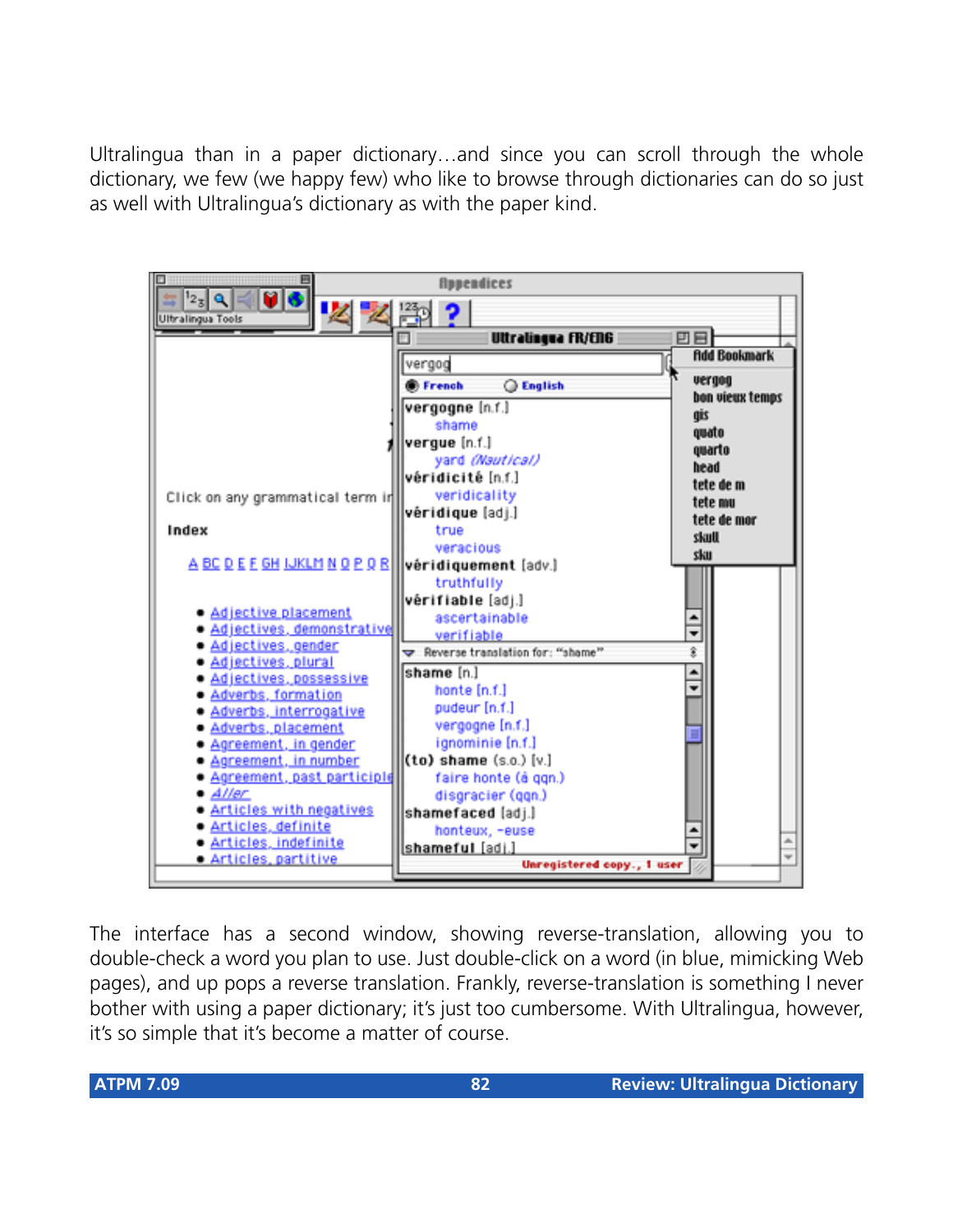Ultralingua than in a paper dictionary…and since you can scroll through the whole dictionary, we few (we happy few) who like to browse through dictionaries can do so just as well with Ultralingua's dictionary as with the paper kind.

The interface has a second window, showing reverse-translation, allowing you to double-check a word you plan to use. Just double-click on a word (in blue, mimicking Web pages), and up pops a reverse translation. Frankly, reverse-translation is something I never bother with using a paper dictionary; it's just too cumbersome. With Ultralingua, however, it's so simple that it's become a matter of course.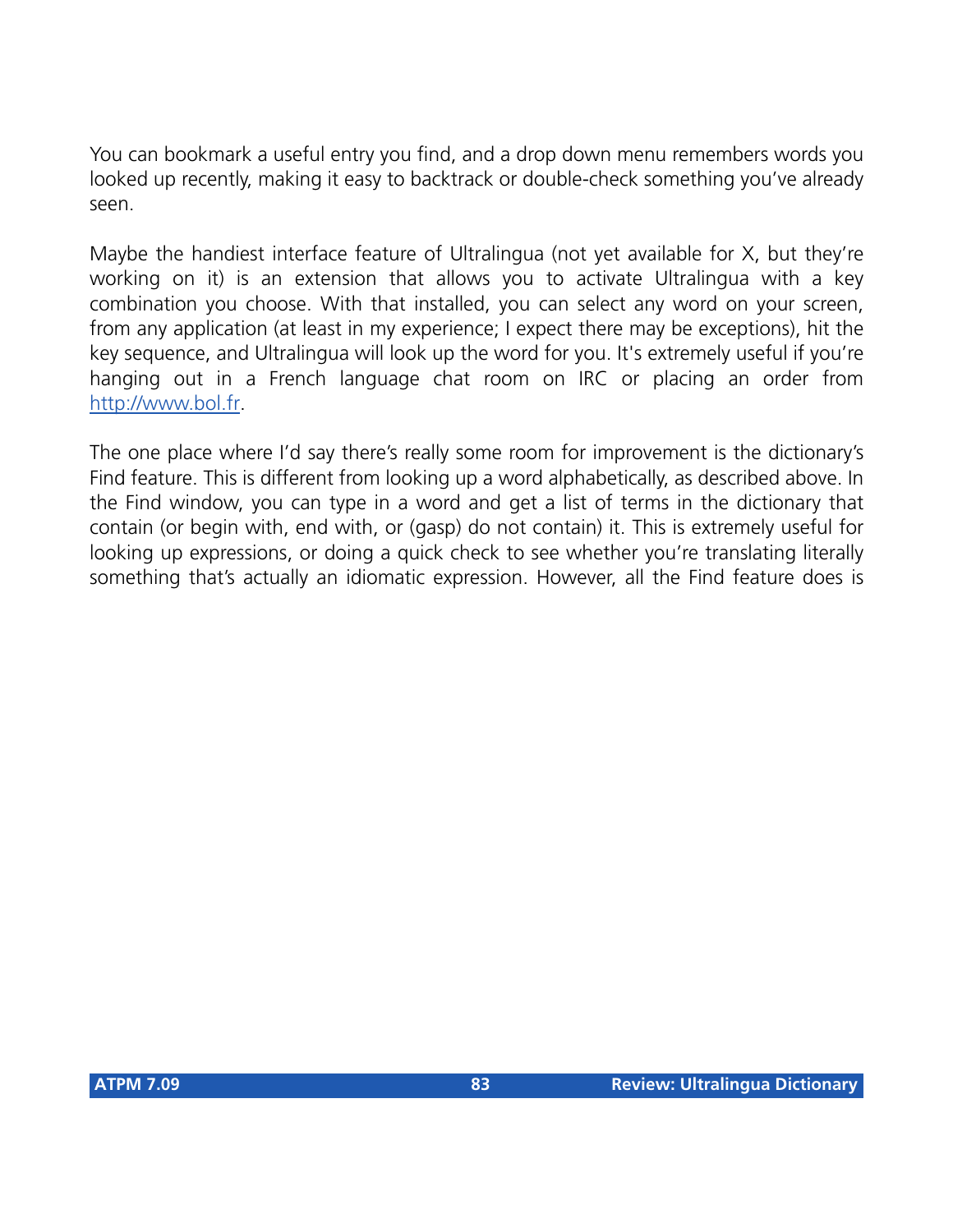You can bookmark a useful entry you find, and a drop down menu remembers words you looked up recently, making it easy to backtrack or double-check something you've already seen.

Maybe the handiest interface feature of Ultralingua (not yet available for X, but they're working on it) is an extension that allows you to activate Ultralingua with a key combination you choose. With that installed, you can select any word on your screen, from any application (at least in my experience; I expect there may be exceptions), hit the key sequence, and Ultralingua will look up the word for you. It's extremely useful if you're hanging out in a French language chat room on IRC or placing an order from [http://www.bol.fr](http://www.bol.fr).

The one place where I'd say there's really some room for improvement is the dictionary's Find feature. This is different from looking up a word alphabetically, as described above. In the Find window, you can type in a word and get a list of terms in the dictionary that contain (or begin with, end with, or (gasp) do not contain) it. This is extremely useful for looking up expressions, or doing a quick check to see whether you're translating literally something that's actually an idiomatic expression. However, all the Find feature does is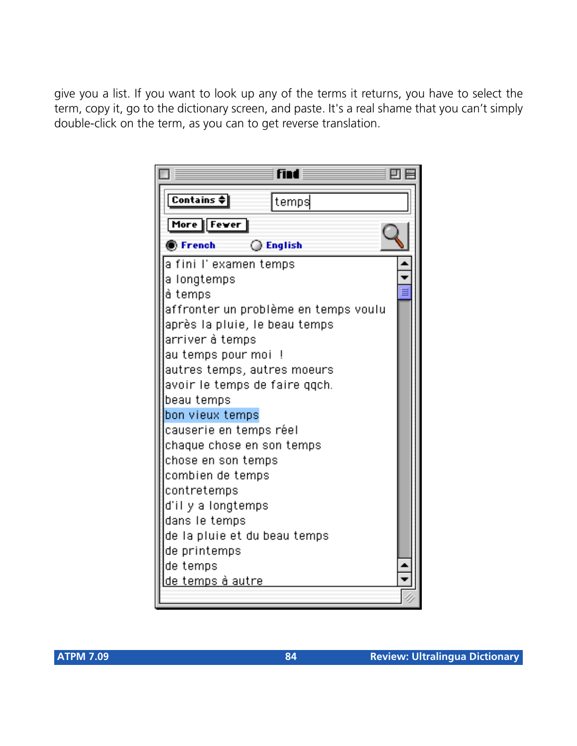give you a list. If you want to look up any of the terms it returns, you have to select the term, copy it, go to the dictionary screen, and paste. It's a real shame that you can't simply double-click on the term, as you can to get reverse translation.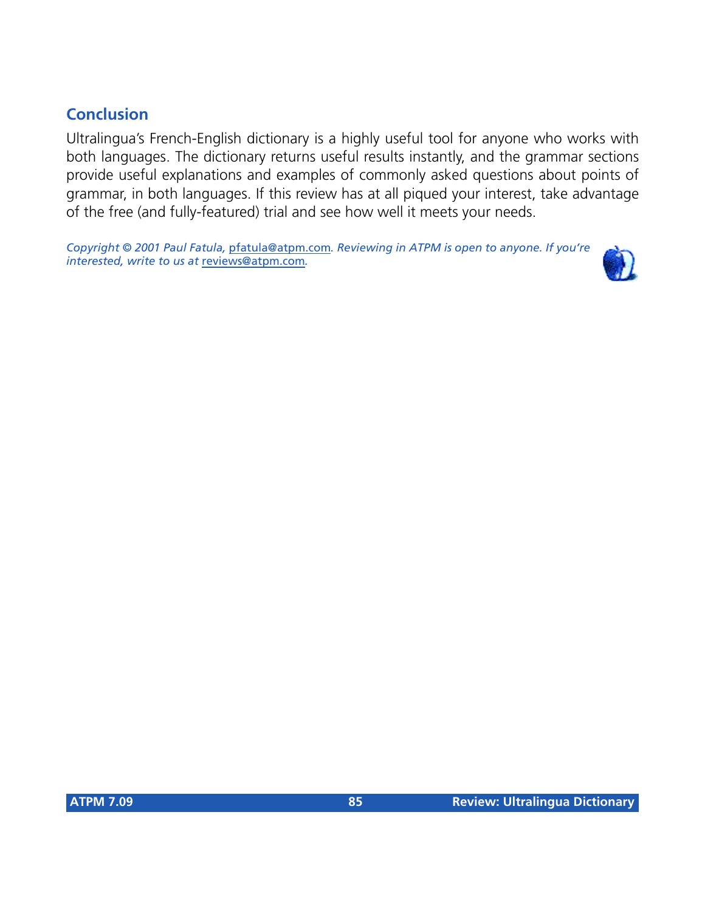## Conclusion

Ultralingua's French-English dictionary is a highly useful tool for anyone who works with both languages. The dictionary returns useful results instantly, and the grammar sections provide useful explanations and examples of commonly asked questions about points of grammar, in both languages. If this review has at all piqued your interest, take advantage of the free (and fully-featured) trial and see how well it meets your needs.

*Copyright © 2001 Paul Fatula,* pfatula@atpm.com*. Reviewing in ATPM is open to anyone. If you're interested, write to us at* reviews@atpm.com*.*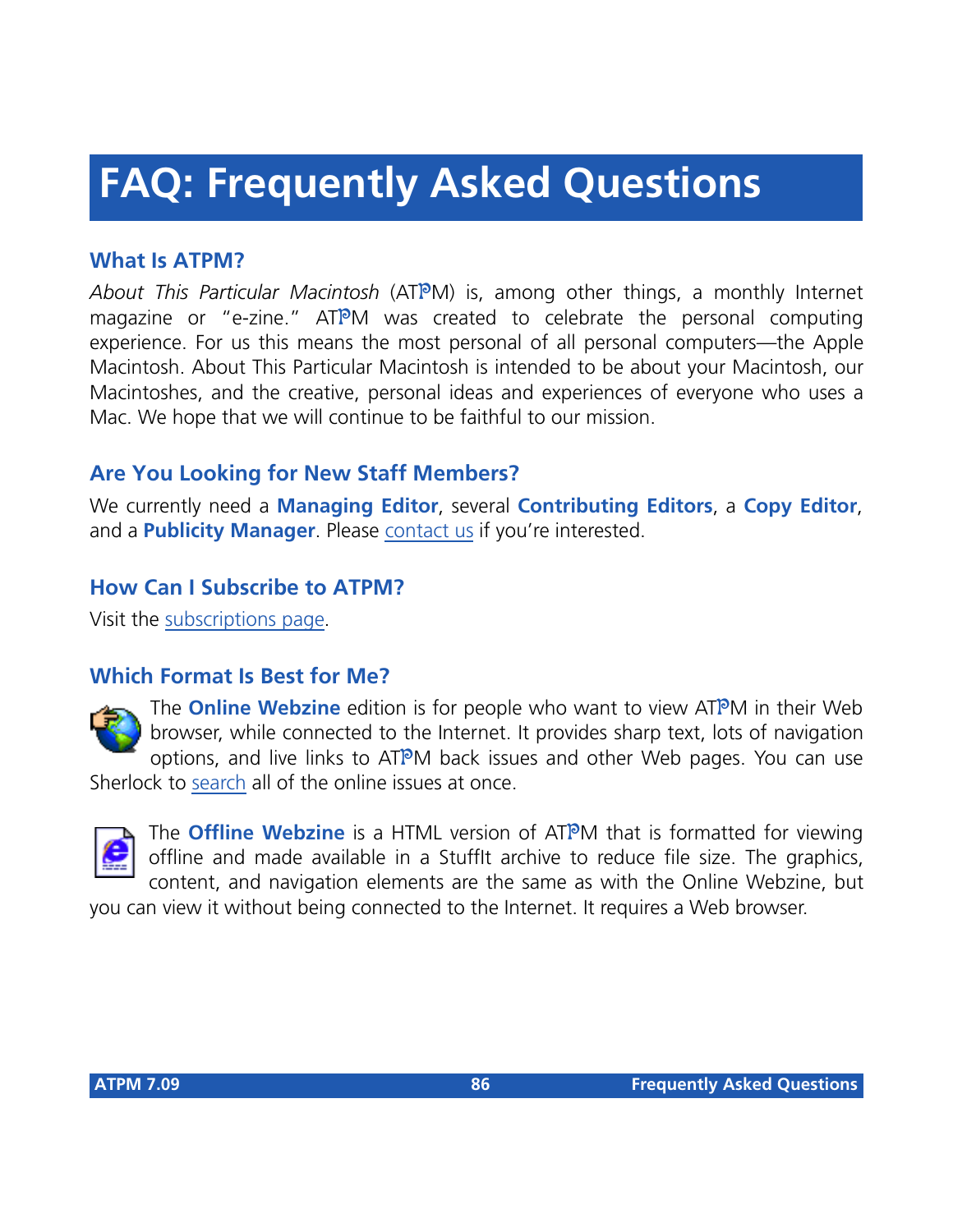# FAQ: Frequently Asked Questions

## What Is ATPM?

*About This Particular Macintosh* (ATPM) is, among other things, a monthly Internet magazine or "e-zine." ATPM was created to celebrate the personal computing experience. For us this means the most personal of all personal computers—the Apple Macintosh. About This Particular Macintosh is intended to be about your Macintosh, our Macintoshes, and the creative, personal ideas and experiences of everyone who uses a Mac. We hope that we will continue to be faithful to our mission.

## Are You Looking for New Staff Members?

We currently need a **Managing Editor**, several **Contributing Editors**, a **Copy Editor**, and a **Publicity Manager**. Please contact us if you're interested.

## How Can I Subscribe to ATPM?

Visit the subscriptions page.

## Which Format Is Best for Me?

The **Online Webzine** edition is for people who want to view ATPM in their Web browser, while connected to the Internet. It provides sharp text, lots of navigation options, and live links to ATPM back issues and other Web pages. You can use Sherlock to search all of the online issues at once.

The **Offline Webzine** is a HTML version of ATPM that is formatted for viewing offline and made available in a StuffIt archive to reduce file size. The graphics, content, and navigation elements are the same as with the Online Webzine, but you can view it without being connected to the Internet. It requires a Web browser.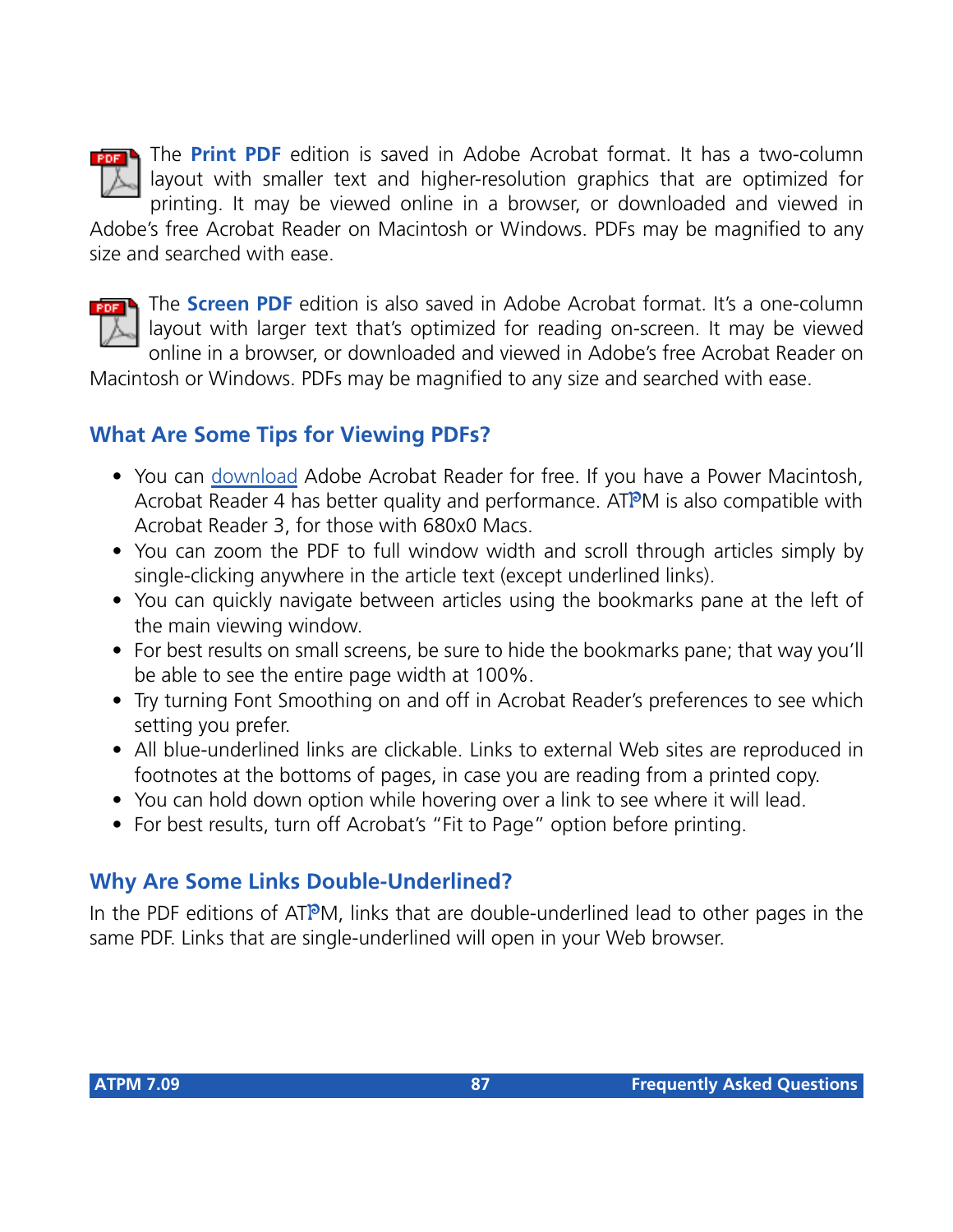The **Print PDF** edition is saved in Adobe Acrobat format. It has a two-column layout with smaller text and higher-resolution graphics that are optimized for printing. It may be viewed online in a browser, or downloaded and viewed in Adobe's free Acrobat Reader on Macintosh or Windows. PDFs may be magnified to any size and searched with ease.

The **Screen PDF** edition is also saved in Adobe Acrobat format. It's a one-column layout with larger text that's optimized for reading on-screen. It may be viewed online in a browser, or downloaded and viewed in Adobe's free Acrobat Reader on Macintosh or Windows. PDFs may be magnified to any size and searched with ease.

## What Are Some Tips for Viewing PDFs?

- You can download Adobe Acrobat Reader for free. If you have a Power Macintosh, Acrobat Reader 4 has better quality and performance. ATPM is also compatible with Acrobat Reader 3, for those with 680x0 Macs.
- You can zoom the PDF to full window width and scroll through articles simply by single-clicking anywhere in the article text (except underlined links).
- You can quickly navigate between articles using the bookmarks pane at the left of the main viewing window.
- For best results on small screens, be sure to hide the bookmarks pane; that way you'll be able to see the entire page width at 100%.
- Try turning Font Smoothing on and off in Acrobat Reader's preferences to see which setting you prefer.
- All blue-underlined links are clickable. Links to external Web sites are reproduced in footnotes at the bottoms of pages, in case you are reading from a printed copy.
- You can hold down option while hovering over a link to see where it will lead.
- For best results, turn off Acrobat's "Fit to Page" option before printing.

## Why Are Some Links Double-Underlined?

In the PDF editions of ATPM, links that are double-underlined lead to other pages in the same PDF. Links that are single-underlined will open in your Web browser.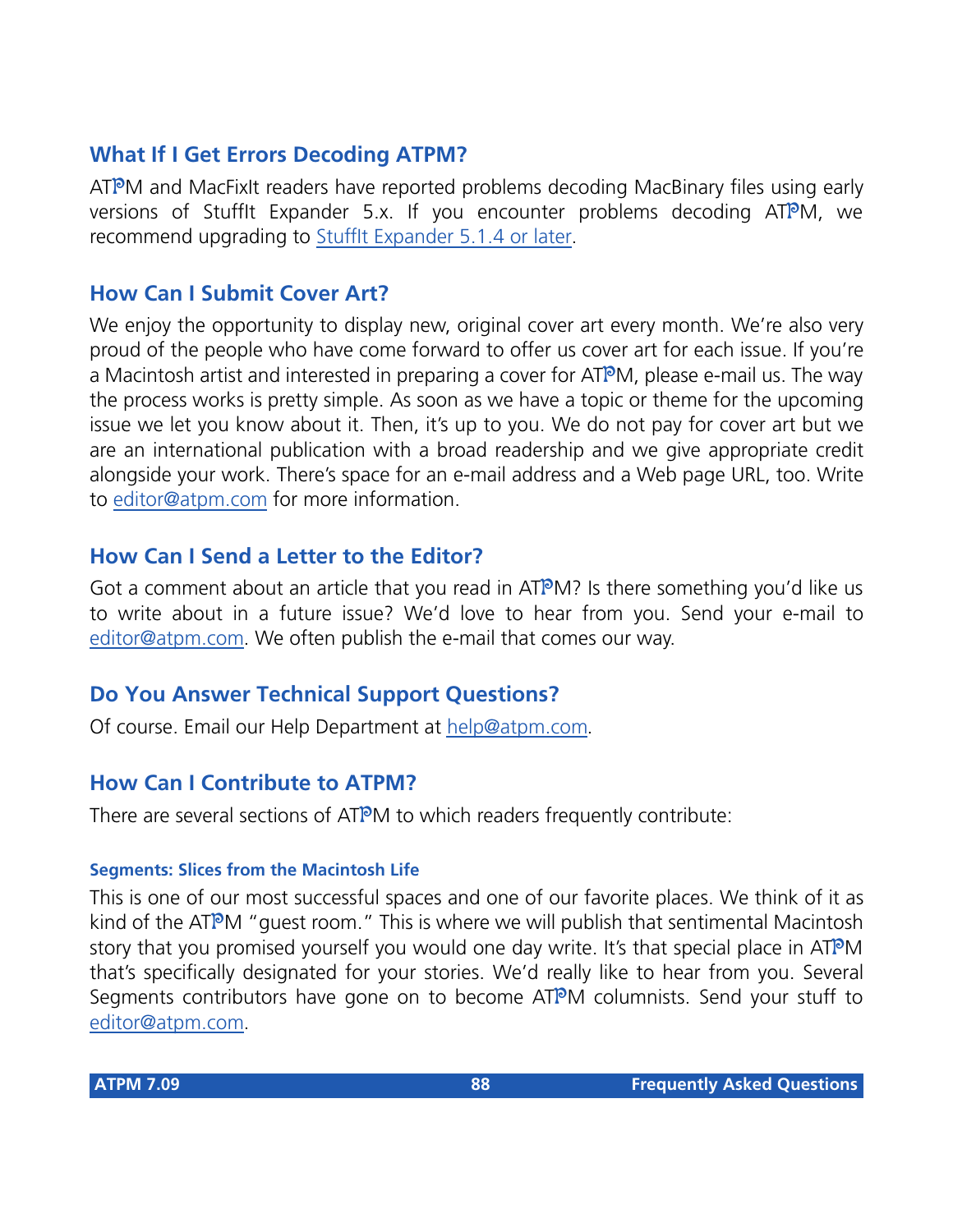## What If I Get Errors Decoding ATPM?

ATPM and MacFixIt readers have reported problems decoding MacBinary files using early versions of StuffIt Expander 5.x. If you encounter problems decoding ATPM, we recommend upgrading to StuffIt Expander 5.1.4 or later.

## How Can I Submit Cover Art?

We enjoy the opportunity to display new, original cover art every month. We're also very proud of the people who have come forward to offer us cover art for each issue. If you're a Macintosh artist and interested in preparing a cover for ATPM, please e-mail us. The way the process works is pretty simple. As soon as we have a topic or theme for the upcoming issue we let you know about it. Then, it's up to you. We do not pay for cover art but we are an international publication with a broad readership and we give appropriate credit alongside your work. There's space for an e-mail address and a Web page URL, too. Write to editor@atpm.com for more information.

## How Can I Send a Letter to the Editor?

Got a comment about an article that you read in ATPM? Is there something you'd like us to write about in a future issue? We'd love to hear from you. Send your e-mail to editor@atpm.com. We often publish the e-mail that comes our way.

## Do You Answer Technical Support Questions?

Of course. Email our Help Department at help@atpm.com.

## How Can I Contribute to ATPM?

There are several sections of ATPM to which readers frequently contribute:

### Segments: Slices from the Macintosh Life

This is one of our most successful spaces and one of our favorite places. We think of it as kind of the ATPM "guest room." This is where we will publish that sentimental Macintosh story that you promised yourself you would one day write. It's that special place in ATPM that's specifically designated for your stories. We'd really like to hear from you. Several Segments contributors have gone on to become ATPM columnists. Send your stuff to editor@atpm.com.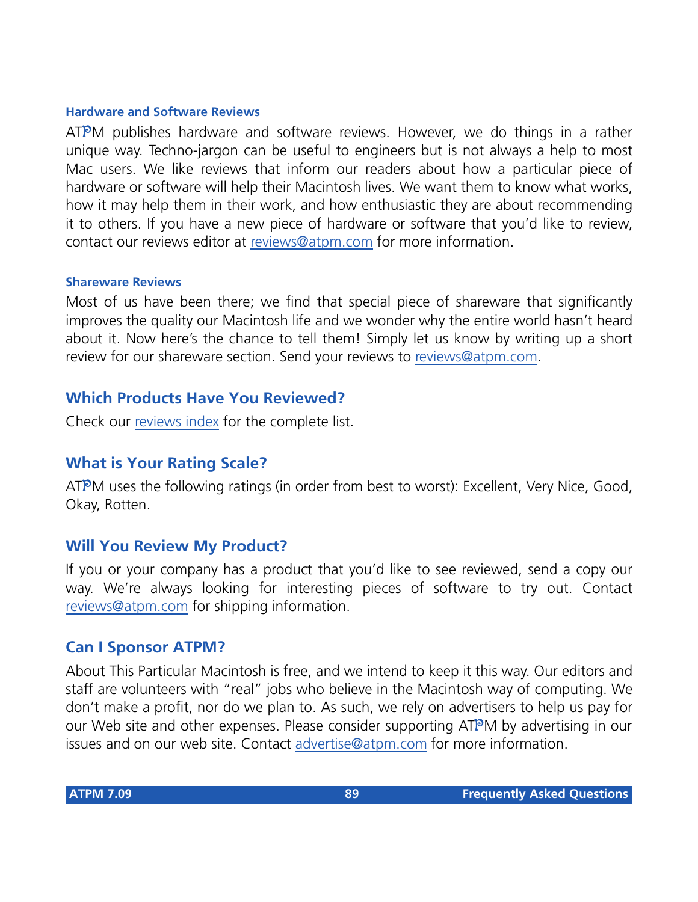#### Hardware and Software Reviews

ATPM publishes hardware and software reviews. However, we do things in a rather unique way. Techno-jargon can be useful to engineers but is not always a help to most Mac users. We like reviews that inform our readers about how a particular piece of hardware or software will help their Macintosh lives. We want them to know what works, how it may help them in their work, and how enthusiastic they are about recommending it to others. If you have a new piece of hardware or software that you'd like to review, contact our reviews editor at reviews@atpm.com for more information.

#### Shareware Reviews

Most of us have been there; we find that special piece of shareware that significantly improves the quality our Macintosh life and we wonder why the entire world hasn't heard about it. Now here's the chance to tell them! Simply let us know by writing up a short review for our shareware section. Send your reviews to reviews@atpm.com.

### Which Products Have You Reviewed?

Check our reviews index for the complete list.

### What is Your Rating Scale?

ATPM uses the following ratings (in order from best to worst): Excellent, Very Nice, Good, Okay, Rotten.

### Will You Review My Product?

If you or your company has a product that you'd like to see reviewed, send a copy our way. We're always looking for interesting pieces of software to try out. Contact reviews@atpm.com for shipping information.

### Can I Sponsor ATPM?

About This Particular Macintosh is free, and we intend to keep it this way. Our editors and staff are volunteers with "real" jobs who believe in the Macintosh way of computing. We don't make a profit, nor do we plan to. As such, we rely on advertisers to help us pay for our Web site and other expenses. Please consider supporting ATPM by advertising in our issues and on our web site. Contact advertise@atpm.com for more information.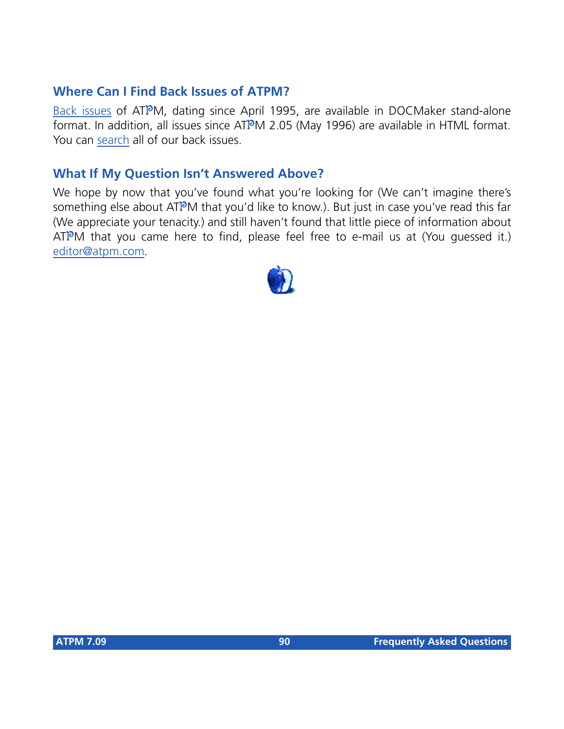### Where Can I Find Back Issues of ATPM?

Back issues of ATPM, dating since April 1995, are available in DOCMaker stand-alone format. In addition, all issues since ATPM 2.05 (May 1996) are available in HTML format. You can search all of our back issues.

### What If My Question Isn't Answered Above?

We hope by now that you've found what you're looking for (We can't imagine there's something else about ATPM that you'd like to know.). But just in case you've read this far (We appreciate your tenacity.) and still haven't found that little piece of information about ATPM that you came here to find, please feel free to e-mail us at (You guessed it.) editor@atpm.com.